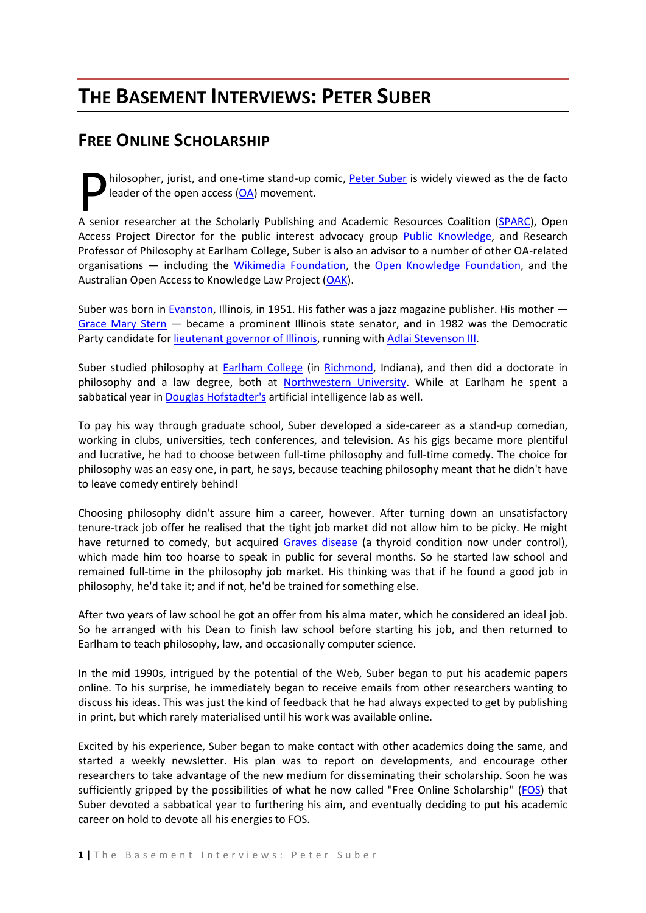# THE BASEMENT INTERVIEWS: PETER SUBER

## FREE ONLINE SCHOLARSHIP

Philosopher, jurist, and one-time stand-up comic, Peter Suber is widely viewed as the de facto leader of the open access (OA) movement.

A senior researcher at the Scholarly Publishing and Academic Resources Coalition (SPARC), Open Access Project Director for the public interest advocacy group Public Knowledge, and Research Professor of Philosophy at Earlham College, Suber is also an advisor to a number of other OA-related organisations — including the Wikimedia Foundation, the Open Knowledge Foundation, and the Australian Open Access to Knowledge Law Project (OAK).

Suber was born in Evanston, Illinois, in 1951. His father was a jazz magazine publisher. His mother — Grace Mary Stern — became a prominent Illinois state senator, and in 1982 was the Democratic Party candidate for lieutenant governor of Illinois, running with Adlai Stevenson III.

Suber studied philosophy at Earlham College (in Richmond, Indiana), and then did a doctorate in philosophy and a law degree, both at Northwestern University. While at Earlham he spent a sabbatical year in Douglas Hofstadter's artificial intelligence lab as well.

To pay his way through graduate school, Suber developed a side-career as a stand-up comedian, working in clubs, universities, tech conferences, and television. As his gigs became more plentiful and lucrative, he had to choose between full-time philosophy and full-time comedy. The choice for philosophy was an easy one, in part, he says, because teaching philosophy meant that he didn't have to leave comedy entirely behind!

Choosing philosophy didn't assure him a career, however. After turning down an unsatisfactory tenure-track job offer he realised that the tight job market did not allow him to be picky. He might have returned to comedy, but acquired Graves disease (a thyroid condition now under control), which made him too hoarse to speak in public for several months. So he started law school and remained full-time in the philosophy job market. His thinking was that if he found a good job in philosophy, he'd take it; and if not, he'd be trained for something else.

After two years of law school he got an offer from his alma mater, which he considered an ideal job. So he arranged with his Dean to finish law school before starting his job, and then returned to Earlham to teach philosophy, law, and occasionally computer science.

In the mid 1990s, intrigued by the potential of the Web, Suber began to put his academic papers online. To his surprise, he immediately began to receive emails from other researchers wanting to discuss his ideas. This was just the kind of feedback that he had always expected to get by publishing in print, but which rarely materialised until his work was available online.

Excited by his experience, Suber began to make contact with other academics doing the same, and started a weekly newsletter. His plan was to report on developments, and encourage other researchers to take advantage of the new medium for disseminating their scholarship. Soon he was sufficiently gripped by the possibilities of what he now called "Free Online Scholarship" (FOS) that Suber devoted a sabbatical year to furthering his aim, and eventually deciding to put his academic career on hold to devote all his energies to FOS.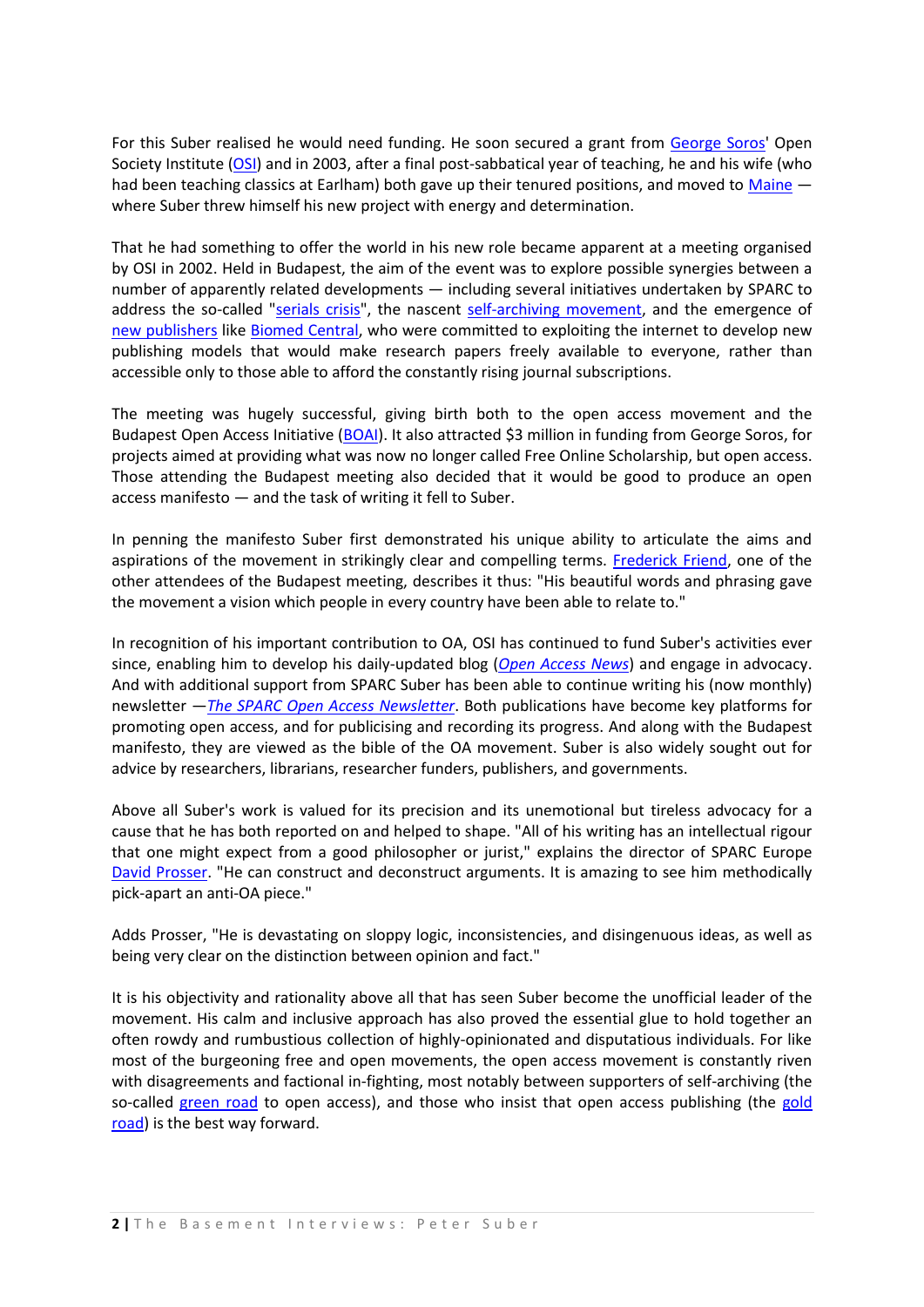For this Suber realised he would need funding. He soon secured a grant from George Soros' Open Society Institute (OSI) and in 2003, after a final post-sabbatical year of teaching, he and his wife (who had been teaching classics at Earlham) both gave up their tenured positions, and moved to Maine — where Suber threw himself his new project with energy and determination.

That he had something to offer the world in his new role became apparent at a meeting organised by OSI in 2002. Held in Budapest, the aim of the event was to explore possible synergies between a number of apparently related developments — including several initiatives undertaken by SPARC to address the so-called "serials crisis", the nascent self-archiving movement, and the emergence of new publishers like Biomed Central, who were committed to exploiting the internet to develop new publishing models that would make research papers freely available to everyone, rather than accessible only to those able to afford the constantly rising journal subscriptions.

The meeting was hugely successful, giving birth both to the open access movement and the Budapest Open Access Initiative (BOAI). It also attracted $3 million in funding from George Soros, for projects aimed at providing what was now no longer called Free Online Scholarship, but open access. Those attending the Budapest meeting also decided that it would be good to produce an open access manifesto — and the task of writing it fell to Suber.

In penning the manifesto Suber first demonstrated his unique ability to articulate the aims and aspirations of the movement in strikingly clear and compelling terms. Frederick Friend, one of the other attendees of the Budapest meeting, describes it thus: "His beautiful words and phrasing gave the movement a vision which people in every country have been able to relate to."

In recognition of his important contribution to OA, OSI has continued to fund Suber's activities ever since, enabling him to develop his daily-updated blog (*Open Access News*) and engage in advocacy. And with additional support from SPARC Suber has been able to continue writing his (now monthly) newsletter —*The SPARC Open Access Newsletter*. Both publications have become key platforms for promoting open access, and for publicising and recording its progress. And along with the Budapest manifesto, they are viewed as the bible of the OA movement. Suber is also widely sought out for advice by researchers, librarians, researcher funders, publishers, and governments.

Above all Suber's work is valued for its precision and its unemotional but tireless advocacy for a cause that he has both reported on and helped to shape. "All of his writing has an intellectual rigour that one might expect from a good philosopher or jurist," explains the director of SPARC Europe David Prosser. "He can construct and deconstruct arguments. It is amazing to see him methodically pick-apart an anti-OA piece."

Adds Prosser, "He is devastating on sloppy logic, inconsistencies, and disingenuous ideas, as well as being very clear on the distinction between opinion and fact."

It is his objectivity and rationality above all that has seen Suber become the unofficial leader of the movement. His calm and inclusive approach has also proved the essential glue to hold together an often rowdy and rumbustious collection of highly-opinionated and disputatious individuals. For like most of the burgeoning free and open movements, the open access movement is constantly riven with disagreements and factional in-fighting, most notably between supporters of self-archiving (the so-called green road to open access), and those who insist that open access publishing (the gold road) is the best way forward.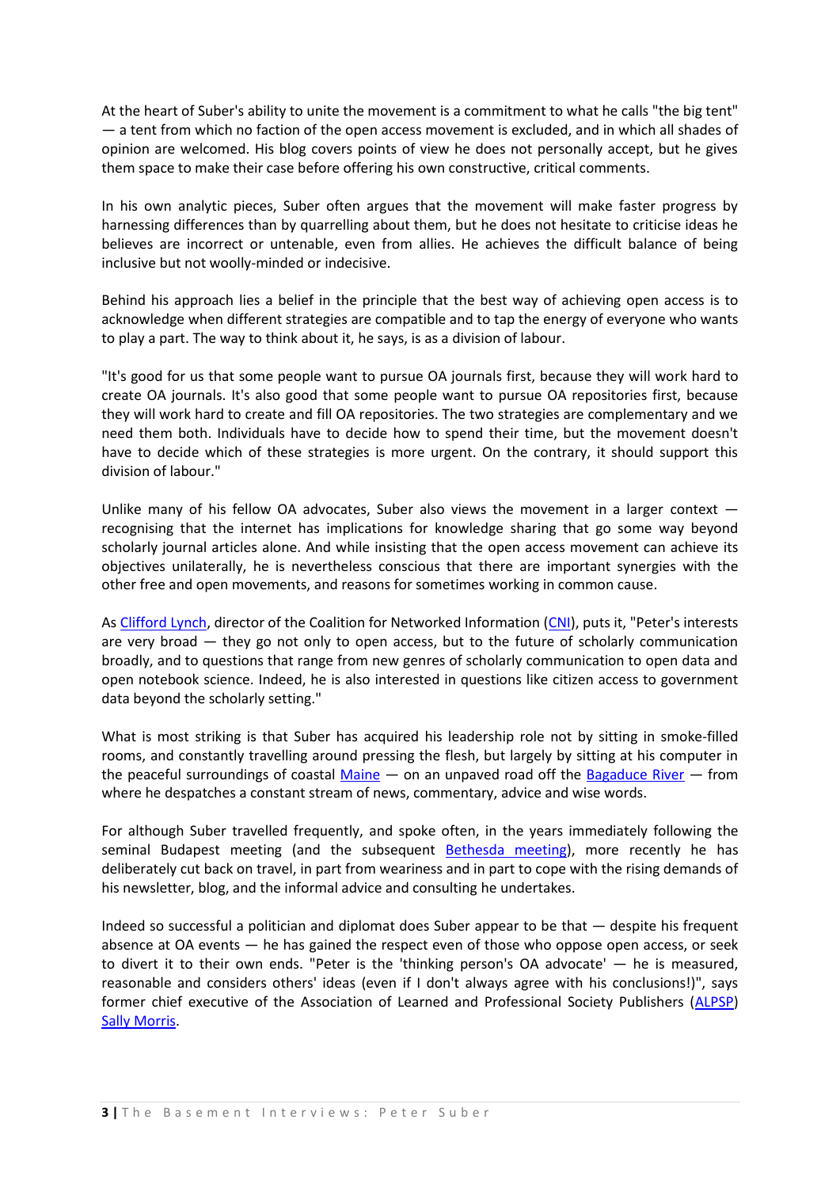At the heart of Suber's ability to unite the movement is a commitment to what he calls "the big tent" — a tent from which no faction of the open access movement is excluded, and in which all shades of opinion are welcomed. His blog covers points of view he does not personally accept, but he gives them space to make their case before offering his own constructive, critical comments.

In his own analytic pieces, Suber often argues that the movement will make faster progress by harnessing differences than by quarrelling about them, but he does not hesitate to criticise ideas he believes are incorrect or untenable, even from allies. He achieves the difficult balance of being inclusive but not woolly-minded or indecisive.

Behind his approach lies a belief in the principle that the best way of achieving open access is to acknowledge when different strategies are compatible and to tap the energy of everyone who wants to play a part. The way to think about it, he says, is as a division of labour.

"It's good for us that some people want to pursue OA journals first, because they will work hard to create OA journals. It's also good that some people want to pursue OA repositories first, because they will work hard to create and fill OA repositories. The two strategies are complementary and we need them both. Individuals have to decide how to spend their time, but the movement doesn't have to decide which of these strategies is more urgent. On the contrary, it should support this division of labour."

Unlike many of his fellow OA advocates, Suber also views the movement in a larger context — recognising that the internet has implications for knowledge sharing that go some way beyond scholarly journal articles alone. And while insisting that the open access movement can achieve its objectives unilaterally, he is nevertheless conscious that there are important synergies with the other free and open movements, and reasons for sometimes working in common cause.

As [Clifford Lynch](), director of the Coalition for Networked Information ([CNI]()), puts it, "Peter's interests are very broad — they go not only to open access, but to the future of scholarly communication broadly, and to questions that range from new genres of scholarly communication to open data and open notebook science. Indeed, he is also interested in questions like citizen access to government data beyond the scholarly setting."

What is most striking is that Suber has acquired his leadership role not by sitting in smoke-filled rooms, and constantly travelling around pressing the flesh, but largely by sitting at his computer in the peaceful surroundings of coastal [Maine]() — on an unpaved road off the [Bagaduce River]() — from where he despatches a constant stream of news, commentary, advice and wise words.

For although Suber travelled frequently, and spoke often, in the years immediately following the seminal Budapest meeting (and the subsequent [Bethesda meeting]()), more recently he has deliberately cut back on travel, in part from weariness and in part to cope with the rising demands of his newsletter, blog, and the informal advice and consulting he undertakes.

Indeed so successful a politician and diplomat does Suber appear to be that — despite his frequent absence at OA events — he has gained the respect even of those who oppose open access, or seek to divert it to their own ends. "Peter is the 'thinking person's OA advocate' — he is measured, reasonable and considers others' ideas (even if I don't always agree with his conclusions!)", says former chief executive of the Association of Learned and Professional Society Publishers ([ALPSP]()) [Sally Morris]().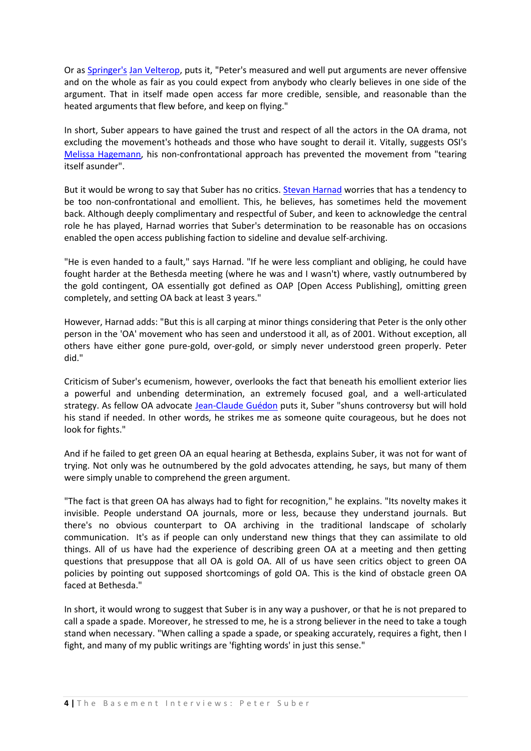Or as Springer's Jan Velterop, puts it, "Peter's measured and well put arguments are never offensive and on the whole as fair as you could expect from anybody who clearly believes in one side of the argument. That in itself made open access far more credible, sensible, and reasonable than the heated arguments that flew before, and keep on flying."

In short, Suber appears to have gained the trust and respect of all the actors in the OA drama, not excluding the movement's hotheads and those who have sought to derail it. Vitally, suggests OSI's Melissa Hagemann, his non-confrontational approach has prevented the movement from "tearing itself asunder".

But it would be wrong to say that Suber has no critics. Stevan Harnad worries that has a tendency to be too non-confrontational and emollient. This, he believes, has sometimes held the movement back. Although deeply complimentary and respectful of Suber, and keen to acknowledge the central role he has played, Harnad worries that Suber's determination to be reasonable has on occasions enabled the open access publishing faction to sideline and devalue self-archiving.

"He is even handed to a fault," says Harnad. "If he were less compliant and obliging, he could have fought harder at the Bethesda meeting (where he was and I wasn't) where, vastly outnumbered by the gold contingent, OA essentially got defined as OAP [Open Access Publishing], omitting green completely, and setting OA back at least 3 years."

However, Harnad adds: "But this is all carping at minor things considering that Peter is the only other person in the 'OA' movement who has seen and understood it all, as of 2001. Without exception, all others have either gone pure-gold, over-gold, or simply never understood green properly. Peter did."

Criticism of Suber's ecumenism, however, overlooks the fact that beneath his emollient exterior lies a powerful and unbending determination, an extremely focused goal, and a well-articulated strategy. As fellow OA advocate Jean-Claude Guédon puts it, Suber "shuns controversy but will hold his stand if needed. In other words, he strikes me as someone quite courageous, but he does not look for fights."

And if he failed to get green OA an equal hearing at Bethesda, explains Suber, it was not for want of trying. Not only was he outnumbered by the gold advocates attending, he says, but many of them were simply unable to comprehend the green argument.

"The fact is that green OA has always had to fight for recognition," he explains. "Its novelty makes it invisible. People understand OA journals, more or less, because they understand journals. But there's no obvious counterpart to OA archiving in the traditional landscape of scholarly communication. It's as if people can only understand new things that they can assimilate to old things. All of us have had the experience of describing green OA at a meeting and then getting questions that presuppose that all OA is gold OA. All of us have seen critics object to green OA policies by pointing out supposed shortcomings of gold OA. This is the kind of obstacle green OA faced at Bethesda."

In short, it would wrong to suggest that Suber is in any way a pushover, or that he is not prepared to call a spade a spade. Moreover, he stressed to me, he is a strong believer in the need to take a tough stand when necessary. "When calling a spade a spade, or speaking accurately, requires a fight, then I fight, and many of my public writings are 'fighting words' in just this sense."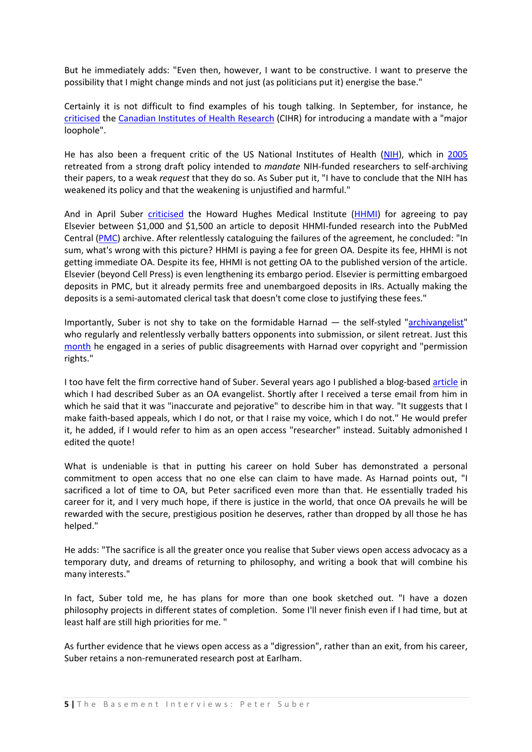But he immediately adds: "Even then, however, I want to be constructive. I want to preserve the possibility that I might change minds and not just (as politicians put it) energise the base."

Certainly it is not difficult to find examples of his tough talking. In September, for instance, he criticised the Canadian Institutes of Health Research (CIHR) for introducing a mandate with a "major loophole".

He has also been a frequent critic of the US National Institutes of Health (NIH), which in 2005 retreated from a strong draft policy intended to *mandate* NIH-funded researchers to self-archiving their papers, to a weak *request* that they do so. As Suber put it, "I have to conclude that the NIH has weakened its policy and that the weakening is unjustified and harmful."

And in April Suber criticised the Howard Hughes Medical Institute (HHMI) for agreeing to pay Elsevier between $1,000 and $1,500 an article to deposit HHMI-funded research into the PubMed Central (PMC) archive. After relentlessly cataloguing the failures of the agreement, he concluded: "In sum, what's wrong with this picture? HHMI is paying a fee for green OA. Despite its fee, HHMI is not getting immediate OA. Despite its fee, HHMI is not getting OA to the published version of the article. Elsevier (beyond Cell Press) is even lengthening its embargo period. Elsevier is permitting embargoed deposits in PMC, but it already permits free and unembargoed deposits in IRs. Actually making the deposits is a semi-automated clerical task that doesn't come close to justifying these fees."

Importantly, Suber is not shy to take on the formidable Harnad — the self-styled "archivangelist" who regularly and relentlessly verbally batters opponents into submission, or silent retreat. Just this month he engaged in a series of public disagreements with Harnad over copyright and "permission rights."

I too have felt the firm corrective hand of Suber. Several years ago I published a blog-based article in which I had described Suber as an OA evangelist. Shortly after I received a terse email from him in which he said that it was "inaccurate and pejorative" to describe him in that way. "It suggests that I make faith-based appeals, which I do not, or that I raise my voice, which I do not." He would prefer it, he added, if I would refer to him as an open access "researcher" instead. Suitably admonished I edited the quote!

What is undeniable is that in putting his career on hold Suber has demonstrated a personal commitment to open access that no one else can claim to have made. As Harnad points out, "I sacrificed a lot of time to OA, but Peter sacrificed even more than that. He essentially traded his career for it, and I very much hope, if there is justice in the world, that once OA prevails he will be rewarded with the secure, prestigious position he deserves, rather than dropped by all those he has helped."

He adds: "The sacrifice is all the greater once you realise that Suber views open access advocacy as a temporary duty, and dreams of returning to philosophy, and writing a book that will combine his many interests."

In fact, Suber told me, he has plans for more than one book sketched out. "I have a dozen philosophy projects in different states of completion. Some I'll never finish even if I had time, but at least half are still high priorities for me. "

As further evidence that he views open access as a "digression", rather than an exit, from his career, Suber retains a non-remunerated research post at Earlham.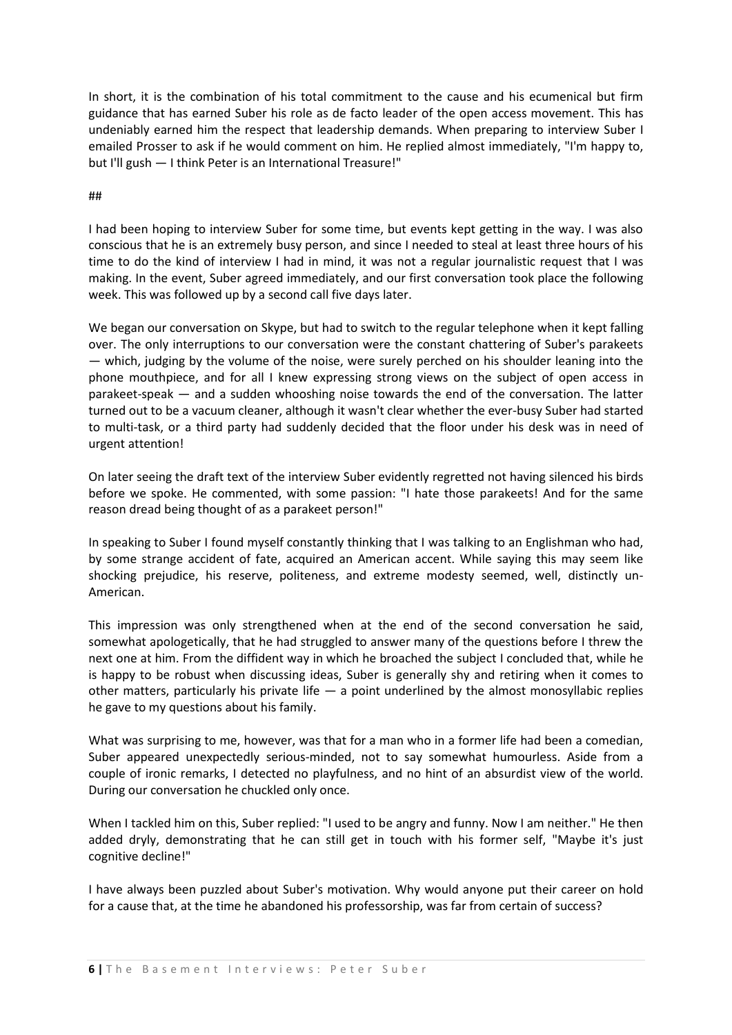In short, it is the combination of his total commitment to the cause and his ecumenical but firm guidance that has earned Suber his role as de facto leader of the open access movement. This has undeniably earned him the respect that leadership demands. When preparing to interview Suber I emailed Prosser to ask if he would comment on him. He replied almost immediately, "I'm happy to, but I'll gush — I think Peter is an International Treasure!"

##

I had been hoping to interview Suber for some time, but events kept getting in the way. I was also conscious that he is an extremely busy person, and since I needed to steal at least three hours of his time to do the kind of interview I had in mind, it was not a regular journalistic request that I was making. In the event, Suber agreed immediately, and our first conversation took place the following week. This was followed up by a second call five days later.

We began our conversation on Skype, but had to switch to the regular telephone when it kept falling over. The only interruptions to our conversation were the constant chattering of Suber's parakeets — which, judging by the volume of the noise, were surely perched on his shoulder leaning into the phone mouthpiece, and for all I knew expressing strong views on the subject of open access in parakeet-speak — and a sudden whooshing noise towards the end of the conversation. The latter turned out to be a vacuum cleaner, although it wasn't clear whether the ever-busy Suber had started to multi-task, or a third party had suddenly decided that the floor under his desk was in need of urgent attention!

On later seeing the draft text of the interview Suber evidently regretted not having silenced his birds before we spoke. He commented, with some passion: "I hate those parakeets! And for the same reason dread being thought of as a parakeet person!"

In speaking to Suber I found myself constantly thinking that I was talking to an Englishman who had, by some strange accident of fate, acquired an American accent. While saying this may seem like shocking prejudice, his reserve, politeness, and extreme modesty seemed, well, distinctly un-American.

This impression was only strengthened when at the end of the second conversation he said, somewhat apologetically, that he had struggled to answer many of the questions before I threw the next one at him. From the diffident way in which he broached the subject I concluded that, while he is happy to be robust when discussing ideas, Suber is generally shy and retiring when it comes to other matters, particularly his private life — a point underlined by the almost monosyllabic replies he gave to my questions about his family.

What was surprising to me, however, was that for a man who in a former life had been a comedian, Suber appeared unexpectedly serious-minded, not to say somewhat humourless. Aside from a couple of ironic remarks, I detected no playfulness, and no hint of an absurdist view of the world. During our conversation he chuckled only once.

When I tackled him on this, Suber replied: "I used to be angry and funny. Now I am neither." He then added dryly, demonstrating that he can still get in touch with his former self, "Maybe it's just cognitive decline!"

I have always been puzzled about Suber's motivation. Why would anyone put their career on hold for a cause that, at the time he abandoned his professorship, was far from certain of success?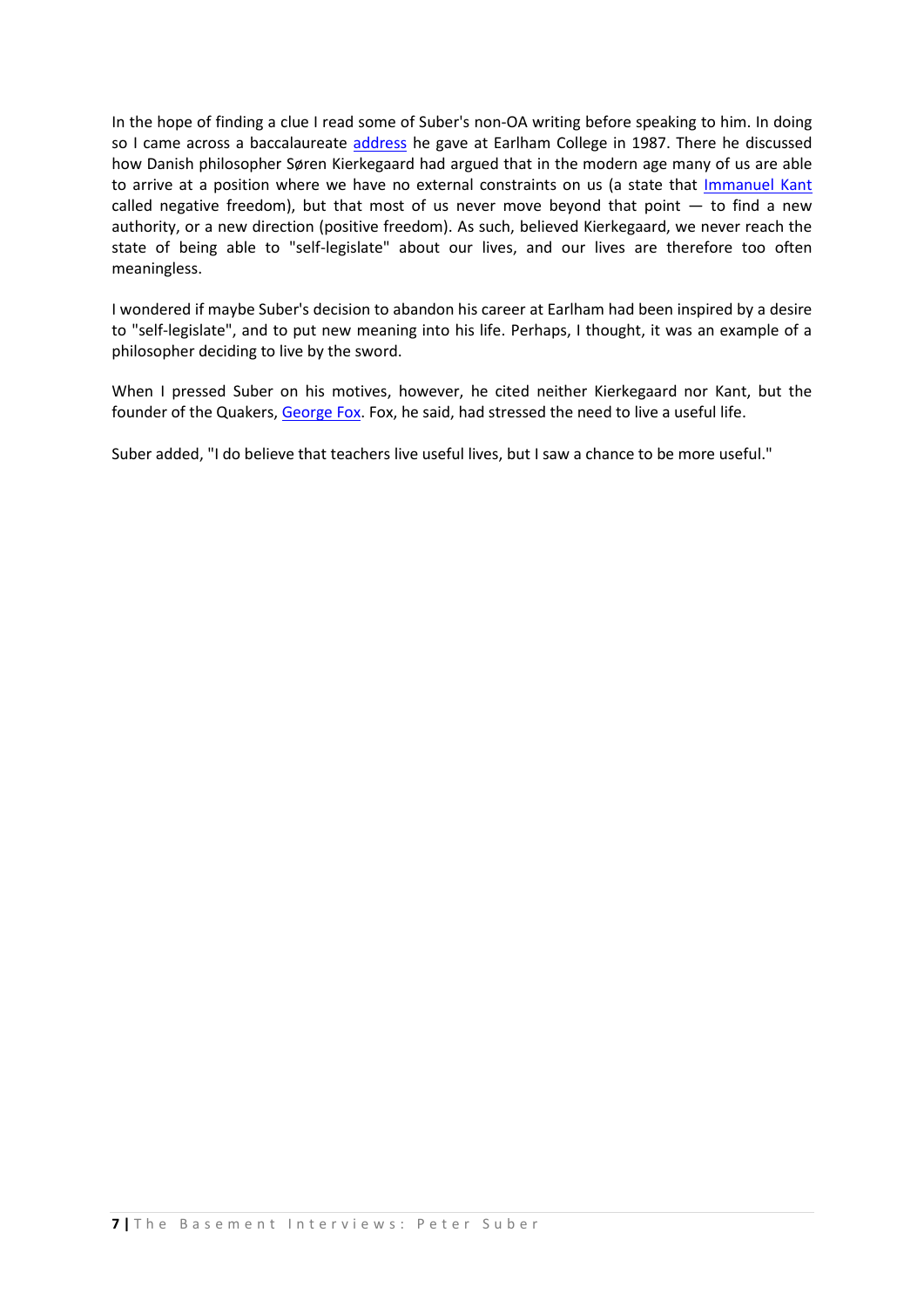In the hope of finding a clue I read some of Suber's non-OA writing before speaking to him. In doing so I came across a baccalaureate address he gave at Earlham College in 1987. There he discussed how Danish philosopher Søren Kierkegaard had argued that in the modern age many of us are able to arrive at a position where we have no external constraints on us (a state that Immanuel Kant called negative freedom), but that most of us never move beyond that point — to find a new authority, or a new direction (positive freedom). As such, believed Kierkegaard, we never reach the state of being able to "self-legislate" about our lives, and our lives are therefore too often meaningless.

I wondered if maybe Suber's decision to abandon his career at Earlham had been inspired by a desire to "self-legislate", and to put new meaning into his life. Perhaps, I thought, it was an example of a philosopher deciding to live by the sword.

When I pressed Suber on his motives, however, he cited neither Kierkegaard nor Kant, but the founder of the Quakers, George Fox. Fox, he said, had stressed the need to live a useful life.

Suber added, "I do believe that teachers live useful lives, but I saw a chance to be more useful."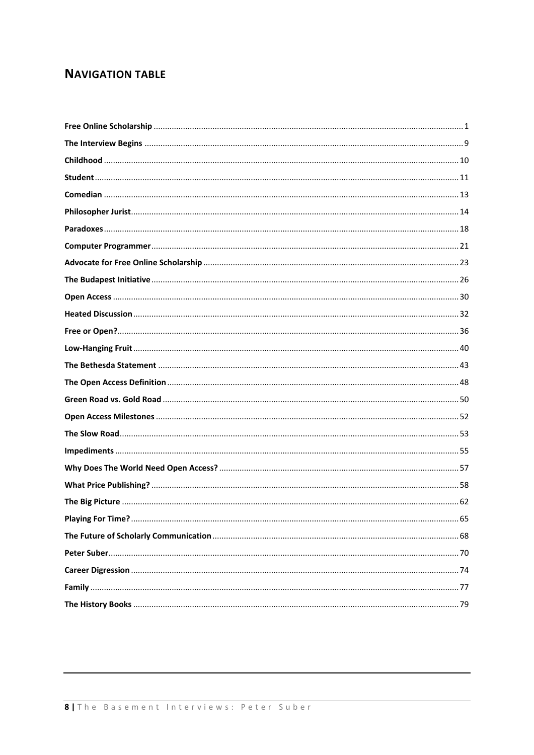## NAVIGATION TABLE

| | |
|---|---|
| **Free Online Scholarship** | 1 |
| **The Interview Begins** | 9 |
| **Childhood** | 10 |
| **Student** | 11 |
| **Comedian** | 13 |
| **Philosopher Jurist** | 14 |
| **Paradoxes** | 18 |
| **Computer Programmer** | 21 |
| **Advocate for Free Online Scholarship** | 23 |
| **The Budapest Initiative** | 26 |
| **Open Access** | 30 |
| **Heated Discussion** | 32 |
| **Free or Open?** | 36 |
| **Low-Hanging Fruit** | 40 |
| **The Bethesda Statement** | 43 |
| **The Open Access Definition** | 48 |
| **Green Road vs. Gold Road** | 50 |
| **Open Access Milestones** | 52 |
| **The Slow Road** | 53 |
| **Impediments** | 55 |
| **Why Does The World Need Open Access?** | 57 |
| **What Price Publishing?** | 58 |
| **The Big Picture** | 62 |
| **Playing For Time?** | 65 |
| **The Future of Scholarly Communication** | 68 |
| **Peter Suber** | 70 |
| **Career Digression** | 74 |
| **Family** | 77 |
| **The History Books** | 79 |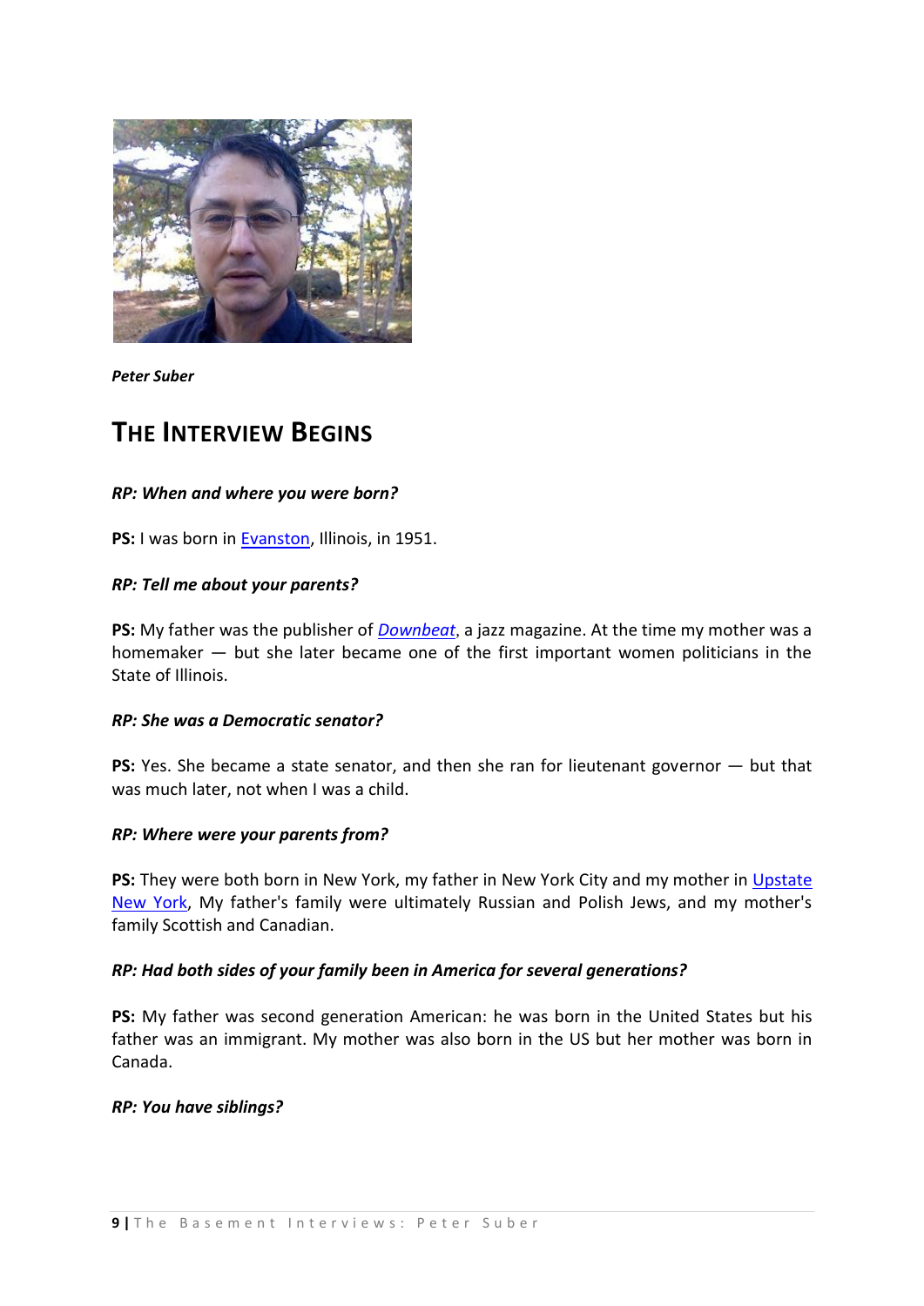*Peter Suber*

## The Interview Begins

***RP: When and where you were born?***

**PS:** I was born in Evanston, Illinois, in 1951.

***RP: Tell me about your parents?***

**PS:** My father was the publisher of *Downbeat*, a jazz magazine. At the time my mother was a homemaker — but she later became one of the first important women politicians in the State of Illinois.

***RP: She was a Democratic senator?***

**PS:** Yes. She became a state senator, and then she ran for lieutenant governor — but that was much later, not when I was a child.

***RP: Where were your parents from?***

**PS:** They were both born in New York, my father in New York City and my mother in Upstate New York, My father's family were ultimately Russian and Polish Jews, and my mother's family Scottish and Canadian.

***RP: Had both sides of your family been in America for several generations?***

**PS:** My father was second generation American: he was born in the United States but his father was an immigrant. My mother was also born in the US but her mother was born in Canada.

***RP: You have siblings?***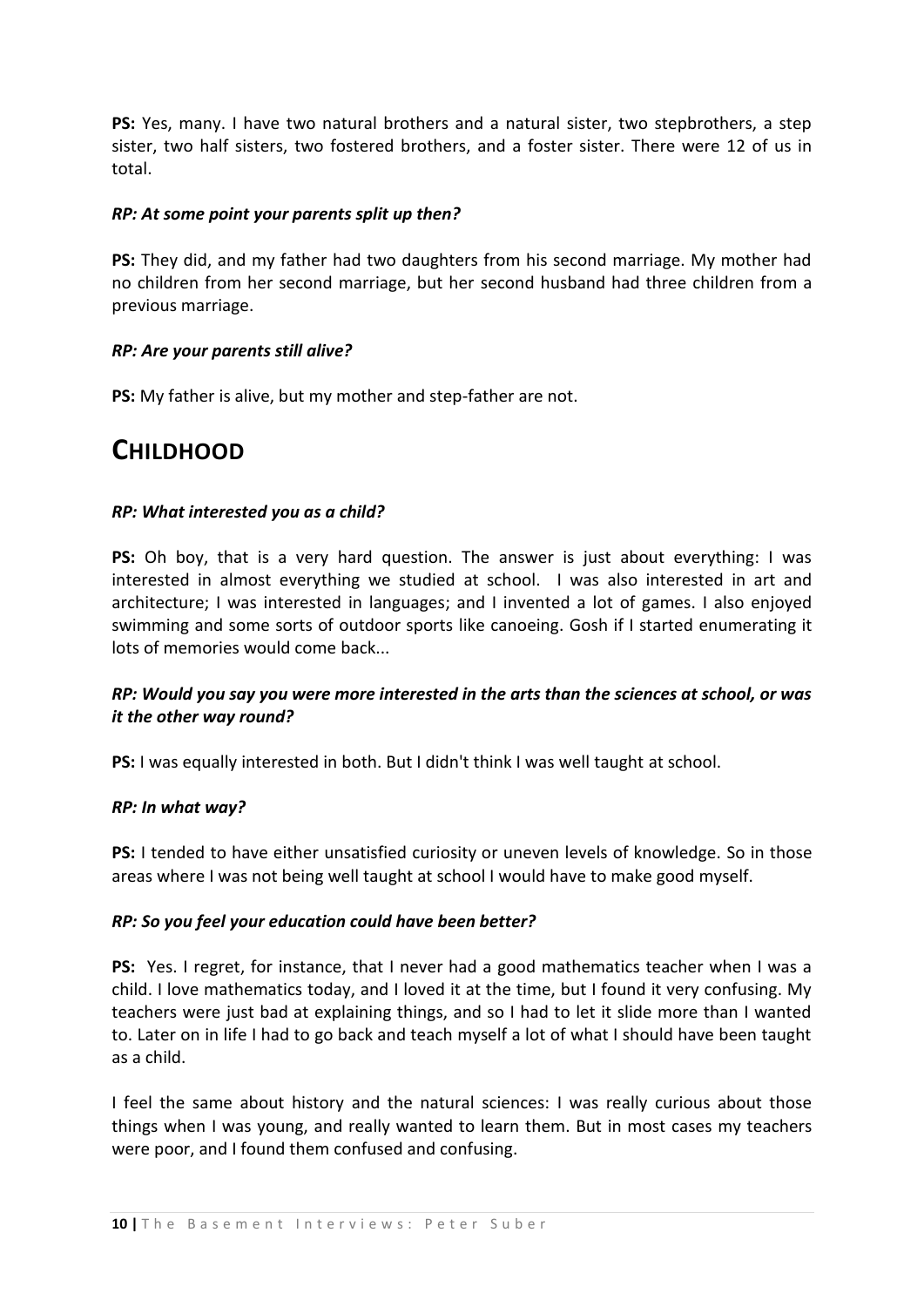**PS:** Yes, many. I have two natural brothers and a natural sister, two stepbrothers, a step sister, two half sisters, two fostered brothers, and a foster sister. There were 12 of us in total.

***RP: At some point your parents split up then?***

**PS:** They did, and my father had two daughters from his second marriage. My mother had no children from her second marriage, but her second husband had three children from a previous marriage.

***RP: Are your parents still alive?***

**PS:** My father is alive, but my mother and step-father are not.

# CHILDHOOD

***RP: What interested you as a child?***

**PS:** Oh boy, that is a very hard question. The answer is just about everything: I was interested in almost everything we studied at school. I was also interested in art and architecture; I was interested in languages; and I invented a lot of games. I also enjoyed swimming and some sorts of outdoor sports like canoeing. Gosh if I started enumerating it lots of memories would come back...

***RP: Would you say you were more interested in the arts than the sciences at school, or was it the other way round?***

**PS:** I was equally interested in both. But I didn't think I was well taught at school.

***RP: In what way?***

**PS:** I tended to have either unsatisfied curiosity or uneven levels of knowledge. So in those areas where I was not being well taught at school I would have to make good myself.

***RP: So you feel your education could have been better?***

**PS:** Yes. I regret, for instance, that I never had a good mathematics teacher when I was a child. I love mathematics today, and I loved it at the time, but I found it very confusing. My teachers were just bad at explaining things, and so I had to let it slide more than I wanted to. Later on in life I had to go back and teach myself a lot of what I should have been taught as a child.

I feel the same about history and the natural sciences: I was really curious about those things when I was young, and really wanted to learn them. But in most cases my teachers were poor, and I found them confused and confusing.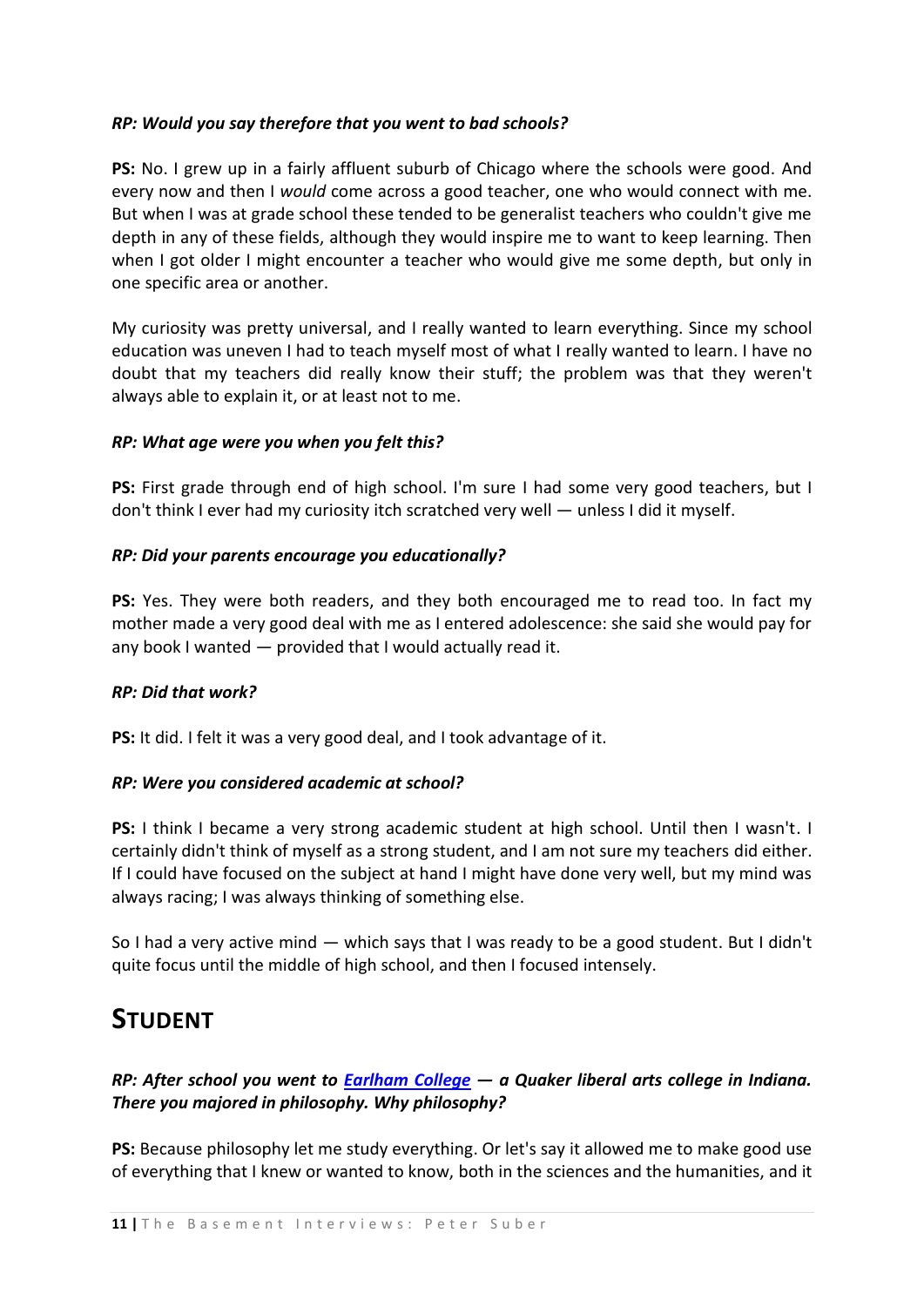***RP: Would you say therefore that you went to bad schools?***

**PS:** No. I grew up in a fairly affluent suburb of Chicago where the schools were good. And every now and then I *would* come across a good teacher, one who would connect with me. But when I was at grade school these tended to be generalist teachers who couldn't give me depth in any of these fields, although they would inspire me to want to keep learning. Then when I got older I might encounter a teacher who would give me some depth, but only in one specific area or another.

My curiosity was pretty universal, and I really wanted to learn everything. Since my school education was uneven I had to teach myself most of what I really wanted to learn. I have no doubt that my teachers did really know their stuff; the problem was that they weren't always able to explain it, or at least not to me.

***RP: What age were you when you felt this?***

**PS:** First grade through end of high school. I'm sure I had some very good teachers, but I don't think I ever had my curiosity itch scratched very well — unless I did it myself.

***RP: Did your parents encourage you educationally?***

**PS:** Yes. They were both readers, and they both encouraged me to read too. In fact my mother made a very good deal with me as I entered adolescence: she said she would pay for any book I wanted — provided that I would actually read it.

***RP: Did that work?***

**PS:** It did. I felt it was a very good deal, and I took advantage of it.

***RP: Were you considered academic at school?***

**PS:** I think I became a very strong academic student at high school. Until then I wasn't. I certainly didn't think of myself as a strong student, and I am not sure my teachers did either. If I could have focused on the subject at hand I might have done very well, but my mind was always racing; I was always thinking of something else.

So I had a very active mind — which says that I was ready to be a good student. But I didn't quite focus until the middle of high school, and then I focused intensely.

# STUDENT

***RP: After school you went to [Earlham College](#) — a Quaker liberal arts college in Indiana. There you majored in philosophy. Why philosophy?***

**PS:** Because philosophy let me study everything. Or let's say it allowed me to make good use of everything that I knew or wanted to know, both in the sciences and the humanities, and it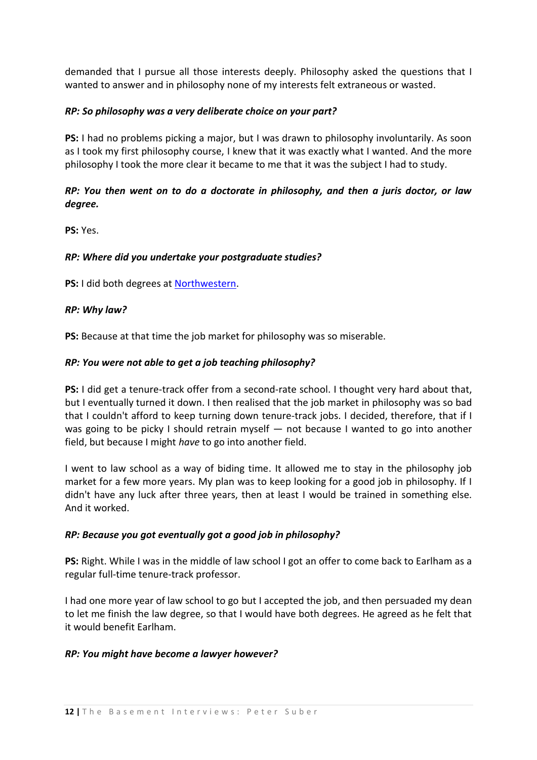demanded that I pursue all those interests deeply. Philosophy asked the questions that I wanted to answer and in philosophy none of my interests felt extraneous or wasted.

***RP: So philosophy was a very deliberate choice on your part?***

**PS:** I had no problems picking a major, but I was drawn to philosophy involuntarily. As soon as I took my first philosophy course, I knew that it was exactly what I wanted. And the more philosophy I took the more clear it became to me that it was the subject I had to study.

***RP: You then went on to do a doctorate in philosophy, and then a juris doctor, or law degree.***

**PS:** Yes.

***RP: Where did you undertake your postgraduate studies?***

**PS:** I did both degrees at Northwestern.

***RP: Why law?***

**PS:** Because at that time the job market for philosophy was so miserable.

***RP: You were not able to get a job teaching philosophy?***

**PS:** I did get a tenure-track offer from a second-rate school. I thought very hard about that, but I eventually turned it down. I then realised that the job market in philosophy was so bad that I couldn't afford to keep turning down tenure-track jobs. I decided, therefore, that if I was going to be picky I should retrain myself — not because I wanted to go into another field, but because I might *have* to go into another field.

I went to law school as a way of biding time. It allowed me to stay in the philosophy job market for a few more years. My plan was to keep looking for a good job in philosophy. If I didn't have any luck after three years, then at least I would be trained in something else. And it worked.

***RP: Because you got eventually got a good job in philosophy?***

**PS:** Right. While I was in the middle of law school I got an offer to come back to Earlham as a regular full-time tenure-track professor.

I had one more year of law school to go but I accepted the job, and then persuaded my dean to let me finish the law degree, so that I would have both degrees. He agreed as he felt that it would benefit Earlham.

***RP: You might have become a lawyer however?***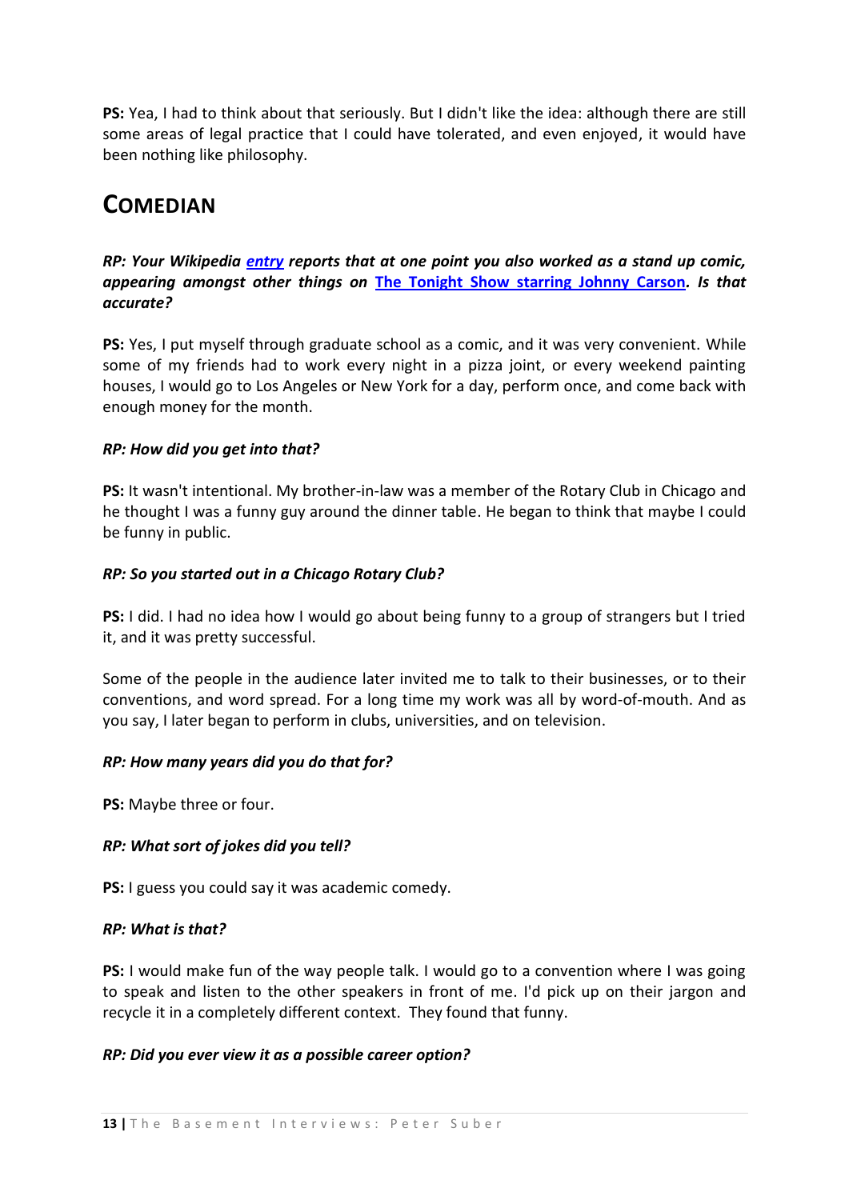**PS:** Yea, I had to think about that seriously. But I didn't like the idea: although there are still some areas of legal practice that I could have tolerated, and even enjoyed, it would have been nothing like philosophy.

## COMEDIAN

***RP: Your Wikipedia entry reports that at one point you also worked as a stand up comic, appearing amongst other things on The Tonight Show starring Johnny Carson. Is that accurate?***

**PS:** Yes, I put myself through graduate school as a comic, and it was very convenient. While some of my friends had to work every night in a pizza joint, or every weekend painting houses, I would go to Los Angeles or New York for a day, perform once, and come back with enough money for the month.

***RP: How did you get into that?***

**PS:** It wasn't intentional. My brother-in-law was a member of the Rotary Club in Chicago and he thought I was a funny guy around the dinner table. He began to think that maybe I could be funny in public.

***RP: So you started out in a Chicago Rotary Club?***

**PS:** I did. I had no idea how I would go about being funny to a group of strangers but I tried it, and it was pretty successful.

Some of the people in the audience later invited me to talk to their businesses, or to their conventions, and word spread. For a long time my work was all by word-of-mouth. And as you say, I later began to perform in clubs, universities, and on television.

***RP: How many years did you do that for?***

**PS:** Maybe three or four.

***RP: What sort of jokes did you tell?***

**PS:** I guess you could say it was academic comedy.

***RP: What is that?***

**PS:** I would make fun of the way people talk. I would go to a convention where I was going to speak and listen to the other speakers in front of me. I'd pick up on their jargon and recycle it in a completely different context. They found that funny.

***RP: Did you ever view it as a possible career option?***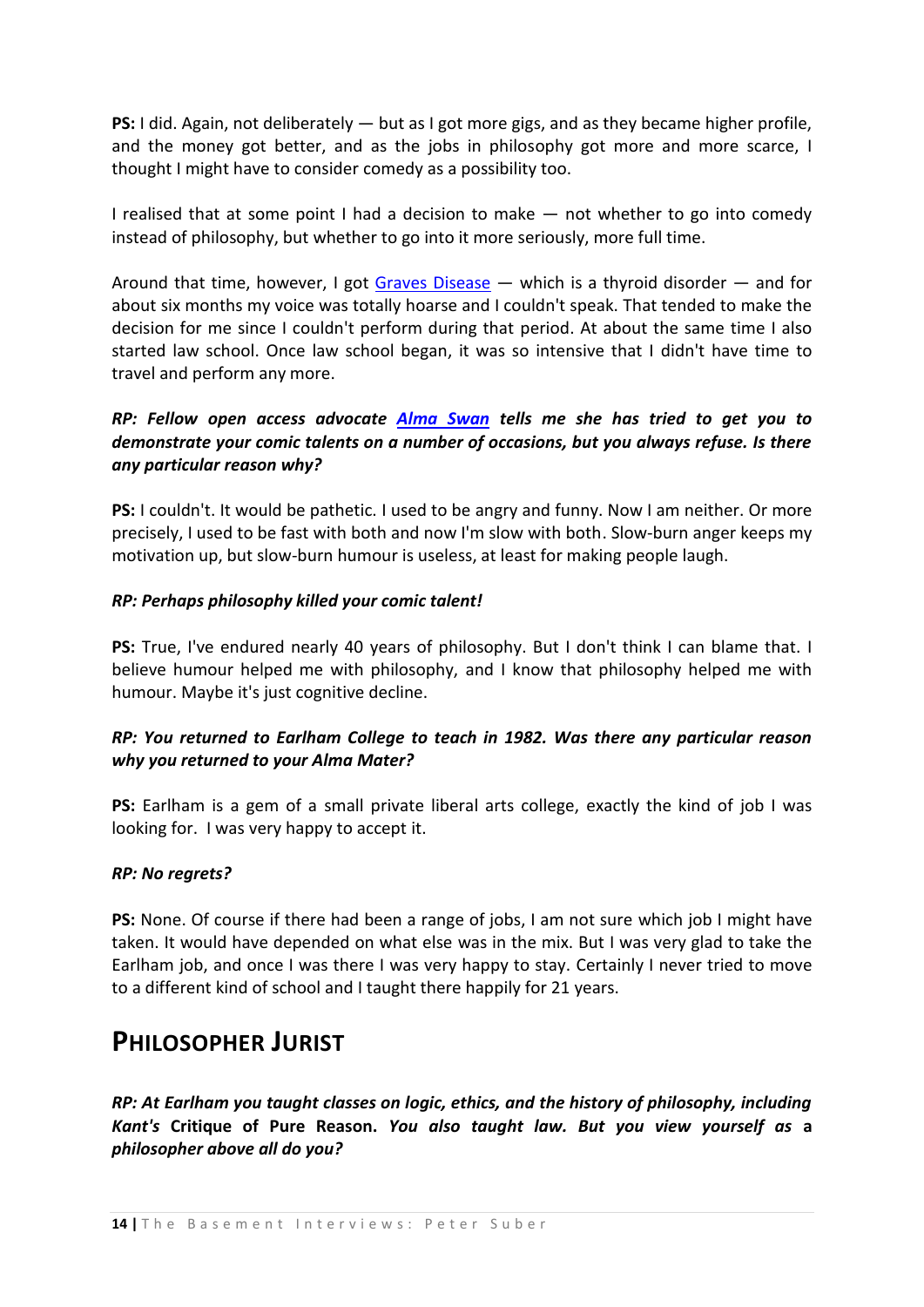**PS:** I did. Again, not deliberately — but as I got more gigs, and as they became higher profile, and the money got better, and as the jobs in philosophy got more and more scarce, I thought I might have to consider comedy as a possibility too.

I realised that at some point I had a decision to make — not whether to go into comedy instead of philosophy, but whether to go into it more seriously, more full time.

Around that time, however, I got [Graves Disease](#) — which is a thyroid disorder — and for about six months my voice was totally hoarse and I couldn't speak. That tended to make the decision for me since I couldn't perform during that period. At about the same time I also started law school. Once law school began, it was so intensive that I didn't have time to travel and perform any more.

***RP: Fellow open access advocate [Alma Swan](#) tells me she has tried to get you to demonstrate your comic talents on a number of occasions, but you always refuse. Is there any particular reason why?***

**PS:** I couldn't. It would be pathetic. I used to be angry and funny. Now I am neither. Or more precisely, I used to be fast with both and now I'm slow with both. Slow-burn anger keeps my motivation up, but slow-burn humour is useless, at least for making people laugh.

***RP: Perhaps philosophy killed your comic talent!***

**PS:** True, I've endured nearly 40 years of philosophy. But I don't think I can blame that. I believe humour helped me with philosophy, and I know that philosophy helped me with humour. Maybe it's just cognitive decline.

***RP: You returned to Earlham College to teach in 1982. Was there any particular reason why you returned to your Alma Mater?***

**PS:** Earlham is a gem of a small private liberal arts college, exactly the kind of job I was looking for. I was very happy to accept it.

***RP: No regrets?***

**PS:** None. Of course if there had been a range of jobs, I am not sure which job I might have taken. It would have depended on what else was in the mix. But I was very glad to take the Earlham job, and once I was there I was very happy to stay. Certainly I never tried to move to a different kind of school and I taught there happily for 21 years.

# PHILOSOPHER JURIST

***RP: At Earlham you taught classes on logic, ethics, and the history of philosophy, including Kant's*** **Critique of Pure Reason.** ***You also taught law. But you view yourself as*** **a** ***philosopher above all do you?***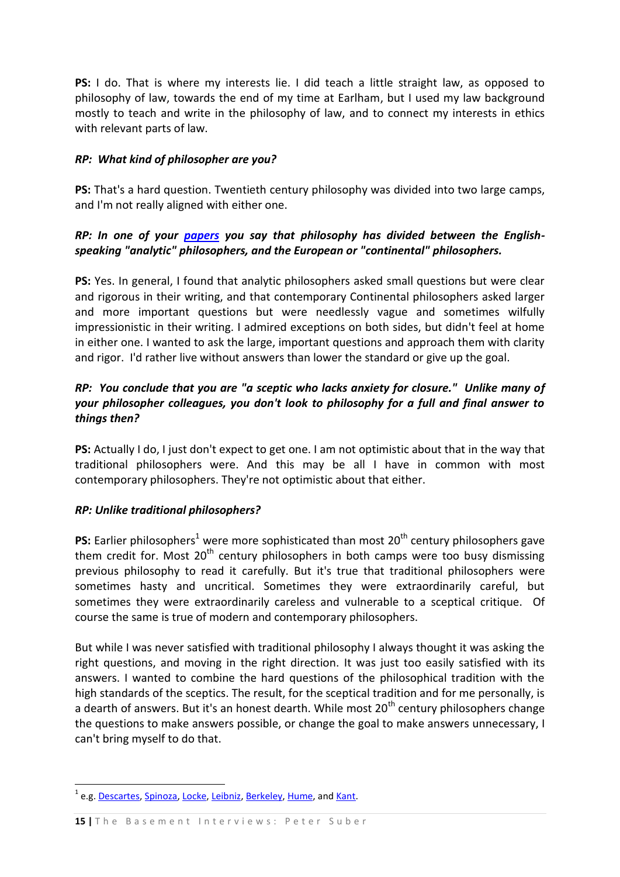**PS:** I do. That is where my interests lie. I did teach a little straight law, as opposed to philosophy of law, towards the end of my time at Earlham, but I used my law background mostly to teach and write in the philosophy of law, and to connect my interests in ethics with relevant parts of law.

***RP: What kind of philosopher are you?***

**PS:** That's a hard question. Twentieth century philosophy was divided into two large camps, and I'm not really aligned with either one.

***RP: In one of your papers you say that philosophy has divided between the English-speaking "analytic" philosophers, and the European or "continental" philosophers.***

**PS:** Yes. In general, I found that analytic philosophers asked small questions but were clear and rigorous in their writing, and that contemporary Continental philosophers asked larger and more important questions but were needlessly vague and sometimes wilfully impressionistic in their writing. I admired exceptions on both sides, but didn't feel at home in either one. I wanted to ask the large, important questions and approach them with clarity and rigor. I'd rather live without answers than lower the standard or give up the goal.

***RP: You conclude that you are "a sceptic who lacks anxiety for closure." Unlike many of your philosopher colleagues, you don't look to philosophy for a full and final answer to things then?***

**PS:** Actually I do, I just don't expect to get one. I am not optimistic about that in the way that traditional philosophers were. And this may be all I have in common with most contemporary philosophers. They're not optimistic about that either.

***RP: Unlike traditional philosophers?***

**PS:** Earlier philosophers[1] were more sophisticated than most 20$^{th}$ century philosophers gave them credit for. Most 20$^{th}$ century philosophers in both camps were too busy dismissing previous philosophy to read it carefully. But it's true that traditional philosophers were sometimes hasty and uncritical. Sometimes they were extraordinarily careful, but sometimes they were extraordinarily careless and vulnerable to a sceptical critique. Of course the same is true of modern and contemporary philosophers.

But while I was never satisfied with traditional philosophy I always thought it was asking the right questions, and moving in the right direction. It was just too easily satisfied with its answers. I wanted to combine the hard questions of the philosophical tradition with the high standards of the sceptics. The result, for the sceptical tradition and for me personally, is a dearth of answers. But it's an honest dearth. While most 20$^{th}$ century philosophers change the questions to make answers possible, or change the goal to make answers unnecessary, I can't bring myself to do that.

---

[1] e.g. Descartes, Spinoza, Locke, Leibniz, Berkeley, Hume, and Kant.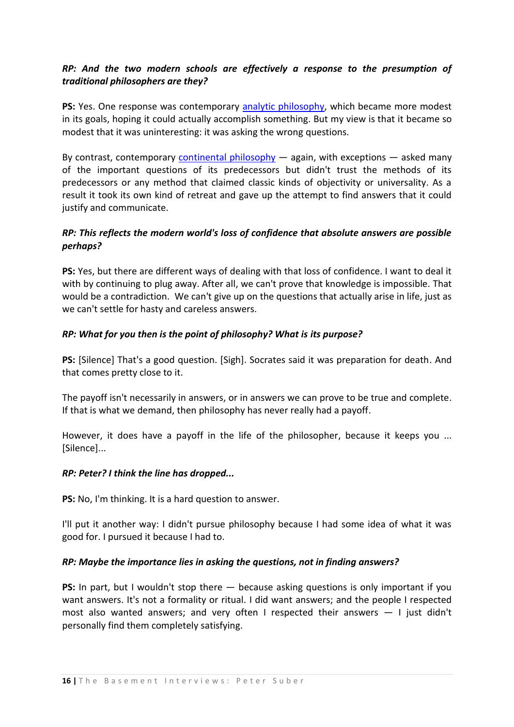***RP: And the two modern schools are effectively a response to the presumption of traditional philosophers are they?***

**PS:** Yes. One response was contemporary analytic philosophy, which became more modest in its goals, hoping it could actually accomplish something. But my view is that it became so modest that it was uninteresting: it was asking the wrong questions.

By contrast, contemporary continental philosophy — again, with exceptions — asked many of the important questions of its predecessors but didn't trust the methods of its predecessors or any method that claimed classic kinds of objectivity or universality. As a result it took its own kind of retreat and gave up the attempt to find answers that it could justify and communicate.

***RP: This reflects the modern world's loss of confidence that absolute answers are possible perhaps?***

**PS:** Yes, but there are different ways of dealing with that loss of confidence. I want to deal it with by continuing to plug away. After all, we can't prove that knowledge is impossible. That would be a contradiction. We can't give up on the questions that actually arise in life, just as we can't settle for hasty and careless answers.

***RP: What for you then is the point of philosophy? What is its purpose?***

**PS:** [Silence] That's a good question. [Sigh]. Socrates said it was preparation for death. And that comes pretty close to it.

The payoff isn't necessarily in answers, or in answers we can prove to be true and complete. If that is what we demand, then philosophy has never really had a payoff.

However, it does have a payoff in the life of the philosopher, because it keeps you ... [Silence]...

***RP: Peter? I think the line has dropped...***

**PS:** No, I'm thinking. It is a hard question to answer.

I'll put it another way: I didn't pursue philosophy because I had some idea of what it was good for. I pursued it because I had to.

***RP: Maybe the importance lies in asking the questions, not in finding answers?***

**PS:** In part, but I wouldn't stop there — because asking questions is only important if you want answers. It's not a formality or ritual. I did want answers; and the people I respected most also wanted answers; and very often I respected their answers — I just didn't personally find them completely satisfying.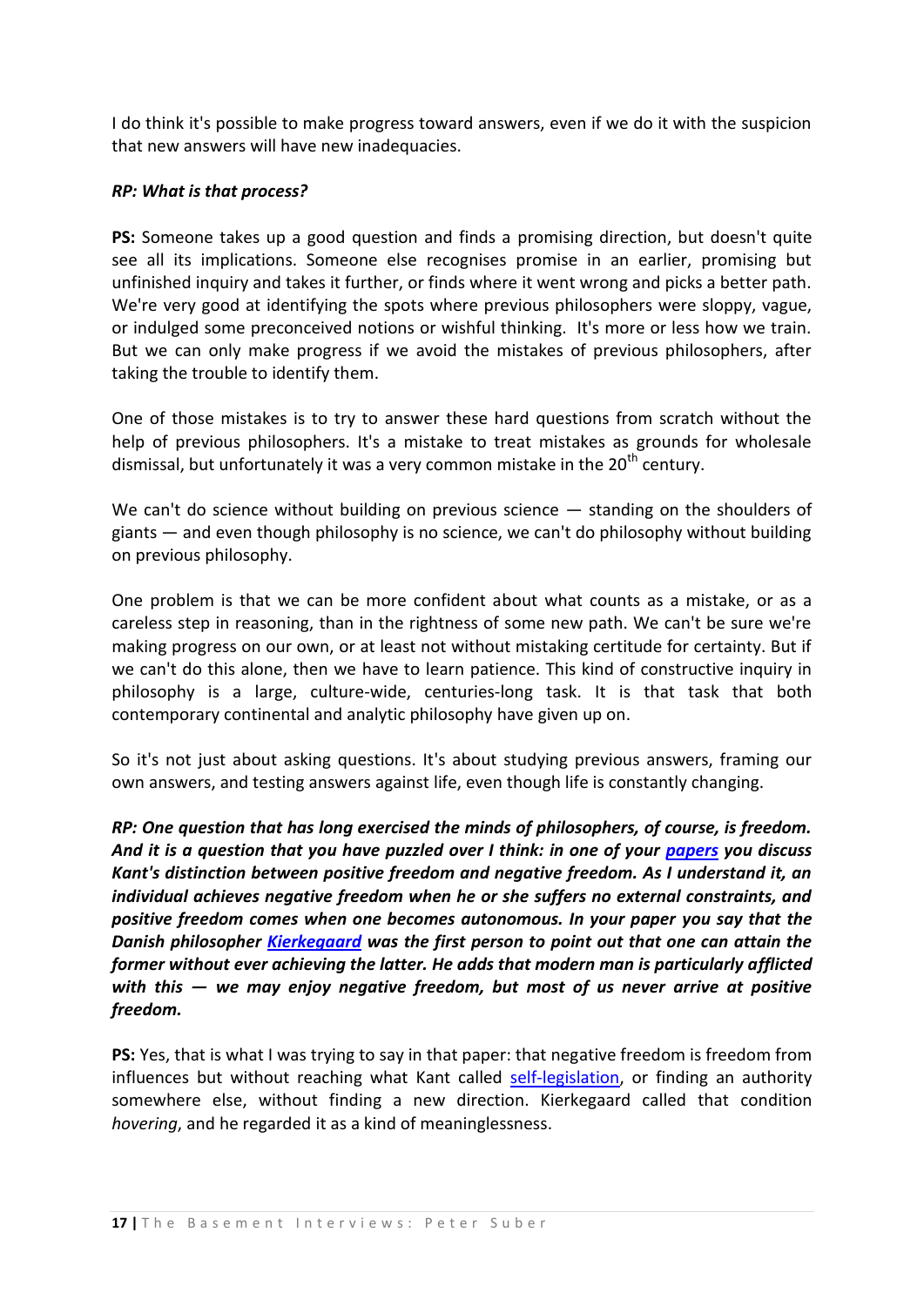I do think it's possible to make progress toward answers, even if we do it with the suspicion that new answers will have new inadequacies.

***RP: What is that process?***

**PS:** Someone takes up a good question and finds a promising direction, but doesn't quite see all its implications. Someone else recognises promise in an earlier, promising but unfinished inquiry and takes it further, or finds where it went wrong and picks a better path. We're very good at identifying the spots where previous philosophers were sloppy, vague, or indulged some preconceived notions or wishful thinking. It's more or less how we train. But we can only make progress if we avoid the mistakes of previous philosophers, after taking the trouble to identify them.

One of those mistakes is to try to answer these hard questions from scratch without the help of previous philosophers. It's a mistake to treat mistakes as grounds for wholesale dismissal, but unfortunately it was a very common mistake in the 20th century.

We can't do science without building on previous science — standing on the shoulders of giants — and even though philosophy is no science, we can't do philosophy without building on previous philosophy.

One problem is that we can be more confident about what counts as a mistake, or as a careless step in reasoning, than in the rightness of some new path. We can't be sure we're making progress on our own, or at least not without mistaking certitude for certainty. But if we can't do this alone, then we have to learn patience. This kind of constructive inquiry in philosophy is a large, culture-wide, centuries-long task. It is that task that both contemporary continental and analytic philosophy have given up on.

So it's not just about asking questions. It's about studying previous answers, framing our own answers, and testing answers against life, even though life is constantly changing.

***RP: One question that has long exercised the minds of philosophers, of course, is freedom. And it is a question that you have puzzled over I think: in one of your papers you discuss Kant's distinction between positive freedom and negative freedom. As I understand it, an individual achieves negative freedom when he or she suffers no external constraints, and positive freedom comes when one becomes autonomous. In your paper you say that the Danish philosopher Kierkegaard was the first person to point out that one can attain the former without ever achieving the latter. He adds that modern man is particularly afflicted with this — we may enjoy negative freedom, but most of us never arrive at positive freedom.***

**PS:** Yes, that is what I was trying to say in that paper: that negative freedom is freedom from influences but without reaching what Kant called self-legislation, or finding an authority somewhere else, without finding a new direction. Kierkegaard called that condition *hovering*, and he regarded it as a kind of meaninglessness.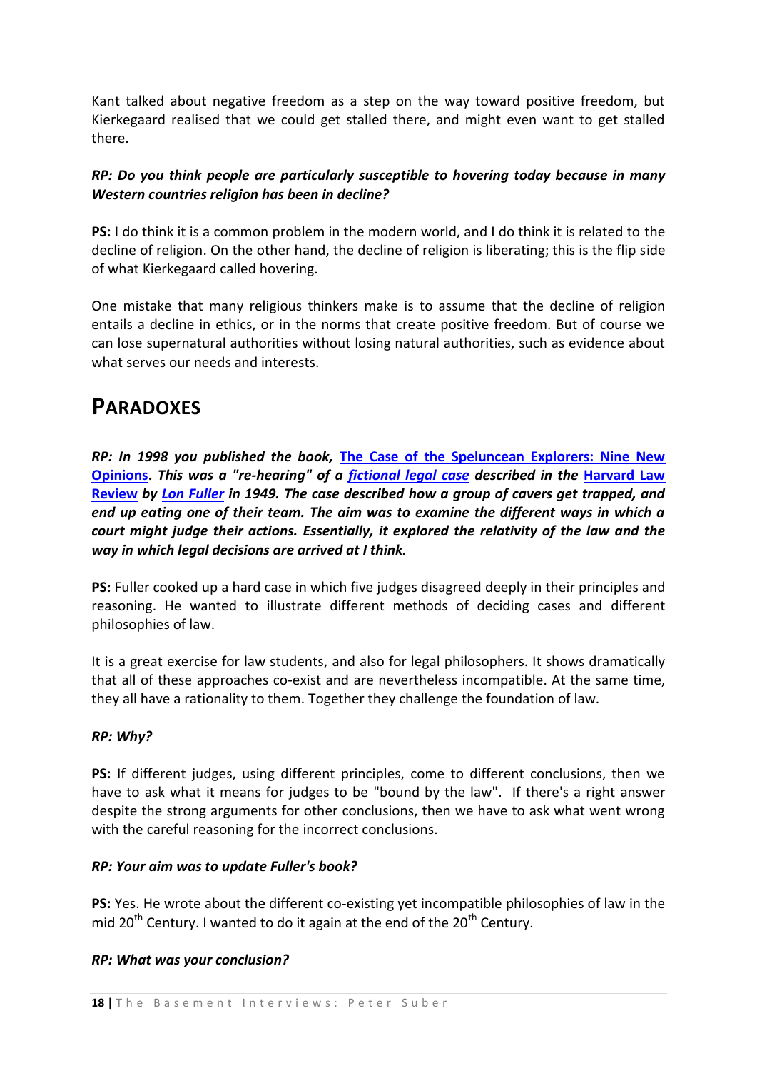Kant talked about negative freedom as a step on the way toward positive freedom, but Kierkegaard realised that we could get stalled there, and might even want to get stalled there.

***RP: Do you think people are particularly susceptible to hovering today because in many Western countries religion has been in decline?***

**PS:** I do think it is a common problem in the modern world, and I do think it is related to the decline of religion. On the other hand, the decline of religion is liberating; this is the flip side of what Kierkegaard called hovering.

One mistake that many religious thinkers make is to assume that the decline of religion entails a decline in ethics, or in the norms that create positive freedom. But of course we can lose supernatural authorities without losing natural authorities, such as evidence about what serves our needs and interests.

# PARADOXES

***RP: In 1998 you published the book, The Case of the Speluncean Explorers: Nine New Opinions. This was a "re-hearing" of a fictional legal case described in the Harvard Law Review by Lon Fuller in 1949. The case described how a group of cavers get trapped, and end up eating one of their team. The aim was to examine the different ways in which a court might judge their actions. Essentially, it explored the relativity of the law and the way in which legal decisions are arrived at I think.***

**PS:** Fuller cooked up a hard case in which five judges disagreed deeply in their principles and reasoning. He wanted to illustrate different methods of deciding cases and different philosophies of law.

It is a great exercise for law students, and also for legal philosophers. It shows dramatically that all of these approaches co-exist and are nevertheless incompatible. At the same time, they all have a rationality to them. Together they challenge the foundation of law.

***RP: Why?***

**PS:** If different judges, using different principles, come to different conclusions, then we have to ask what it means for judges to be "bound by the law". If there's a right answer despite the strong arguments for other conclusions, then we have to ask what went wrong with the careful reasoning for the incorrect conclusions.

***RP: Your aim was to update Fuller's book?***

**PS:** Yes. He wrote about the different co-existing yet incompatible philosophies of law in the mid 20th Century. I wanted to do it again at the end of the 20th Century.

***RP: What was your conclusion?***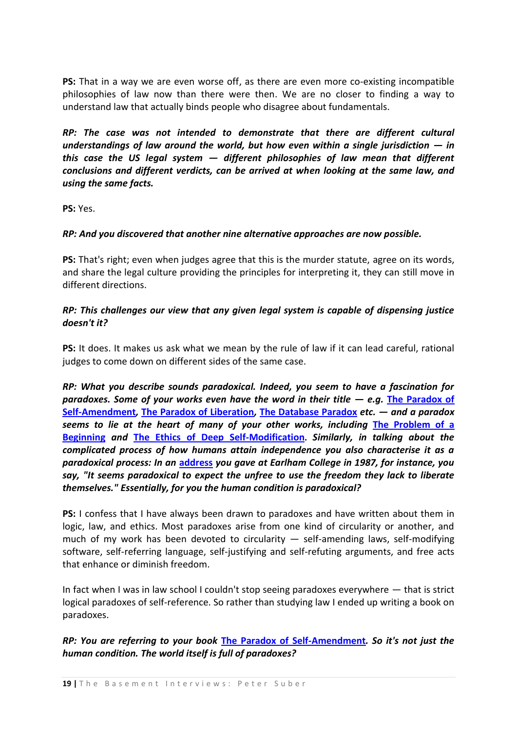**PS:** That in a way we are even worse off, as there are even more co-existing incompatible philosophies of law now than there were then. We are no closer to finding a way to understand law that actually binds people who disagree about fundamentals.

***RP: The case was not intended to demonstrate that there are different cultural understandings of law around the world, but how even within a single jurisdiction — in this case the US legal system — different philosophies of law mean that different conclusions and different verdicts, can be arrived at when looking at the same law, and using the same facts.***

**PS:** Yes.

***RP: And you discovered that another nine alternative approaches are now possible.***

**PS:** That's right; even when judges agree that this is the murder statute, agree on its words, and share the legal culture providing the principles for interpreting it, they can still move in different directions.

***RP: This challenges our view that any given legal system is capable of dispensing justice doesn't it?***

**PS:** It does. It makes us ask what we mean by the rule of law if it can lead careful, rational judges to come down on different sides of the same case.

***RP: What you describe sounds paradoxical. Indeed, you seem to have a fascination for paradoxes. Some of your works even have the word in their title — e.g. [The Paradox of Self-Amendment](), [The Paradox of Liberation](), [The Database Paradox]() etc. — and a paradox seems to lie at the heart of many of your other works, including [The Problem of a Beginning]() and [The Ethics of Deep Self-Modification](). Similarly, in talking about the complicated process of how humans attain independence you also characterise it as a paradoxical process: In an [address]() you gave at Earlham College in 1987, for instance, you say, "It seems paradoxical to expect the unfree to use the freedom they lack to liberate themselves." Essentially, for you the human condition is paradoxical?***

**PS:** I confess that I have always been drawn to paradoxes and have written about them in logic, law, and ethics. Most paradoxes arise from one kind of circularity or another, and much of my work has been devoted to circularity — self-amending laws, self-modifying software, self-referring language, self-justifying and self-refuting arguments, and free acts that enhance or diminish freedom.

In fact when I was in law school I couldn't stop seeing paradoxes everywhere — that is strict logical paradoxes of self-reference. So rather than studying law I ended up writing a book on paradoxes.

***RP: You are referring to your book [The Paradox of Self-Amendment](). So it's not just the human condition. The world itself is full of paradoxes?***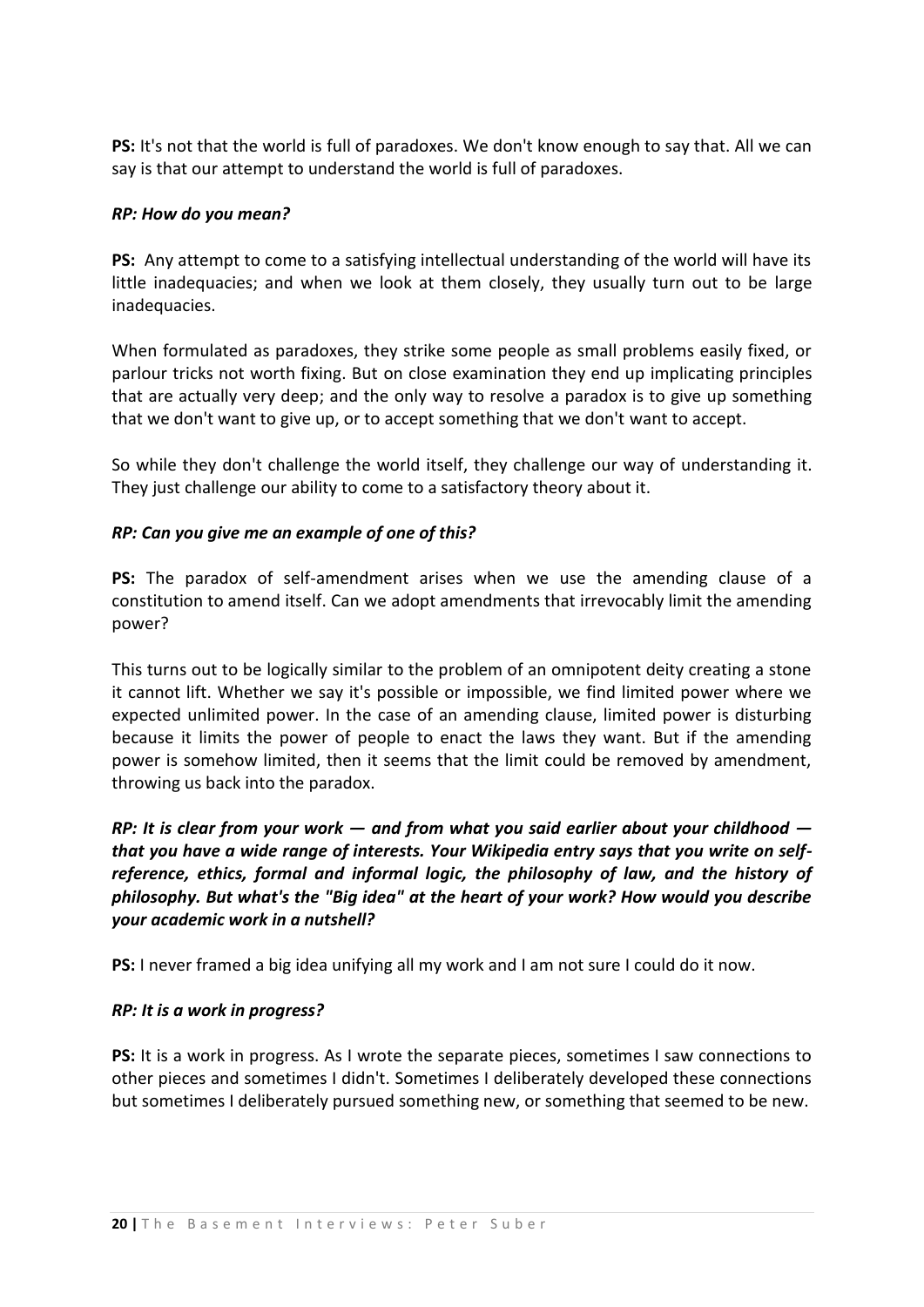**PS:** It's not that the world is full of paradoxes. We don't know enough to say that. All we can say is that our attempt to understand the world is full of paradoxes.

***RP: How do you mean?***

**PS:** Any attempt to come to a satisfying intellectual understanding of the world will have its little inadequacies; and when we look at them closely, they usually turn out to be large inadequacies.

When formulated as paradoxes, they strike some people as small problems easily fixed, or parlour tricks not worth fixing. But on close examination they end up implicating principles that are actually very deep; and the only way to resolve a paradox is to give up something that we don't want to give up, or to accept something that we don't want to accept.

So while they don't challenge the world itself, they challenge our way of understanding it. They just challenge our ability to come to a satisfactory theory about it.

***RP: Can you give me an example of one of this?***

**PS:** The paradox of self-amendment arises when we use the amending clause of a constitution to amend itself. Can we adopt amendments that irrevocably limit the amending power?

This turns out to be logically similar to the problem of an omnipotent deity creating a stone it cannot lift. Whether we say it's possible or impossible, we find limited power where we expected unlimited power. In the case of an amending clause, limited power is disturbing because it limits the power of people to enact the laws they want. But if the amending power is somehow limited, then it seems that the limit could be removed by amendment, throwing us back into the paradox.

***RP: It is clear from your work — and from what you said earlier about your childhood — that you have a wide range of interests. Your Wikipedia entry says that you write on self-reference, ethics, formal and informal logic, the philosophy of law, and the history of philosophy. But what's the "Big idea" at the heart of your work? How would you describe your academic work in a nutshell?***

**PS:** I never framed a big idea unifying all my work and I am not sure I could do it now.

***RP: It is a work in progress?***

**PS:** It is a work in progress. As I wrote the separate pieces, sometimes I saw connections to other pieces and sometimes I didn't. Sometimes I deliberately developed these connections but sometimes I deliberately pursued something new, or something that seemed to be new.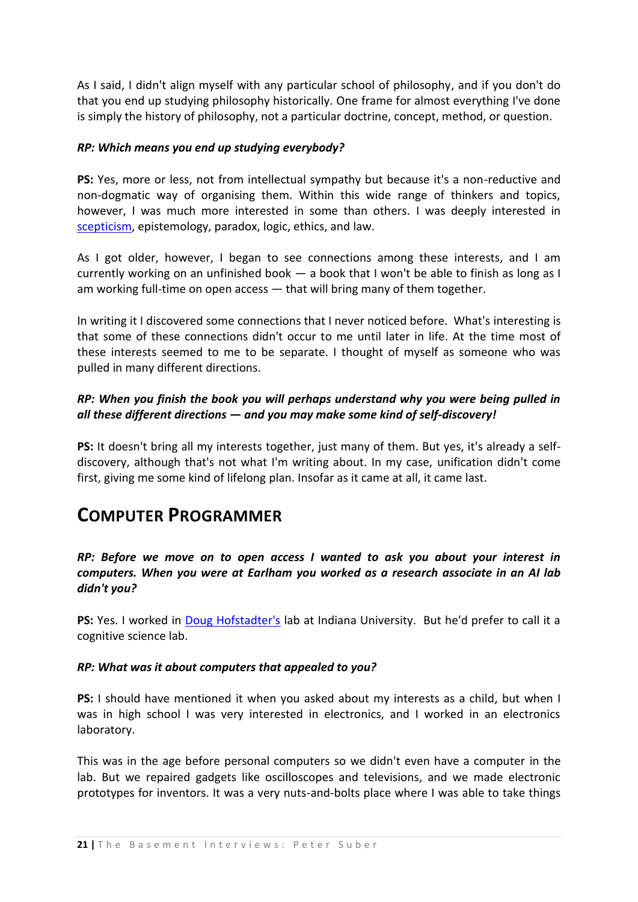As I said, I didn't align myself with any particular school of philosophy, and if you don't do that you end up studying philosophy historically. One frame for almost everything I've done is simply the history of philosophy, not a particular doctrine, concept, method, or question.

***RP: Which means you end up studying everybody?***

**PS:** Yes, more or less, not from intellectual sympathy but because it's a non-reductive and non-dogmatic way of organising them. Within this wide range of thinkers and topics, however, I was much more interested in some than others. I was deeply interested in scepticism, epistemology, paradox, logic, ethics, and law.

As I got older, however, I began to see connections among these interests, and I am currently working on an unfinished book — a book that I won't be able to finish as long as I am working full-time on open access — that will bring many of them together.

In writing it I discovered some connections that I never noticed before. What's interesting is that some of these connections didn't occur to me until later in life. At the time most of these interests seemed to me to be separate. I thought of myself as someone who was pulled in many different directions.

***RP: When you finish the book you will perhaps understand why you were being pulled in all these different directions — and you may make some kind of self-discovery!***

**PS:** It doesn't bring all my interests together, just many of them. But yes, it's already a self-discovery, although that's not what I'm writing about. In my case, unification didn't come first, giving me some kind of lifelong plan. Insofar as it came at all, it came last.

## COMPUTER PROGRAMMER

***RP: Before we move on to open access I wanted to ask you about your interest in computers. When you were at Earlham you worked as a research associate in an AI lab didn't you?***

**PS:** Yes. I worked in Doug Hofstadter's lab at Indiana University. But he'd prefer to call it a cognitive science lab.

***RP: What was it about computers that appealed to you?***

**PS:** I should have mentioned it when you asked about my interests as a child, but when I was in high school I was very interested in electronics, and I worked in an electronics laboratory.

This was in the age before personal computers so we didn't even have a computer in the lab. But we repaired gadgets like oscilloscopes and televisions, and we made electronic prototypes for inventors. It was a very nuts-and-bolts place where I was able to take things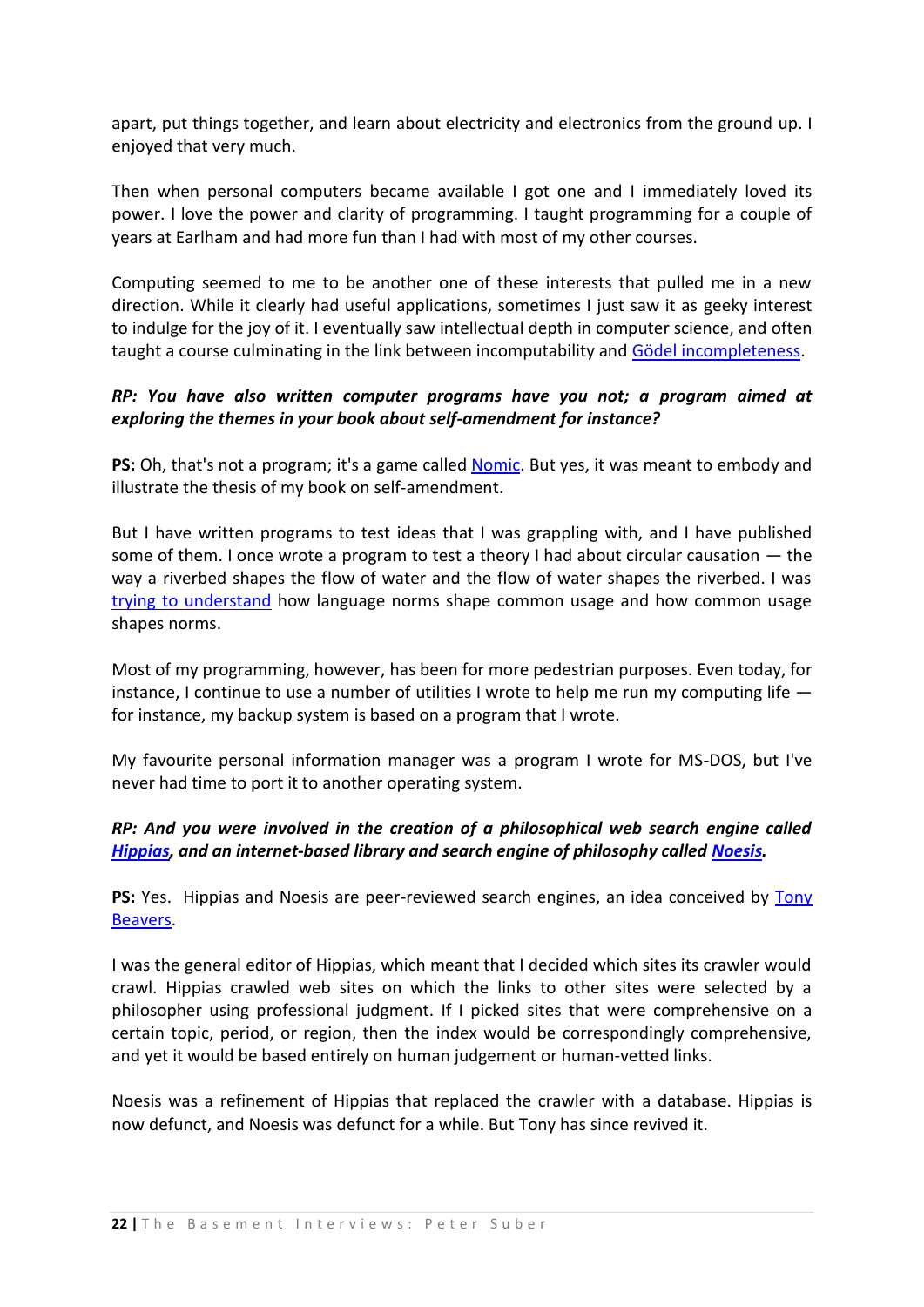apart, put things together, and learn about electricity and electronics from the ground up. I enjoyed that very much.

Then when personal computers became available I got one and I immediately loved its power. I love the power and clarity of programming. I taught programming for a couple of years at Earlham and had more fun than I had with most of my other courses.

Computing seemed to me to be another one of these interests that pulled me in a new direction. While it clearly had useful applications, sometimes I just saw it as geeky interest to indulge for the joy of it. I eventually saw intellectual depth in computer science, and often taught a course culminating in the link between incomputability and Gödel incompleteness.

***RP: You have also written computer programs have you not; a program aimed at exploring the themes in your book about self-amendment for instance?***

**PS:** Oh, that's not a program; it's a game called Nomic. But yes, it was meant to embody and illustrate the thesis of my book on self-amendment.

But I have written programs to test ideas that I was grappling with, and I have published some of them. I once wrote a program to test a theory I had about circular causation — the way a riverbed shapes the flow of water and the flow of water shapes the riverbed. I was trying to understand how language norms shape common usage and how common usage shapes norms.

Most of my programming, however, has been for more pedestrian purposes. Even today, for instance, I continue to use a number of utilities I wrote to help me run my computing life — for instance, my backup system is based on a program that I wrote.

My favourite personal information manager was a program I wrote for MS-DOS, but I've never had time to port it to another operating system.

***RP: And you were involved in the creation of a philosophical web search engine called Hippias, and an internet-based library and search engine of philosophy called Noesis.***

**PS:** Yes. Hippias and Noesis are peer-reviewed search engines, an idea conceived by Tony Beavers.

I was the general editor of Hippias, which meant that I decided which sites its crawler would crawl. Hippias crawled web sites on which the links to other sites were selected by a philosopher using professional judgment. If I picked sites that were comprehensive on a certain topic, period, or region, then the index would be correspondingly comprehensive, and yet it would be based entirely on human judgement or human-vetted links.

Noesis was a refinement of Hippias that replaced the crawler with a database. Hippias is now defunct, and Noesis was defunct for a while. But Tony has since revived it.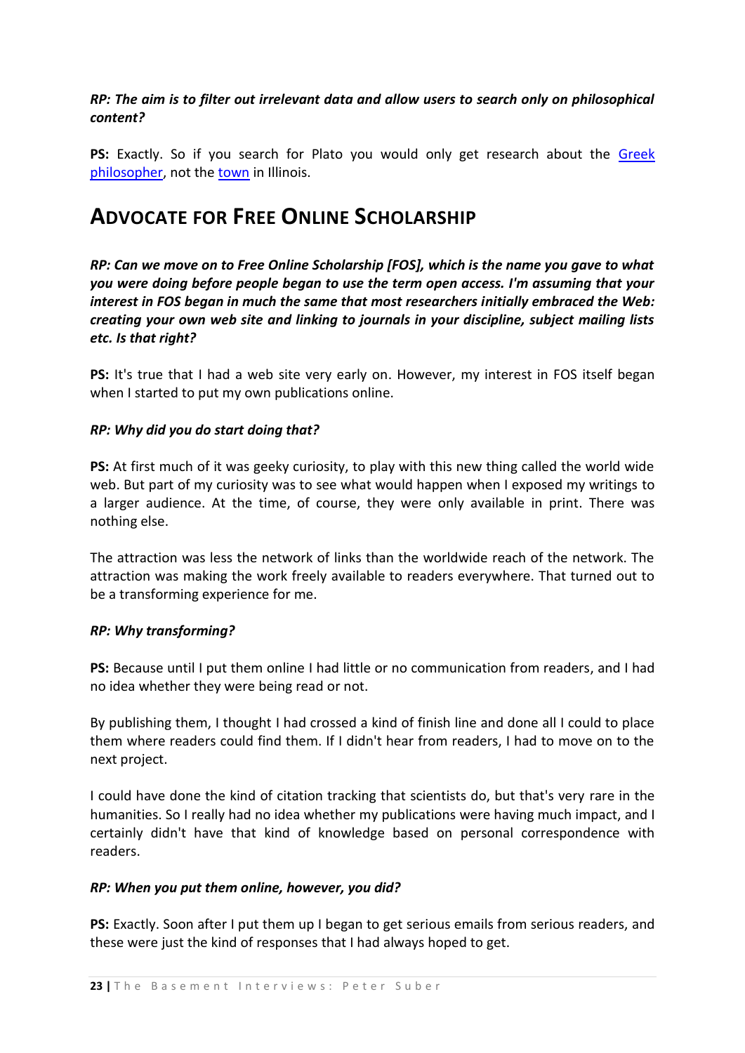***RP: The aim is to filter out irrelevant data and allow users to search only on philosophical content?***

**PS:** Exactly. So if you search for Plato you would only get research about the Greek philosopher, not the town in Illinois.

## ADVOCATE FOR FREE ONLINE SCHOLARSHIP

***RP: Can we move on to Free Online Scholarship [FOS], which is the name you gave to what you were doing before people began to use the term open access. I'm assuming that your interest in FOS began in much the same that most researchers initially embraced the Web: creating your own web site and linking to journals in your discipline, subject mailing lists etc. Is that right?***

**PS:** It's true that I had a web site very early on. However, my interest in FOS itself began when I started to put my own publications online.

***RP: Why did you do start doing that?***

**PS:** At first much of it was geeky curiosity, to play with this new thing called the world wide web. But part of my curiosity was to see what would happen when I exposed my writings to a larger audience. At the time, of course, they were only available in print. There was nothing else.

The attraction was less the network of links than the worldwide reach of the network. The attraction was making the work freely available to readers everywhere. That turned out to be a transforming experience for me.

***RP: Why transforming?***

**PS:** Because until I put them online I had little or no communication from readers, and I had no idea whether they were being read or not.

By publishing them, I thought I had crossed a kind of finish line and done all I could to place them where readers could find them. If I didn't hear from readers, I had to move on to the next project.

I could have done the kind of citation tracking that scientists do, but that's very rare in the humanities. So I really had no idea whether my publications were having much impact, and I certainly didn't have that kind of knowledge based on personal correspondence with readers.

***RP: When you put them online, however, you did?***

**PS:** Exactly. Soon after I put them up I began to get serious emails from serious readers, and these were just the kind of responses that I had always hoped to get.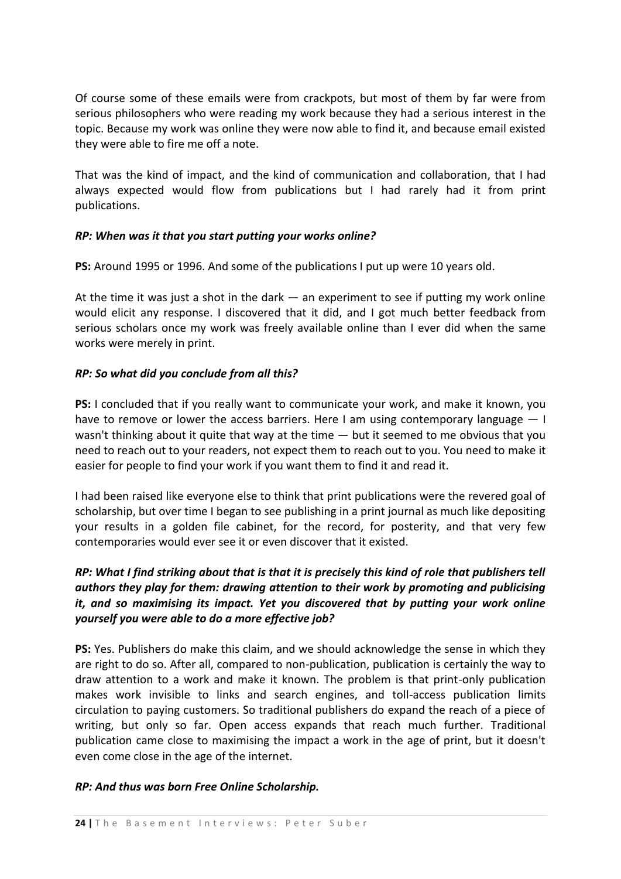Of course some of these emails were from crackpots, but most of them by far were from serious philosophers who were reading my work because they had a serious interest in the topic. Because my work was online they were now able to find it, and because email existed they were able to fire me off a note.

That was the kind of impact, and the kind of communication and collaboration, that I had always expected would flow from publications but I had rarely had it from print publications.

***RP: When was it that you start putting your works online?***

**PS:** Around 1995 or 1996. And some of the publications I put up were 10 years old.

At the time it was just a shot in the dark — an experiment to see if putting my work online would elicit any response. I discovered that it did, and I got much better feedback from serious scholars once my work was freely available online than I ever did when the same works were merely in print.

***RP: So what did you conclude from all this?***

**PS:** I concluded that if you really want to communicate your work, and make it known, you have to remove or lower the access barriers. Here I am using contemporary language — I wasn't thinking about it quite that way at the time — but it seemed to me obvious that you need to reach out to your readers, not expect them to reach out to you. You need to make it easier for people to find your work if you want them to find it and read it.

I had been raised like everyone else to think that print publications were the revered goal of scholarship, but over time I began to see publishing in a print journal as much like depositing your results in a golden file cabinet, for the record, for posterity, and that very few contemporaries would ever see it or even discover that it existed.

***RP: What I find striking about that is that it is precisely this kind of role that publishers tell authors they play for them: drawing attention to their work by promoting and publicising it, and so maximising its impact. Yet you discovered that by putting your work online yourself you were able to do a more effective job?***

**PS:** Yes. Publishers do make this claim, and we should acknowledge the sense in which they are right to do so. After all, compared to non-publication, publication is certainly the way to draw attention to a work and make it known. The problem is that print-only publication makes work invisible to links and search engines, and toll-access publication limits circulation to paying customers. So traditional publishers do expand the reach of a piece of writing, but only so far. Open access expands that reach much further. Traditional publication came close to maximising the impact a work in the age of print, but it doesn't even come close in the age of the internet.

***RP: And thus was born Free Online Scholarship.***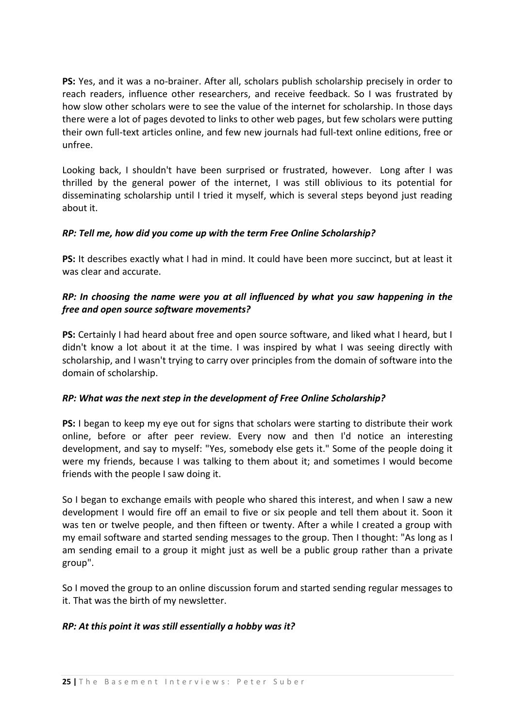**PS:** Yes, and it was a no-brainer. After all, scholars publish scholarship precisely in order to reach readers, influence other researchers, and receive feedback. So I was frustrated by how slow other scholars were to see the value of the internet for scholarship. In those days there were a lot of pages devoted to links to other web pages, but few scholars were putting their own full-text articles online, and few new journals had full-text online editions, free or unfree.

Looking back, I shouldn't have been surprised or frustrated, however. Long after I was thrilled by the general power of the internet, I was still oblivious to its potential for disseminating scholarship until I tried it myself, which is several steps beyond just reading about it.

***RP: Tell me, how did you come up with the term Free Online Scholarship?***

**PS:** It describes exactly what I had in mind. It could have been more succinct, but at least it was clear and accurate.

***RP: In choosing the name were you at all influenced by what you saw happening in the free and open source software movements?***

**PS:** Certainly I had heard about free and open source software, and liked what I heard, but I didn't know a lot about it at the time. I was inspired by what I was seeing directly with scholarship, and I wasn't trying to carry over principles from the domain of software into the domain of scholarship.

***RP: What was the next step in the development of Free Online Scholarship?***

**PS:** I began to keep my eye out for signs that scholars were starting to distribute their work online, before or after peer review. Every now and then I'd notice an interesting development, and say to myself: "Yes, somebody else gets it." Some of the people doing it were my friends, because I was talking to them about it; and sometimes I would become friends with the people I saw doing it.

So I began to exchange emails with people who shared this interest, and when I saw a new development I would fire off an email to five or six people and tell them about it. Soon it was ten or twelve people, and then fifteen or twenty. After a while I created a group with my email software and started sending messages to the group. Then I thought: "As long as I am sending email to a group it might just as well be a public group rather than a private group".

So I moved the group to an online discussion forum and started sending regular messages to it. That was the birth of my newsletter.

***RP: At this point it was still essentially a hobby was it?***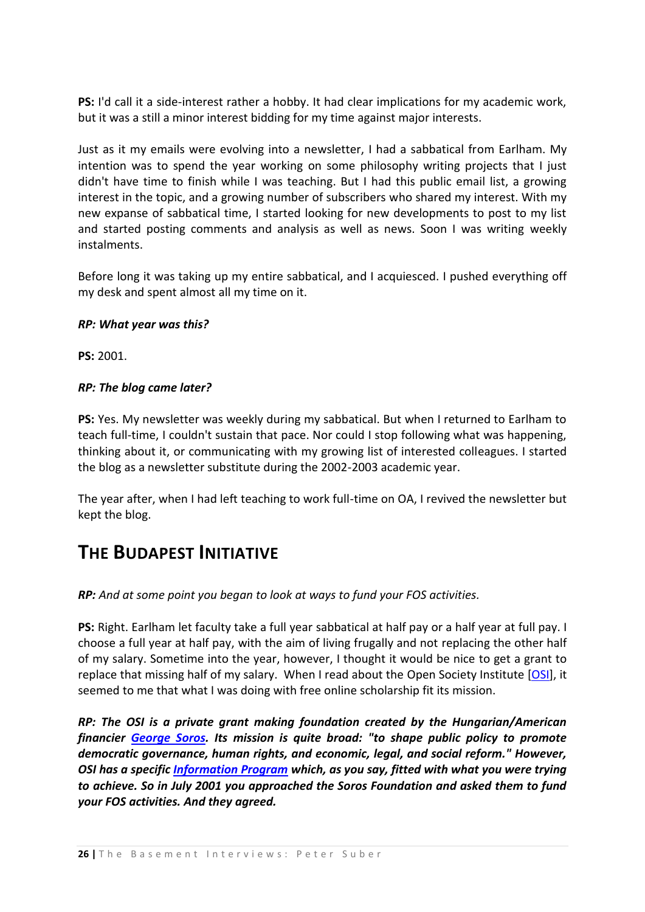**PS:** I'd call it a side-interest rather a hobby. It had clear implications for my academic work, but it was a still a minor interest bidding for my time against major interests.

Just as it my emails were evolving into a newsletter, I had a sabbatical from Earlham. My intention was to spend the year working on some philosophy writing projects that I just didn't have time to finish while I was teaching. But I had this public email list, a growing interest in the topic, and a growing number of subscribers who shared my interest. With my new expanse of sabbatical time, I started looking for new developments to post to my list and started posting comments and analysis as well as news. Soon I was writing weekly instalments.

Before long it was taking up my entire sabbatical, and I acquiesced. I pushed everything off my desk and spent almost all my time on it.

***RP: What year was this?***

**PS:** 2001.

***RP: The blog came later?***

**PS:** Yes. My newsletter was weekly during my sabbatical. But when I returned to Earlham to teach full-time, I couldn't sustain that pace. Nor could I stop following what was happening, thinking about it, or communicating with my growing list of interested colleagues. I started the blog as a newsletter substitute during the 2002-2003 academic year.

The year after, when I had left teaching to work full-time on OA, I revived the newsletter but kept the blog.

## The Budapest Initiative

***RP:*** *And at some point you began to look at ways to fund your FOS activities.*

**PS:** Right. Earlham let faculty take a full year sabbatical at half pay or a half year at full pay. I choose a full year at half pay, with the aim of living frugally and not replacing the other half of my salary. Sometime into the year, however, I thought it would be nice to get a grant to replace that missing half of my salary. When I read about the Open Society Institute [OSI], it seemed to me that what I was doing with free online scholarship fit its mission.

***RP: The OSI is a private grant making foundation created by the Hungarian/American financier George Soros. Its mission is quite broad: "to shape public policy to promote democratic governance, human rights, and economic, legal, and social reform." However, OSI has a specific Information Program which, as you say, fitted with what you were trying to achieve. So in July 2001 you approached the Soros Foundation and asked them to fund your FOS activities. And they agreed.***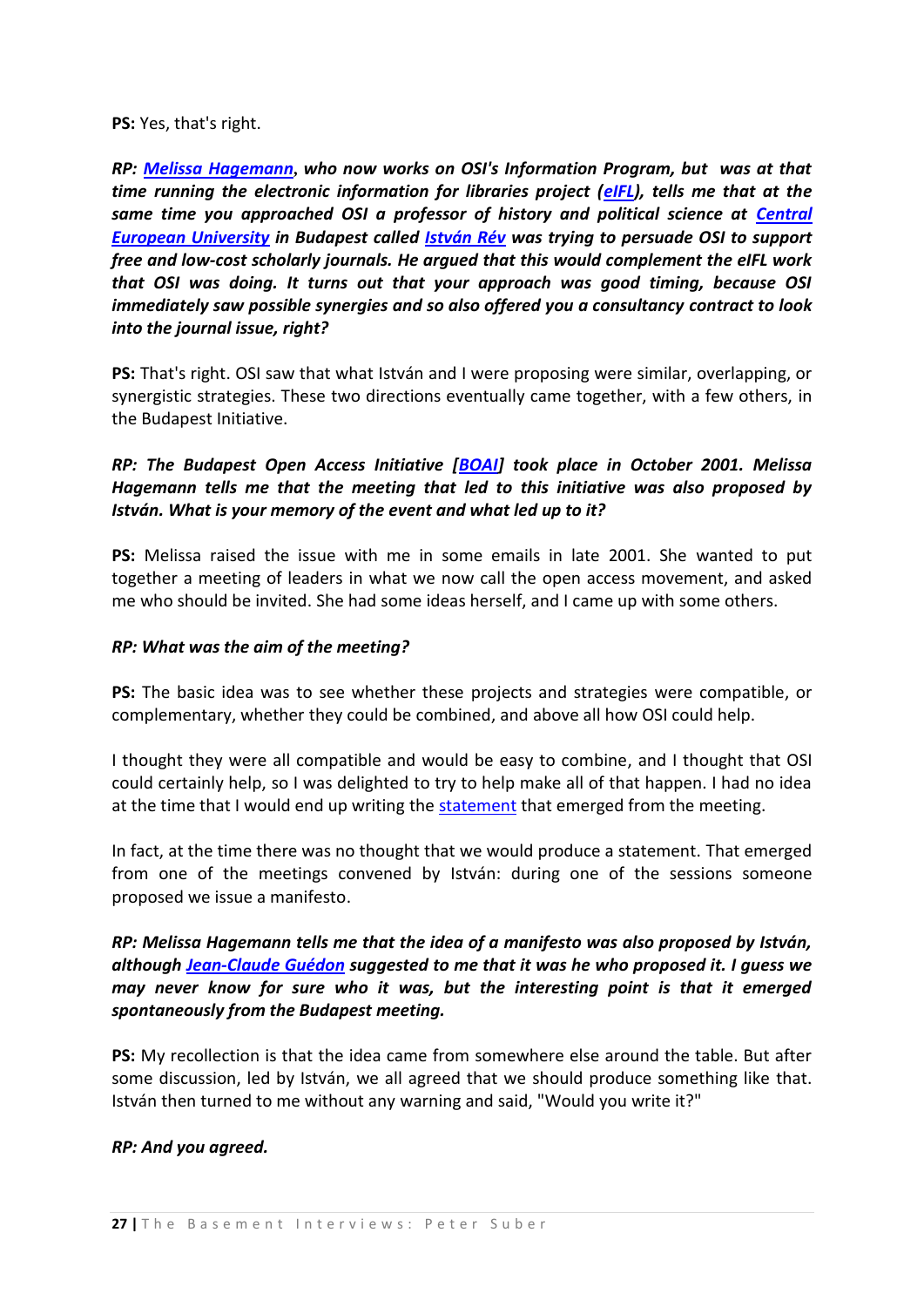**PS:** Yes, that's right.

***RP: Melissa Hagemann, who now works on OSI's Information Program, but was at that time running the electronic information for libraries project (eIFL), tells me that at the same time you approached OSI a professor of history and political science at Central European University in Budapest called István Rév was trying to persuade OSI to support free and low-cost scholarly journals. He argued that this would complement the eIFL work that OSI was doing. It turns out that your approach was good timing, because OSI immediately saw possible synergies and so also offered you a consultancy contract to look into the journal issue, right?***

**PS:** That's right. OSI saw that what István and I were proposing were similar, overlapping, or synergistic strategies. These two directions eventually came together, with a few others, in the Budapest Initiative.

***RP: The Budapest Open Access Initiative [BOAI] took place in October 2001. Melissa Hagemann tells me that the meeting that led to this initiative was also proposed by István. What is your memory of the event and what led up to it?***

**PS:** Melissa raised the issue with me in some emails in late 2001. She wanted to put together a meeting of leaders in what we now call the open access movement, and asked me who should be invited. She had some ideas herself, and I came up with some others.

***RP: What was the aim of the meeting?***

**PS:** The basic idea was to see whether these projects and strategies were compatible, or complementary, whether they could be combined, and above all how OSI could help.

I thought they were all compatible and would be easy to combine, and I thought that OSI could certainly help, so I was delighted to try to help make all of that happen. I had no idea at the time that I would end up writing the statement that emerged from the meeting.

In fact, at the time there was no thought that we would produce a statement. That emerged from one of the meetings convened by István: during one of the sessions someone proposed we issue a manifesto.

***RP: Melissa Hagemann tells me that the idea of a manifesto was also proposed by István, although Jean-Claude Guédon suggested to me that it was he who proposed it. I guess we may never know for sure who it was, but the interesting point is that it emerged spontaneously from the Budapest meeting.***

**PS:** My recollection is that the idea came from somewhere else around the table. But after some discussion, led by István, we all agreed that we should produce something like that. István then turned to me without any warning and said, "Would you write it?"

***RP: And you agreed.***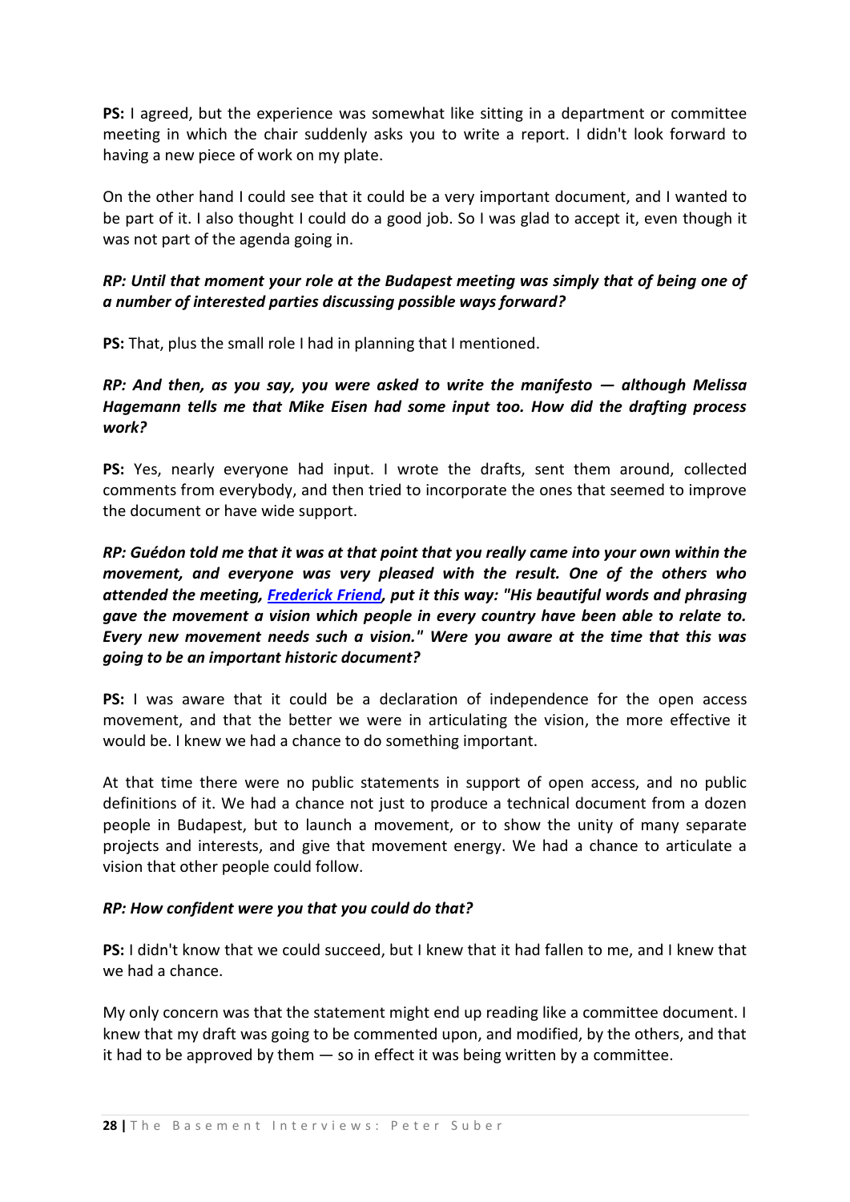**PS:** I agreed, but the experience was somewhat like sitting in a department or committee meeting in which the chair suddenly asks you to write a report. I didn't look forward to having a new piece of work on my plate.

On the other hand I could see that it could be a very important document, and I wanted to be part of it. I also thought I could do a good job. So I was glad to accept it, even though it was not part of the agenda going in.

***RP: Until that moment your role at the Budapest meeting was simply that of being one of a number of interested parties discussing possible ways forward?***

**PS:** That, plus the small role I had in planning that I mentioned.

***RP: And then, as you say, you were asked to write the manifesto — although Melissa Hagemann tells me that Mike Eisen had some input too. How did the drafting process work?***

**PS:** Yes, nearly everyone had input. I wrote the drafts, sent them around, collected comments from everybody, and then tried to incorporate the ones that seemed to improve the document or have wide support.

***RP: Guédon told me that it was at that point that you really came into your own within the movement, and everyone was very pleased with the result. One of the others who attended the meeting, Frederick Friend, put it this way: "His beautiful words and phrasing gave the movement a vision which people in every country have been able to relate to. Every new movement needs such a vision." Were you aware at the time that this was going to be an important historic document?***

**PS:** I was aware that it could be a declaration of independence for the open access movement, and that the better we were in articulating the vision, the more effective it would be. I knew we had a chance to do something important.

At that time there were no public statements in support of open access, and no public definitions of it. We had a chance not just to produce a technical document from a dozen people in Budapest, but to launch a movement, or to show the unity of many separate projects and interests, and give that movement energy. We had a chance to articulate a vision that other people could follow.

***RP: How confident were you that you could do that?***

**PS:** I didn't know that we could succeed, but I knew that it had fallen to me, and I knew that we had a chance.

My only concern was that the statement might end up reading like a committee document. I knew that my draft was going to be commented upon, and modified, by the others, and that it had to be approved by them — so in effect it was being written by a committee.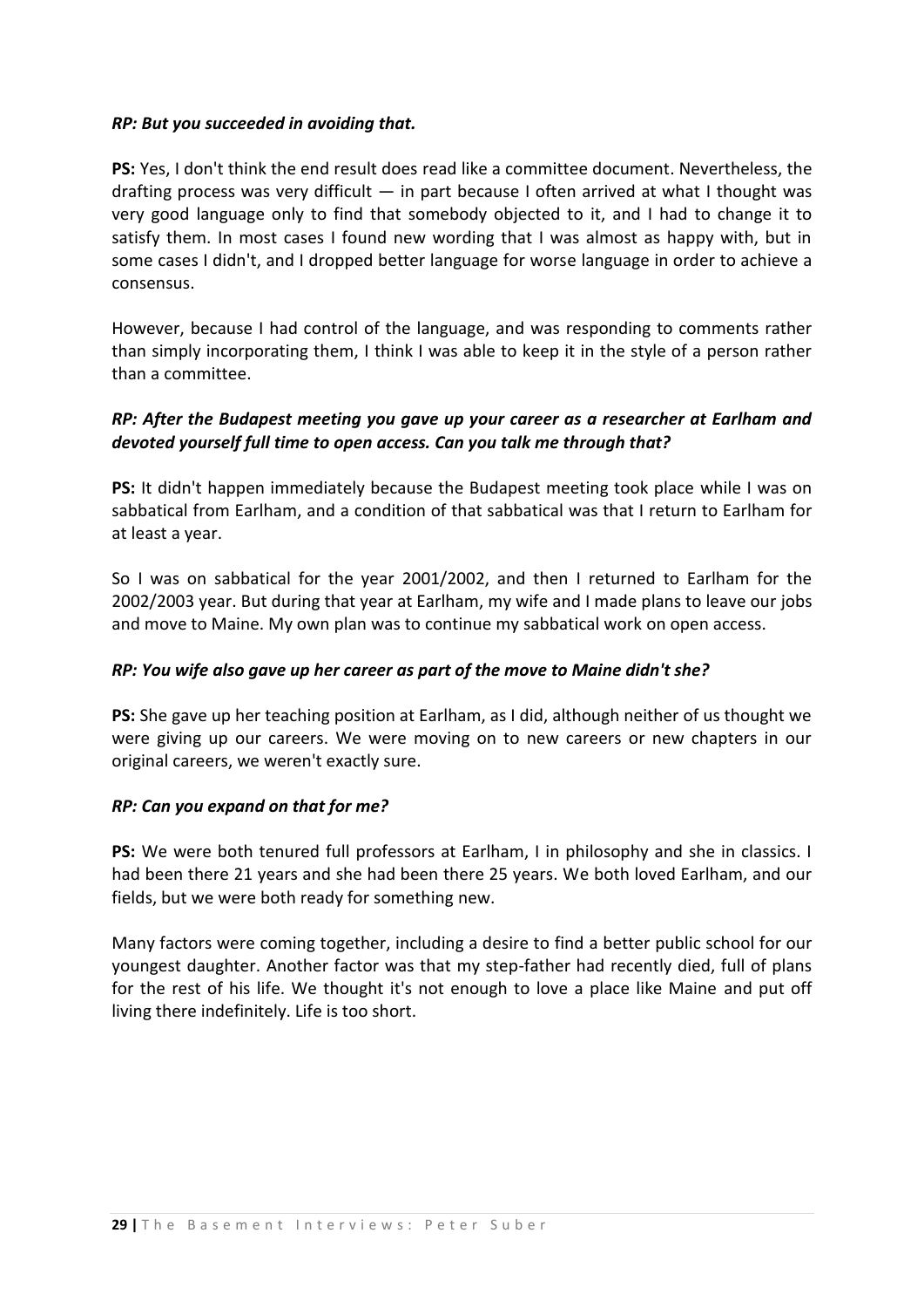***RP: But you succeeded in avoiding that.***

**PS:** Yes, I don't think the end result does read like a committee document. Nevertheless, the drafting process was very difficult — in part because I often arrived at what I thought was very good language only to find that somebody objected to it, and I had to change it to satisfy them. In most cases I found new wording that I was almost as happy with, but in some cases I didn't, and I dropped better language for worse language in order to achieve a consensus.

However, because I had control of the language, and was responding to comments rather than simply incorporating them, I think I was able to keep it in the style of a person rather than a committee.

***RP: After the Budapest meeting you gave up your career as a researcher at Earlham and devoted yourself full time to open access. Can you talk me through that?***

**PS:** It didn't happen immediately because the Budapest meeting took place while I was on sabbatical from Earlham, and a condition of that sabbatical was that I return to Earlham for at least a year.

So I was on sabbatical for the year 2001/2002, and then I returned to Earlham for the 2002/2003 year. But during that year at Earlham, my wife and I made plans to leave our jobs and move to Maine. My own plan was to continue my sabbatical work on open access.

***RP: You wife also gave up her career as part of the move to Maine didn't she?***

**PS:** She gave up her teaching position at Earlham, as I did, although neither of us thought we were giving up our careers. We were moving on to new careers or new chapters in our original careers, we weren't exactly sure.

***RP: Can you expand on that for me?***

**PS:** We were both tenured full professors at Earlham, I in philosophy and she in classics. I had been there 21 years and she had been there 25 years. We both loved Earlham, and our fields, but we were both ready for something new.

Many factors were coming together, including a desire to find a better public school for our youngest daughter. Another factor was that my step-father had recently died, full of plans for the rest of his life. We thought it's not enough to love a place like Maine and put off living there indefinitely. Life is too short.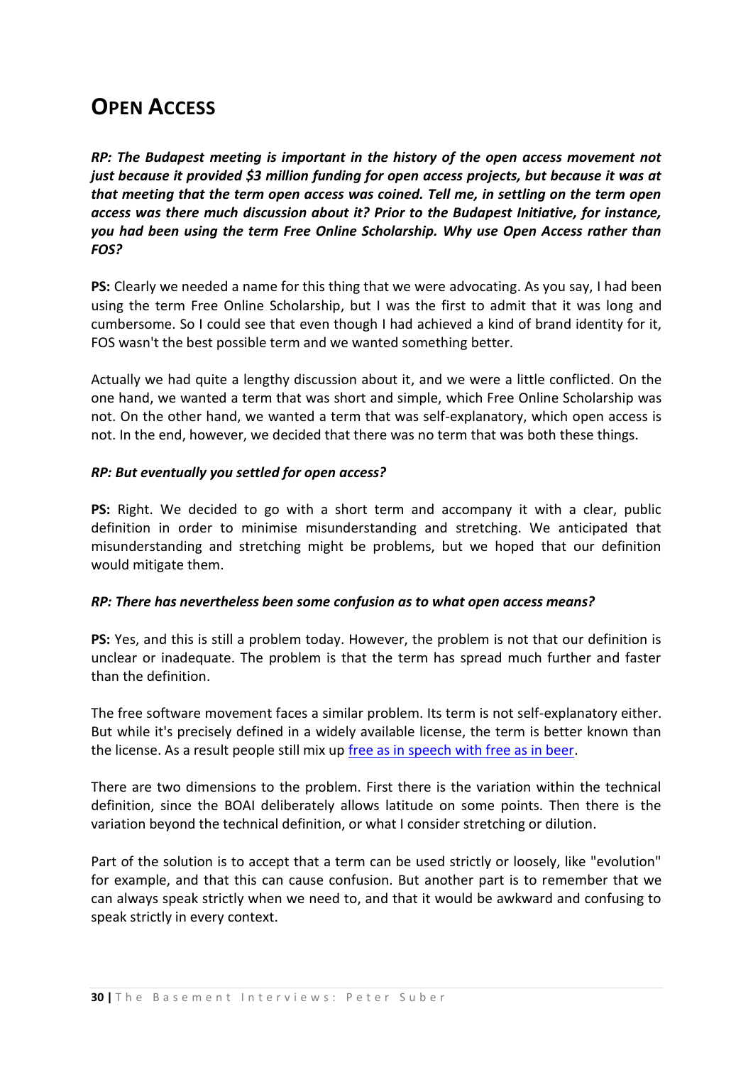# OPEN ACCESS

***RP: The Budapest meeting is important in the history of the open access movement not just because it provided $3 million funding for open access projects, but because it was at that meeting that the term open access was coined. Tell me, in settling on the term open access was there much discussion about it? Prior to the Budapest Initiative, for instance, you had been using the term Free Online Scholarship. Why use Open Access rather than FOS?***

**PS:** Clearly we needed a name for this thing that we were advocating. As you say, I had been using the term Free Online Scholarship, but I was the first to admit that it was long and cumbersome. So I could see that even though I had achieved a kind of brand identity for it, FOS wasn't the best possible term and we wanted something better.

Actually we had quite a lengthy discussion about it, and we were a little conflicted. On the one hand, we wanted a term that was short and simple, which Free Online Scholarship was not. On the other hand, we wanted a term that was self-explanatory, which open access is not. In the end, however, we decided that there was no term that was both these things.

***RP: But eventually you settled for open access?***

**PS:** Right. We decided to go with a short term and accompany it with a clear, public definition in order to minimise misunderstanding and stretching. We anticipated that misunderstanding and stretching might be problems, but we hoped that our definition would mitigate them.

***RP: There has nevertheless been some confusion as to what open access means?***

**PS:** Yes, and this is still a problem today. However, the problem is not that our definition is unclear or inadequate. The problem is that the term has spread much further and faster than the definition.

The free software movement faces a similar problem. Its term is not self-explanatory either. But while it's precisely defined in a widely available license, the term is better known than the license. As a result people still mix up free as in speech with free as in beer.

There are two dimensions to the problem. First there is the variation within the technical definition, since the BOAI deliberately allows latitude on some points. Then there is the variation beyond the technical definition, or what I consider stretching or dilution.

Part of the solution is to accept that a term can be used strictly or loosely, like "evolution" for example, and that this can cause confusion. But another part is to remember that we can always speak strictly when we need to, and that it would be awkward and confusing to speak strictly in every context.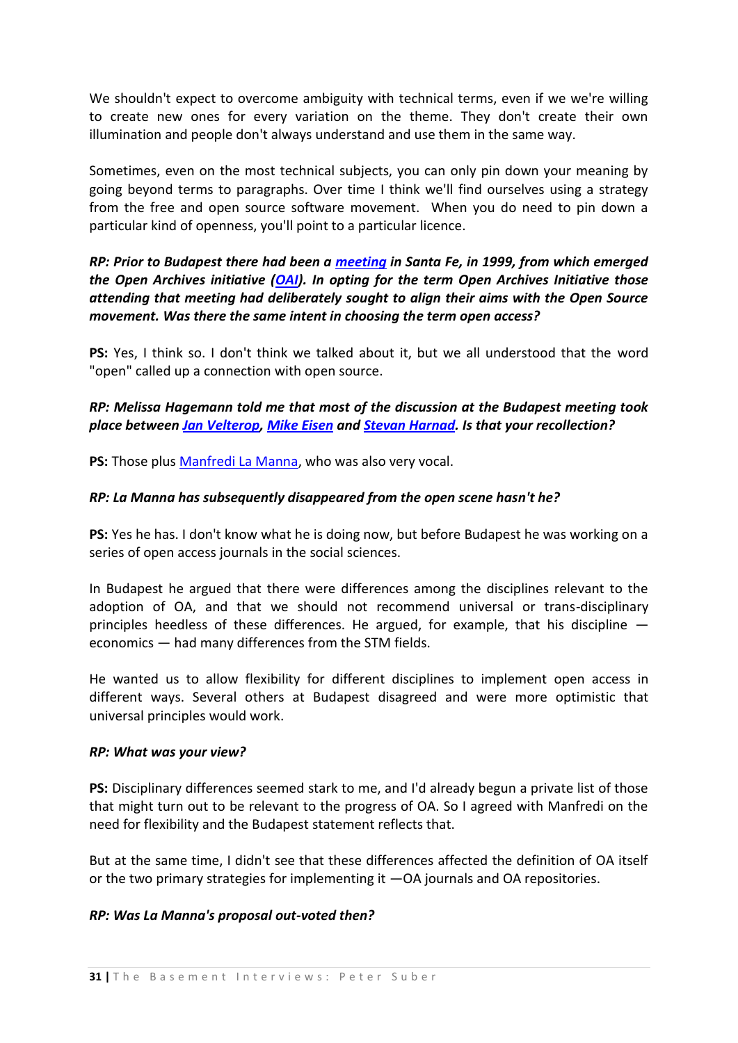We shouldn't expect to overcome ambiguity with technical terms, even if we we're willing to create new ones for every variation on the theme. They don't create their own illumination and people don't always understand and use them in the same way.

Sometimes, even on the most technical subjects, you can only pin down your meaning by going beyond terms to paragraphs. Over time I think we'll find ourselves using a strategy from the free and open source software movement. When you do need to pin down a particular kind of openness, you'll point to a particular licence.

***RP: Prior to Budapest there had been a meeting in Santa Fe, in 1999, from which emerged the Open Archives initiative (OAI). In opting for the term Open Archives Initiative those attending that meeting had deliberately sought to align their aims with the Open Source movement. Was there the same intent in choosing the term open access?***

**PS:** Yes, I think so. I don't think we talked about it, but we all understood that the word "open" called up a connection with open source.

***RP: Melissa Hagemann told me that most of the discussion at the Budapest meeting took place between Jan Velterop, Mike Eisen and Stevan Harnad. Is that your recollection?***

**PS:** Those plus Manfredi La Manna, who was also very vocal.

***RP: La Manna has subsequently disappeared from the open scene hasn't he?***

**PS:** Yes he has. I don't know what he is doing now, but before Budapest he was working on a series of open access journals in the social sciences.

In Budapest he argued that there were differences among the disciplines relevant to the adoption of OA, and that we should not recommend universal or trans-disciplinary principles heedless of these differences. He argued, for example, that his discipline — economics — had many differences from the STM fields.

He wanted us to allow flexibility for different disciplines to implement open access in different ways. Several others at Budapest disagreed and were more optimistic that universal principles would work.

***RP: What was your view?***

**PS:** Disciplinary differences seemed stark to me, and I'd already begun a private list of those that might turn out to be relevant to the progress of OA. So I agreed with Manfredi on the need for flexibility and the Budapest statement reflects that.

But at the same time, I didn't see that these differences affected the definition of OA itself or the two primary strategies for implementing it —OA journals and OA repositories.

***RP: Was La Manna's proposal out-voted then?***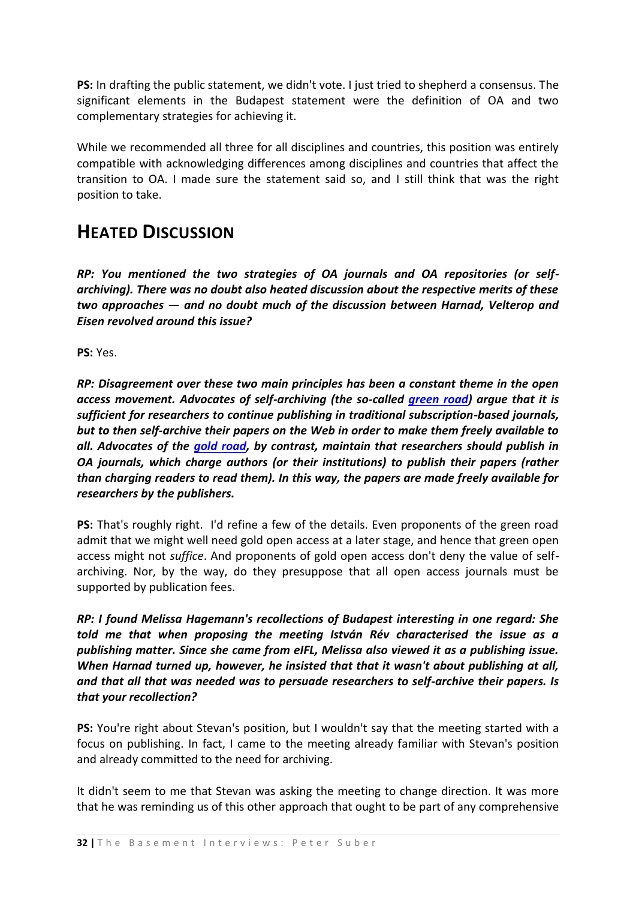**PS:** In drafting the public statement, we didn't vote. I just tried to shepherd a consensus. The significant elements in the Budapest statement were the definition of OA and two complementary strategies for achieving it.

While we recommended all three for all disciplines and countries, this position was entirely compatible with acknowledging differences among disciplines and countries that affect the transition to OA. I made sure the statement said so, and I still think that was the right position to take.

## HEATED DISCUSSION

***RP: You mentioned the two strategies of OA journals and OA repositories (or self-archiving). There was no doubt also heated discussion about the respective merits of these two approaches — and no doubt much of the discussion between Harnad, Velterop and Eisen revolved around this issue?***

**PS:** Yes.

***RP: Disagreement over these two main principles has been a constant theme in the open access movement. Advocates of self-archiving (the so-called green road) argue that it is sufficient for researchers to continue publishing in traditional subscription-based journals, but to then self-archive their papers on the Web in order to make them freely available to all. Advocates of the gold road, by contrast, maintain that researchers should publish in OA journals, which charge authors (or their institutions) to publish their papers (rather than charging readers to read them). In this way, the papers are made freely available for researchers by the publishers.***

**PS:** That's roughly right. I'd refine a few of the details. Even proponents of the green road admit that we might well need gold open access at a later stage, and hence that green open access might not *suffice*. And proponents of gold open access don't deny the value of self-archiving. Nor, by the way, do they presuppose that all open access journals must be supported by publication fees.

***RP: I found Melissa Hagemann's recollections of Budapest interesting in one regard: She told me that when proposing the meeting István Rév characterised the issue as a publishing matter. Since she came from eIFL, Melissa also viewed it as a publishing issue. When Harnad turned up, however, he insisted that that it wasn't about publishing at all, and that all that was needed was to persuade researchers to self-archive their papers. Is that your recollection?***

**PS:** You're right about Stevan's position, but I wouldn't say that the meeting started with a focus on publishing. In fact, I came to the meeting already familiar with Stevan's position and already committed to the need for archiving.

It didn't seem to me that Stevan was asking the meeting to change direction. It was more that he was reminding us of this other approach that ought to be part of any comprehensive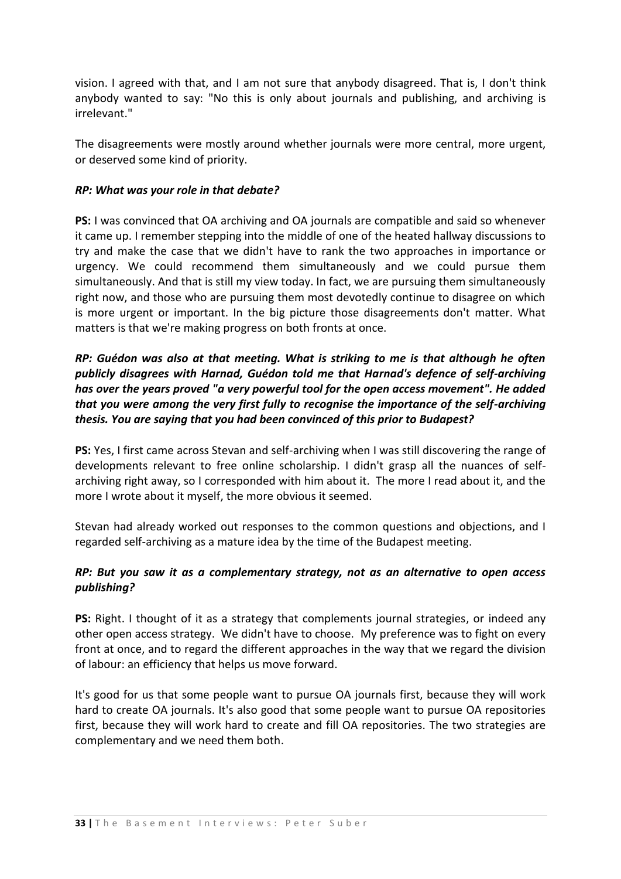vision. I agreed with that, and I am not sure that anybody disagreed. That is, I don't think anybody wanted to say: "No this is only about journals and publishing, and archiving is irrelevant."

The disagreements were mostly around whether journals were more central, more urgent, or deserved some kind of priority.

***RP: What was your role in that debate?***

**PS:** I was convinced that OA archiving and OA journals are compatible and said so whenever it came up. I remember stepping into the middle of one of the heated hallway discussions to try and make the case that we didn't have to rank the two approaches in importance or urgency. We could recommend them simultaneously and we could pursue them simultaneously. And that is still my view today. In fact, we are pursuing them simultaneously right now, and those who are pursuing them most devotedly continue to disagree on which is more urgent or important. In the big picture those disagreements don't matter. What matters is that we're making progress on both fronts at once.

***RP: Guédon was also at that meeting. What is striking to me is that although he often publicly disagrees with Harnad, Guédon told me that Harnad's defence of self-archiving has over the years proved "a very powerful tool for the open access movement". He added that you were among the very first fully to recognise the importance of the self-archiving thesis. You are saying that you had been convinced of this prior to Budapest?***

**PS:** Yes, I first came across Stevan and self-archiving when I was still discovering the range of developments relevant to free online scholarship. I didn't grasp all the nuances of self-archiving right away, so I corresponded with him about it. The more I read about it, and the more I wrote about it myself, the more obvious it seemed.

Stevan had already worked out responses to the common questions and objections, and I regarded self-archiving as a mature idea by the time of the Budapest meeting.

***RP: But you saw it as a complementary strategy, not as an alternative to open access publishing?***

**PS:** Right. I thought of it as a strategy that complements journal strategies, or indeed any other open access strategy. We didn't have to choose. My preference was to fight on every front at once, and to regard the different approaches in the way that we regard the division of labour: an efficiency that helps us move forward.

It's good for us that some people want to pursue OA journals first, because they will work hard to create OA journals. It's also good that some people want to pursue OA repositories first, because they will work hard to create and fill OA repositories. The two strategies are complementary and we need them both.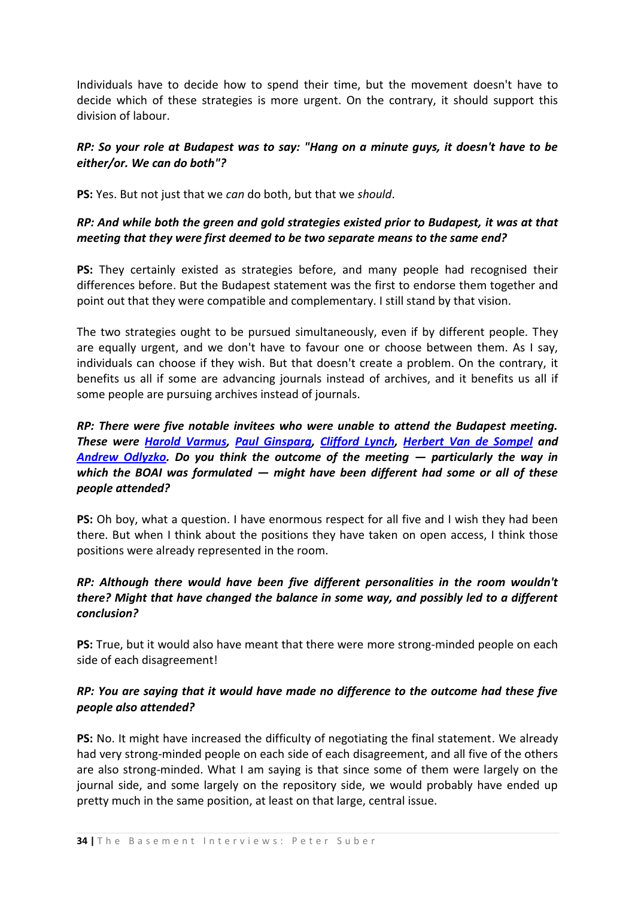Individuals have to decide how to spend their time, but the movement doesn't have to decide which of these strategies is more urgent. On the contrary, it should support this division of labour.

***RP: So your role at Budapest was to say: "Hang on a minute guys, it doesn't have to be either/or. We can do both"?***

**PS:** Yes. But not just that we *can* do both, but that we *should*.

***RP: And while both the green and gold strategies existed prior to Budapest, it was at that meeting that they were first deemed to be two separate means to the same end?***

**PS:** They certainly existed as strategies before, and many people had recognised their differences before. But the Budapest statement was the first to endorse them together and point out that they were compatible and complementary. I still stand by that vision.

The two strategies ought to be pursued simultaneously, even if by different people. They are equally urgent, and we don't have to favour one or choose between them. As I say, individuals can choose if they wish. But that doesn't create a problem. On the contrary, it benefits us all if some are advancing journals instead of archives, and it benefits us all if some people are pursuing archives instead of journals.

***RP: There were five notable invitees who were unable to attend the Budapest meeting. These were Harold Varmus, Paul Ginsparg, Clifford Lynch, Herbert Van de Sompel and Andrew Odlyzko. Do you think the outcome of the meeting — particularly the way in which the BOAI was formulated — might have been different had some or all of these people attended?***

**PS:** Oh boy, what a question. I have enormous respect for all five and I wish they had been there. But when I think about the positions they have taken on open access, I think those positions were already represented in the room.

***RP: Although there would have been five different personalities in the room wouldn't there? Might that have changed the balance in some way, and possibly led to a different conclusion?***

**PS:** True, but it would also have meant that there were more strong-minded people on each side of each disagreement!

***RP: You are saying that it would have made no difference to the outcome had these five people also attended?***

**PS:** No. It might have increased the difficulty of negotiating the final statement. We already had very strong-minded people on each side of each disagreement, and all five of the others are also strong-minded. What I am saying is that since some of them were largely on the journal side, and some largely on the repository side, we would probably have ended up pretty much in the same position, at least on that large, central issue.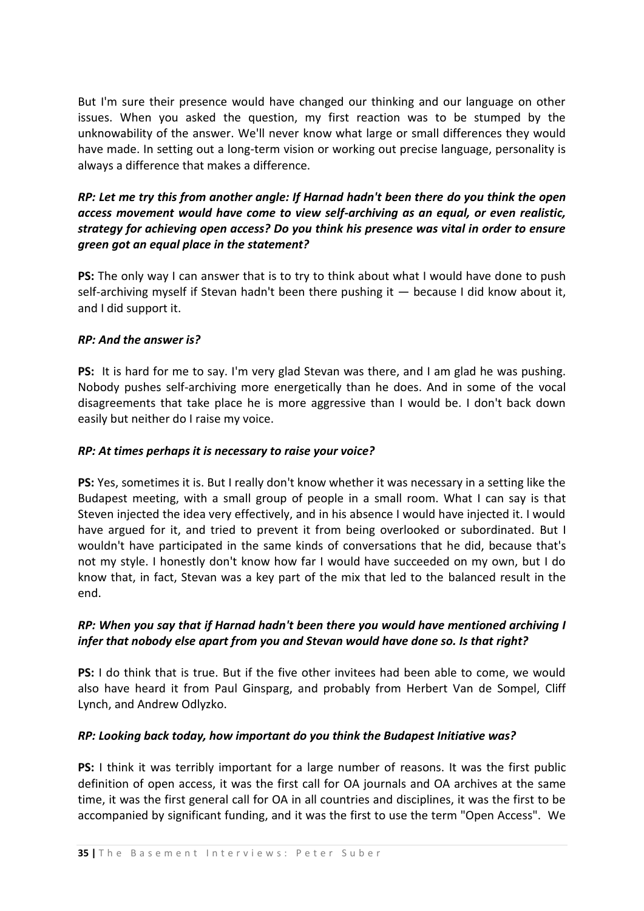But I'm sure their presence would have changed our thinking and our language on other issues. When you asked the question, my first reaction was to be stumped by the unknowability of the answer. We'll never know what large or small differences they would have made. In setting out a long-term vision or working out precise language, personality is always a difference that makes a difference.

***RP: Let me try this from another angle: If Harnad hadn't been there do you think the open access movement would have come to view self-archiving as an equal, or even realistic, strategy for achieving open access? Do you think his presence was vital in order to ensure green got an equal place in the statement?***

**PS:** The only way I can answer that is to try to think about what I would have done to push self-archiving myself if Stevan hadn't been there pushing it — because I did know about it, and I did support it.

***RP: And the answer is?***

**PS:** It is hard for me to say. I'm very glad Stevan was there, and I am glad he was pushing. Nobody pushes self-archiving more energetically than he does. And in some of the vocal disagreements that take place he is more aggressive than I would be. I don't back down easily but neither do I raise my voice.

***RP: At times perhaps it is necessary to raise your voice?***

**PS:** Yes, sometimes it is. But I really don't know whether it was necessary in a setting like the Budapest meeting, with a small group of people in a small room. What I can say is that Steven injected the idea very effectively, and in his absence I would have injected it. I would have argued for it, and tried to prevent it from being overlooked or subordinated. But I wouldn't have participated in the same kinds of conversations that he did, because that's not my style. I honestly don't know how far I would have succeeded on my own, but I do know that, in fact, Stevan was a key part of the mix that led to the balanced result in the end.

***RP: When you say that if Harnad hadn't been there you would have mentioned archiving I infer that nobody else apart from you and Stevan would have done so. Is that right?***

**PS:** I do think that is true. But if the five other invitees had been able to come, we would also have heard it from Paul Ginsparg, and probably from Herbert Van de Sompel, Cliff Lynch, and Andrew Odlyzko.

***RP: Looking back today, how important do you think the Budapest Initiative was?***

**PS:** I think it was terribly important for a large number of reasons. It was the first public definition of open access, it was the first call for OA journals and OA archives at the same time, it was the first general call for OA in all countries and disciplines, it was the first to be accompanied by significant funding, and it was the first to use the term "Open Access". We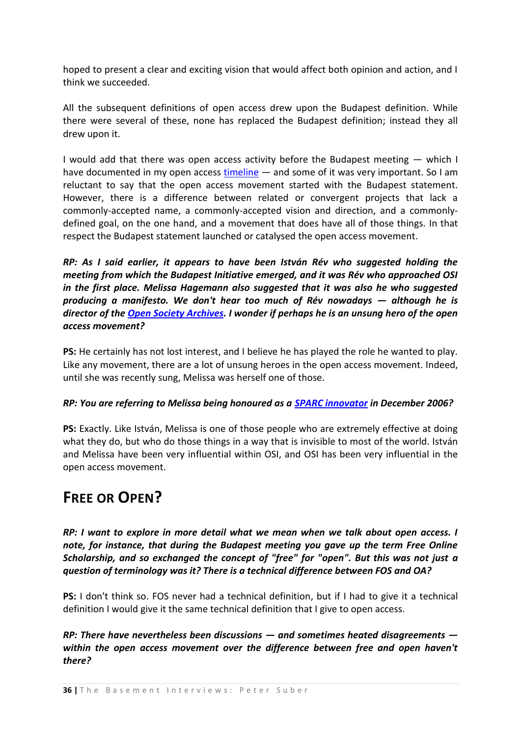hoped to present a clear and exciting vision that would affect both opinion and action, and I think we succeeded.

All the subsequent definitions of open access drew upon the Budapest definition. While there were several of these, none has replaced the Budapest definition; instead they all drew upon it.

I would add that there was open access activity before the Budapest meeting — which I have documented in my open access timeline — and some of it was very important. So I am reluctant to say that the open access movement started with the Budapest statement. However, there is a difference between related or convergent projects that lack a commonly-accepted name, a commonly-accepted vision and direction, and a commonly-defined goal, on the one hand, and a movement that does have all of those things. In that respect the Budapest statement launched or catalysed the open access movement.

***RP: As I said earlier, it appears to have been István Rév who suggested holding the meeting from which the Budapest Initiative emerged, and it was Rév who approached OSI in the first place. Melissa Hagemann also suggested that it was also he who suggested producing a manifesto. We don't hear too much of Rév nowadays — although he is director of the Open Society Archives. I wonder if perhaps he is an unsung hero of the open access movement?***

**PS:** He certainly has not lost interest, and I believe he has played the role he wanted to play. Like any movement, there are a lot of unsung heroes in the open access movement. Indeed, until she was recently sung, Melissa was herself one of those.

***RP: You are referring to Melissa being honoured as a SPARC innovator in December 2006?***

**PS:** Exactly. Like István, Melissa is one of those people who are extremely effective at doing what they do, but who do those things in a way that is invisible to most of the world. István and Melissa have been very influential within OSI, and OSI has been very influential in the open access movement.

## FREE OR OPEN?

***RP: I want to explore in more detail what we mean when we talk about open access. I note, for instance, that during the Budapest meeting you gave up the term Free Online Scholarship, and so exchanged the concept of "free" for "open". But this was not just a question of terminology was it? There is a technical difference between FOS and OA?***

**PS:** I don't think so. FOS never had a technical definition, but if I had to give it a technical definition I would give it the same technical definition that I give to open access.

***RP: There have nevertheless been discussions — and sometimes heated disagreements — within the open access movement over the difference between free and open haven't there?***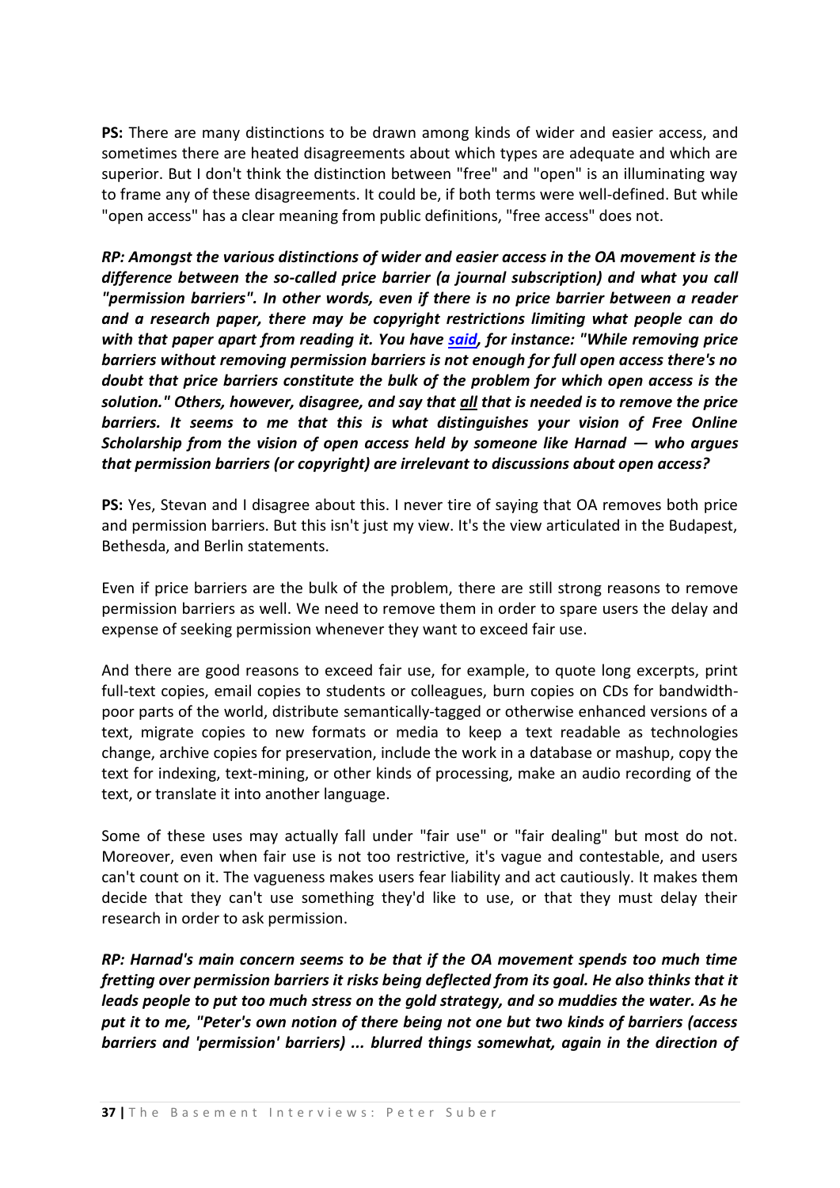**PS:** There are many distinctions to be drawn among kinds of wider and easier access, and sometimes there are heated disagreements about which types are adequate and which are superior. But I don't think the distinction between "free" and "open" is an illuminating way to frame any of these disagreements. It could be, if both terms were well-defined. But while "open access" has a clear meaning from public definitions, "free access" does not.

***RP: Amongst the various distinctions of wider and easier access in the OA movement is the difference between the so-called price barrier (a journal subscription) and what you call "permission barriers". In other words, even if there is no price barrier between a reader and a research paper, there may be copyright restrictions limiting what people can do with that paper apart from reading it. You have [said](), for instance: "While removing price barriers without removing permission barriers is not enough for full open access there's no doubt that price barriers constitute the bulk of the problem for which open access is the solution." Others, however, disagree, and say that <u>all</u> that is needed is to remove the price barriers. It seems to me that this is what distinguishes your vision of Free Online Scholarship from the vision of open access held by someone like Harnad — who argues that permission barriers (or copyright) are irrelevant to discussions about open access?***

**PS:** Yes, Stevan and I disagree about this. I never tire of saying that OA removes both price and permission barriers. But this isn't just my view. It's the view articulated in the Budapest, Bethesda, and Berlin statements.

Even if price barriers are the bulk of the problem, there are still strong reasons to remove permission barriers as well. We need to remove them in order to spare users the delay and expense of seeking permission whenever they want to exceed fair use.

And there are good reasons to exceed fair use, for example, to quote long excerpts, print full-text copies, email copies to students or colleagues, burn copies on CDs for bandwidth-poor parts of the world, distribute semantically-tagged or otherwise enhanced versions of a text, migrate copies to new formats or media to keep a text readable as technologies change, archive copies for preservation, include the work in a database or mashup, copy the text for indexing, text-mining, or other kinds of processing, make an audio recording of the text, or translate it into another language.

Some of these uses may actually fall under "fair use" or "fair dealing" but most do not. Moreover, even when fair use is not too restrictive, it's vague and contestable, and users can't count on it. The vagueness makes users fear liability and act cautiously. It makes them decide that they can't use something they'd like to use, or that they must delay their research in order to ask permission.

***RP: Harnad's main concern seems to be that if the OA movement spends too much time fretting over permission barriers it risks being deflected from its goal. He also thinks that it leads people to put too much stress on the gold strategy, and so muddies the water. As he put it to me, "Peter's own notion of there being not one but two kinds of barriers (access barriers and 'permission' barriers) ... blurred things somewhat, again in the direction of***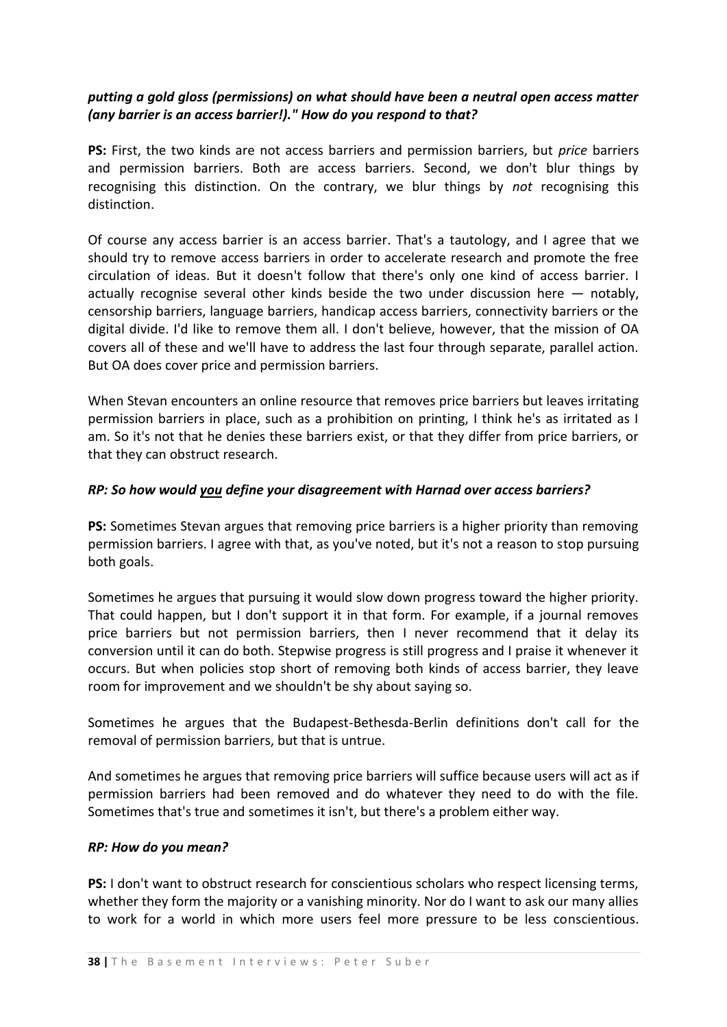***putting a gold gloss (permissions) on what should have been a neutral open access matter (any barrier is an access barrier!)." How do you respond to that?***

**PS:** First, the two kinds are not access barriers and permission barriers, but *price* barriers and permission barriers. Both are access barriers. Second, we don't blur things by recognising this distinction. On the contrary, we blur things by *not* recognising this distinction.

Of course any access barrier is an access barrier. That's a tautology, and I agree that we should try to remove access barriers in order to accelerate research and promote the free circulation of ideas. But it doesn't follow that there's only one kind of access barrier. I actually recognise several other kinds beside the two under discussion here — notably, censorship barriers, language barriers, handicap access barriers, connectivity barriers or the digital divide. I'd like to remove them all. I don't believe, however, that the mission of OA covers all of these and we'll have to address the last four through separate, parallel action. But OA does cover price and permission barriers.

When Stevan encounters an online resource that removes price barriers but leaves irritating permission barriers in place, such as a prohibition on printing, I think he's as irritated as I am. So it's not that he denies these barriers exist, or that they differ from price barriers, or that they can obstruct research.

***RP: So how would <u>you</u> define your disagreement with Harnad over access barriers?***

**PS:** Sometimes Stevan argues that removing price barriers is a higher priority than removing permission barriers. I agree with that, as you've noted, but it's not a reason to stop pursuing both goals.

Sometimes he argues that pursuing it would slow down progress toward the higher priority. That could happen, but I don't support it in that form. For example, if a journal removes price barriers but not permission barriers, then I never recommend that it delay its conversion until it can do both. Stepwise progress is still progress and I praise it whenever it occurs. But when policies stop short of removing both kinds of access barrier, they leave room for improvement and we shouldn't be shy about saying so.

Sometimes he argues that the Budapest-Bethesda-Berlin definitions don't call for the removal of permission barriers, but that is untrue.

And sometimes he argues that removing price barriers will suffice because users will act as if permission barriers had been removed and do whatever they need to do with the file. Sometimes that's true and sometimes it isn't, but there's a problem either way.

***RP: How do you mean?***

**PS:** I don't want to obstruct research for conscientious scholars who respect licensing terms, whether they form the majority or a vanishing minority. Nor do I want to ask our many allies to work for a world in which more users feel more pressure to be less conscientious.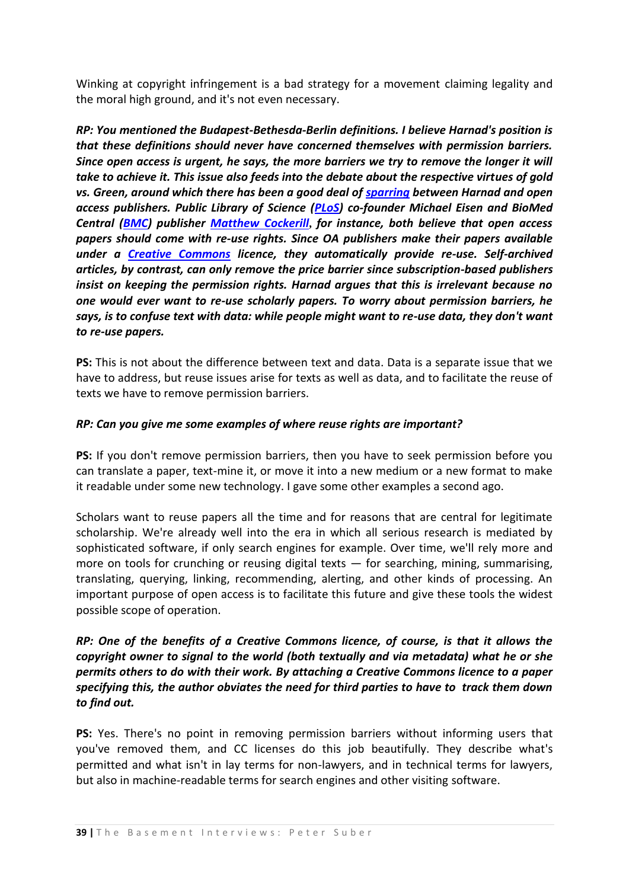Winking at copyright infringement is a bad strategy for a movement claiming legality and the moral high ground, and it's not even necessary.

***RP: You mentioned the Budapest-Bethesda-Berlin definitions. I believe Harnad's position is that these definitions should never have concerned themselves with permission barriers. Since open access is urgent, he says, the more barriers we try to remove the longer it will take to achieve it. This issue also feeds into the debate about the respective virtues of gold vs. Green, around which there has been a good deal of [sparring](#) between Harnad and open access publishers. Public Library of Science ([PLoS](#)) co-founder Michael Eisen and BioMed Central ([BMC](#)) publisher [Matthew Cockerill](#), for instance, both believe that open access papers should come with re-use rights. Since OA publishers make their papers available under a [Creative Commons](#) licence, they automatically provide re-use. Self-archived articles, by contrast, can only remove the price barrier since subscription-based publishers insist on keeping the permission rights. Harnad argues that this is irrelevant because no one would ever want to re-use scholarly papers. To worry about permission barriers, he says, is to confuse text with data: while people might want to re-use data, they don't want to re-use papers.***

**PS:** This is not about the difference between text and data. Data is a separate issue that we have to address, but reuse issues arise for texts as well as data, and to facilitate the reuse of texts we have to remove permission barriers.

***RP: Can you give me some examples of where reuse rights are important?***

**PS:** If you don't remove permission barriers, then you have to seek permission before you can translate a paper, text-mine it, or move it into a new medium or a new format to make it readable under some new technology. I gave some other examples a second ago.

Scholars want to reuse papers all the time and for reasons that are central for legitimate scholarship. We're already well into the era in which all serious research is mediated by sophisticated software, if only search engines for example. Over time, we'll rely more and more on tools for crunching or reusing digital texts — for searching, mining, summarising, translating, querying, linking, recommending, alerting, and other kinds of processing. An important purpose of open access is to facilitate this future and give these tools the widest possible scope of operation.

***RP: One of the benefits of a Creative Commons licence, of course, is that it allows the copyright owner to signal to the world (both textually and via metadata) what he or she permits others to do with their work. By attaching a Creative Commons licence to a paper specifying this, the author obviates the need for third parties to have to track them down to find out.***

**PS:** Yes. There's no point in removing permission barriers without informing users that you've removed them, and CC licenses do this job beautifully. They describe what's permitted and what isn't in lay terms for non-lawyers, and in technical terms for lawyers, but also in machine-readable terms for search engines and other visiting software.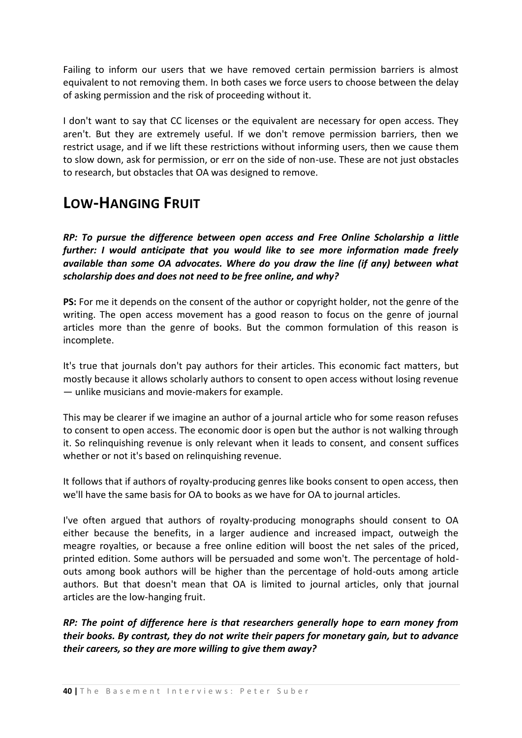Failing to inform our users that we have removed certain permission barriers is almost equivalent to not removing them. In both cases we force users to choose between the delay of asking permission and the risk of proceeding without it.

I don't want to say that CC licenses or the equivalent are necessary for open access. They aren't. But they are extremely useful. If we don't remove permission barriers, then we restrict usage, and if we lift these restrictions without informing users, then we cause them to slow down, ask for permission, or err on the side of non-use. These are not just obstacles to research, but obstacles that OA was designed to remove.

## Low-Hanging Fruit

***RP: To pursue the difference between open access and Free Online Scholarship a little further: I would anticipate that you would like to see more information made freely available than some OA advocates. Where do you draw the line (if any) between what scholarship does and does not need to be free online, and why?***

**PS:** For me it depends on the consent of the author or copyright holder, not the genre of the writing. The open access movement has a good reason to focus on the genre of journal articles more than the genre of books. But the common formulation of this reason is incomplete.

It's true that journals don't pay authors for their articles. This economic fact matters, but mostly because it allows scholarly authors to consent to open access without losing revenue — unlike musicians and movie-makers for example.

This may be clearer if we imagine an author of a journal article who for some reason refuses to consent to open access. The economic door is open but the author is not walking through it. So relinquishing revenue is only relevant when it leads to consent, and consent suffices whether or not it's based on relinquishing revenue.

It follows that if authors of royalty-producing genres like books consent to open access, then we'll have the same basis for OA to books as we have for OA to journal articles.

I've often argued that authors of royalty-producing monographs should consent to OA either because the benefits, in a larger audience and increased impact, outweigh the meagre royalties, or because a free online edition will boost the net sales of the priced, printed edition. Some authors will be persuaded and some won't. The percentage of hold-outs among book authors will be higher than the percentage of hold-outs among article authors. But that doesn't mean that OA is limited to journal articles, only that journal articles are the low-hanging fruit.

***RP: The point of difference here is that researchers generally hope to earn money from their books. By contrast, they do not write their papers for monetary gain, but to advance their careers, so they are more willing to give them away?***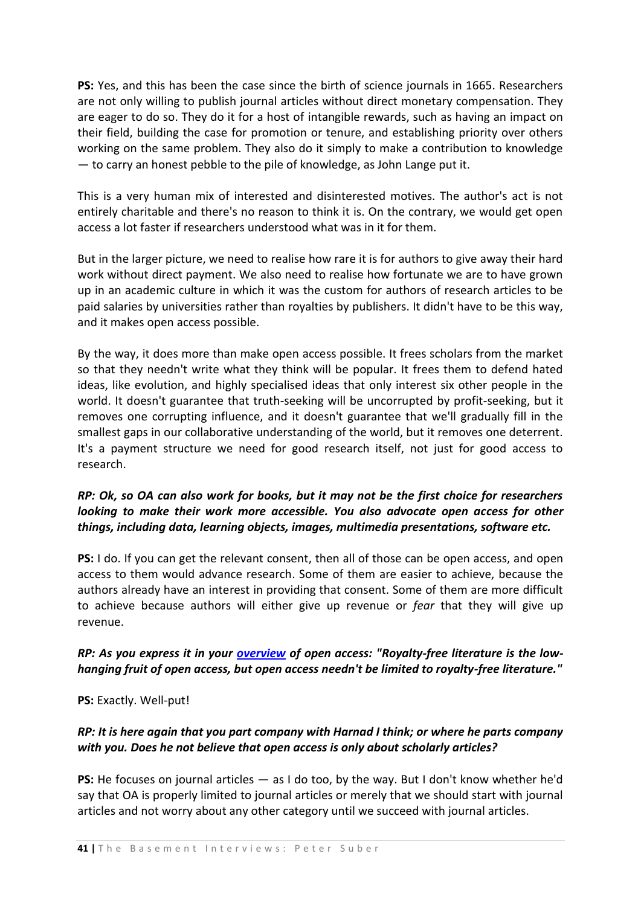**PS:** Yes, and this has been the case since the birth of science journals in 1665. Researchers are not only willing to publish journal articles without direct monetary compensation. They are eager to do so. They do it for a host of intangible rewards, such as having an impact on their field, building the case for promotion or tenure, and establishing priority over others working on the same problem. They also do it simply to make a contribution to knowledge — to carry an honest pebble to the pile of knowledge, as John Lange put it.

This is a very human mix of interested and disinterested motives. The author's act is not entirely charitable and there's no reason to think it is. On the contrary, we would get open access a lot faster if researchers understood what was in it for them.

But in the larger picture, we need to realise how rare it is for authors to give away their hard work without direct payment. We also need to realise how fortunate we are to have grown up in an academic culture in which it was the custom for authors of research articles to be paid salaries by universities rather than royalties by publishers. It didn't have to be this way, and it makes open access possible.

By the way, it does more than make open access possible. It frees scholars from the market so that they needn't write what they think will be popular. It frees them to defend hated ideas, like evolution, and highly specialised ideas that only interest six other people in the world. It doesn't guarantee that truth-seeking will be uncorrupted by profit-seeking, but it removes one corrupting influence, and it doesn't guarantee that we'll gradually fill in the smallest gaps in our collaborative understanding of the world, but it removes one deterrent. It's a payment structure we need for good research itself, not just for good access to research.

***RP: Ok, so OA can also work for books, but it may not be the first choice for researchers looking to make their work more accessible. You also advocate open access for other things, including data, learning objects, images, multimedia presentations, software etc.***

**PS:** I do. If you can get the relevant consent, then all of those can be open access, and open access to them would advance research. Some of them are easier to achieve, because the authors already have an interest in providing that consent. Some of them are more difficult to achieve because authors will either give up revenue or *fear* that they will give up revenue.

***RP: As you express it in your overview of open access: "Royalty-free literature is the low-hanging fruit of open access, but open access needn't be limited to royalty-free literature."***

**PS:** Exactly. Well-put!

***RP: It is here again that you part company with Harnad I think; or where he parts company with you. Does he not believe that open access is only about scholarly articles?***

**PS:** He focuses on journal articles — as I do too, by the way. But I don't know whether he'd say that OA is properly limited to journal articles or merely that we should start with journal articles and not worry about any other category until we succeed with journal articles.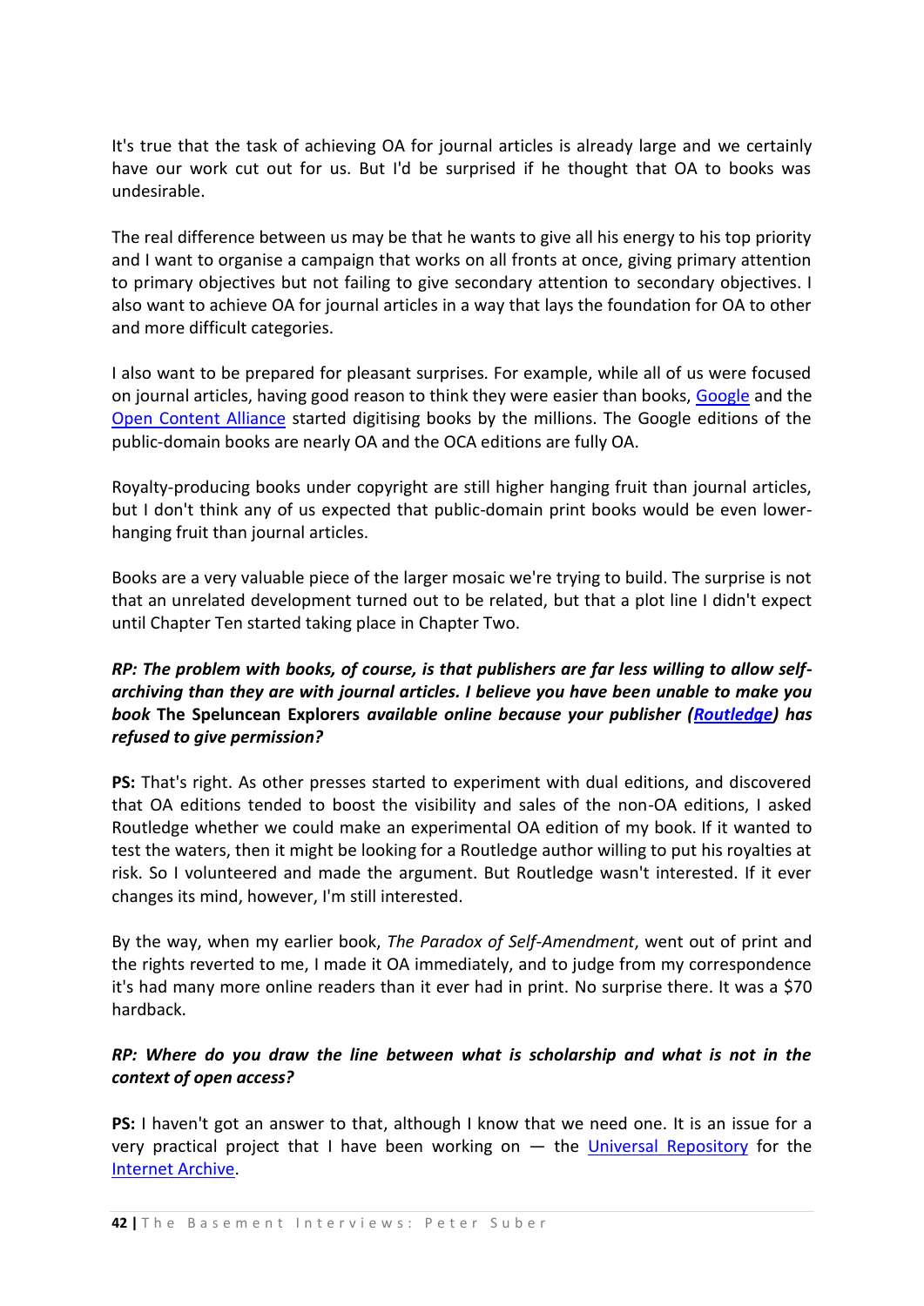It's true that the task of achieving OA for journal articles is already large and we certainly have our work cut out for us. But I'd be surprised if he thought that OA to books was undesirable.

The real difference between us may be that he wants to give all his energy to his top priority and I want to organise a campaign that works on all fronts at once, giving primary attention to primary objectives but not failing to give secondary attention to secondary objectives. I also want to achieve OA for journal articles in a way that lays the foundation for OA to other and more difficult categories.

I also want to be prepared for pleasant surprises. For example, while all of us were focused on journal articles, having good reason to think they were easier than books, Google and the Open Content Alliance started digitising books by the millions. The Google editions of the public-domain books are nearly OA and the OCA editions are fully OA.

Royalty-producing books under copyright are still higher hanging fruit than journal articles, but I don't think any of us expected that public-domain print books would be even lower-hanging fruit than journal articles.

Books are a very valuable piece of the larger mosaic we're trying to build. The surprise is not that an unrelated development turned out to be related, but that a plot line I didn't expect until Chapter Ten started taking place in Chapter Two.

***RP: The problem with books, of course, is that publishers are far less willing to allow self-archiving than they are with journal articles. I believe you have been unable to make you book* The Speluncean Explorers *available online because your publisher (Routledge) has refused to give permission?***

**PS:** That's right. As other presses started to experiment with dual editions, and discovered that OA editions tended to boost the visibility and sales of the non-OA editions, I asked Routledge whether we could make an experimental OA edition of my book. If it wanted to test the waters, then it might be looking for a Routledge author willing to put his royalties at risk. So I volunteered and made the argument. But Routledge wasn't interested. If it ever changes its mind, however, I'm still interested.

By the way, when my earlier book, *The Paradox of Self-Amendment*, went out of print and the rights reverted to me, I made it OA immediately, and to judge from my correspondence it's had many more online readers than it ever had in print. No surprise there. It was a $70 hardback.

***RP: Where do you draw the line between what is scholarship and what is not in the context of open access?***

**PS:** I haven't got an answer to that, although I know that we need one. It is an issue for a very practical project that I have been working on — the Universal Repository for the Internet Archive.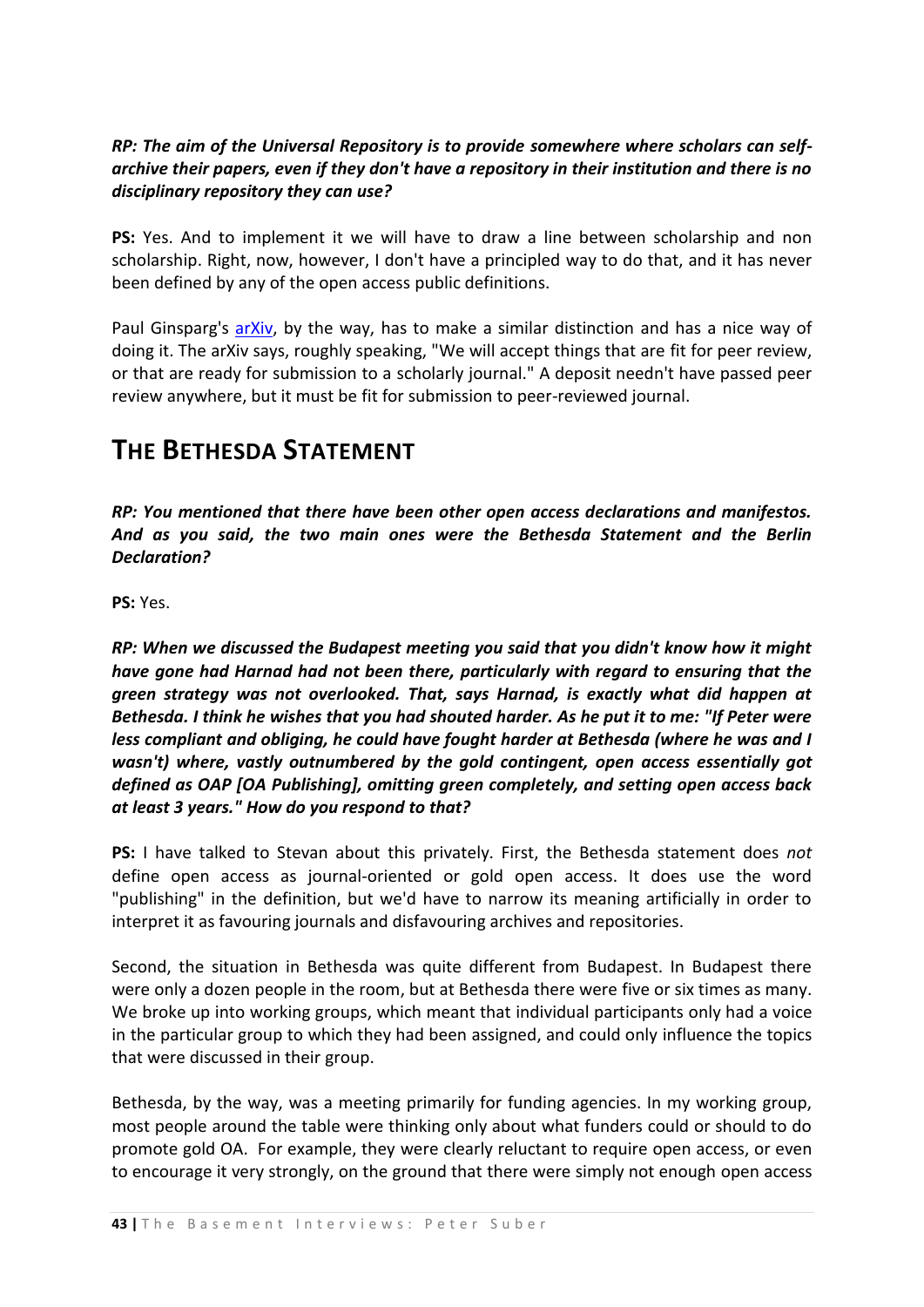***RP: The aim of the Universal Repository is to provide somewhere where scholars can self-archive their papers, even if they don't have a repository in their institution and there is no disciplinary repository they can use?***

**PS:** Yes. And to implement it we will have to draw a line between scholarship and non scholarship. Right, now, however, I don't have a principled way to do that, and it has never been defined by any of the open access public definitions.

Paul Ginsparg's arXiv, by the way, has to make a similar distinction and has a nice way of doing it. The arXiv says, roughly speaking, "We will accept things that are fit for peer review, or that are ready for submission to a scholarly journal." A deposit needn't have passed peer review anywhere, but it must be fit for submission to peer-reviewed journal.

## THE BETHESDA STATEMENT

***RP: You mentioned that there have been other open access declarations and manifestos. And as you said, the two main ones were the Bethesda Statement and the Berlin Declaration?***

**PS:** Yes.

***RP: When we discussed the Budapest meeting you said that you didn't know how it might have gone had Harnad had not been there, particularly with regard to ensuring that the green strategy was not overlooked. That, says Harnad, is exactly what did happen at Bethesda. I think he wishes that you had shouted harder. As he put it to me: "If Peter were less compliant and obliging, he could have fought harder at Bethesda (where he was and I wasn't) where, vastly outnumbered by the gold contingent, open access essentially got defined as OAP [OA Publishing], omitting green completely, and setting open access back at least 3 years." How do you respond to that?***

**PS:** I have talked to Stevan about this privately. First, the Bethesda statement does *not* define open access as journal-oriented or gold open access. It does use the word "publishing" in the definition, but we'd have to narrow its meaning artificially in order to interpret it as favouring journals and disfavouring archives and repositories.

Second, the situation in Bethesda was quite different from Budapest. In Budapest there were only a dozen people in the room, but at Bethesda there were five or six times as many. We broke up into working groups, which meant that individual participants only had a voice in the particular group to which they had been assigned, and could only influence the topics that were discussed in their group.

Bethesda, by the way, was a meeting primarily for funding agencies. In my working group, most people around the table were thinking only about what funders could or should to do promote gold OA. For example, they were clearly reluctant to require open access, or even to encourage it very strongly, on the ground that there were simply not enough open access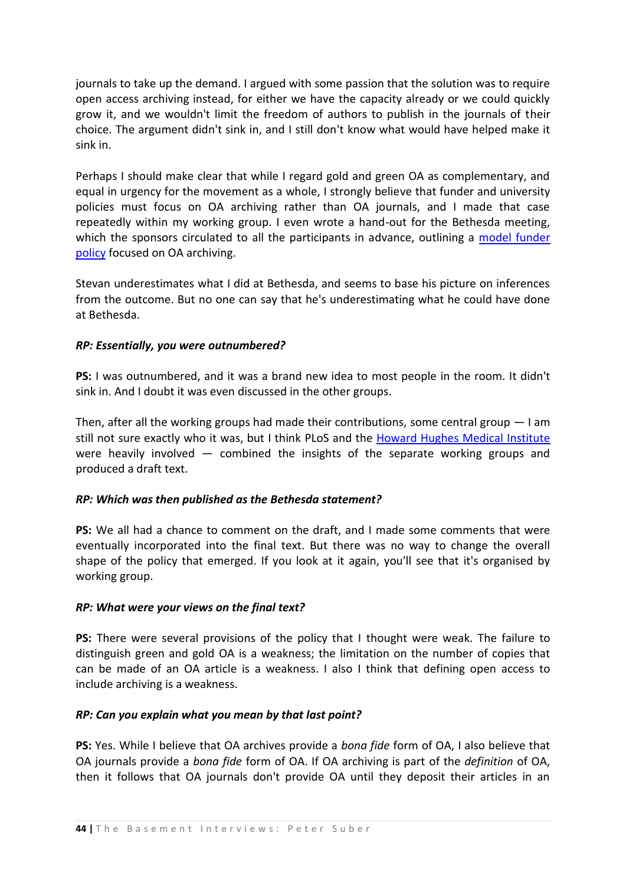journals to take up the demand. I argued with some passion that the solution was to require open access archiving instead, for either we have the capacity already or we could quickly grow it, and we wouldn't limit the freedom of authors to publish in the journals of their choice. The argument didn't sink in, and I still don't know what would have helped make it sink in.

Perhaps I should make clear that while I regard gold and green OA as complementary, and equal in urgency for the movement as a whole, I strongly believe that funder and university policies must focus on OA archiving rather than OA journals, and I made that case repeatedly within my working group. I even wrote a hand-out for the Bethesda meeting, which the sponsors circulated to all the participants in advance, outlining a model funder policy focused on OA archiving.

Stevan underestimates what I did at Bethesda, and seems to base his picture on inferences from the outcome. But no one can say that he's underestimating what he could have done at Bethesda.

***RP: Essentially, you were outnumbered?***

**PS:** I was outnumbered, and it was a brand new idea to most people in the room. It didn't sink in. And I doubt it was even discussed in the other groups.

Then, after all the working groups had made their contributions, some central group — I am still not sure exactly who it was, but I think PLoS and the Howard Hughes Medical Institute were heavily involved — combined the insights of the separate working groups and produced a draft text.

***RP: Which was then published as the Bethesda statement?***

**PS:** We all had a chance to comment on the draft, and I made some comments that were eventually incorporated into the final text. But there was no way to change the overall shape of the policy that emerged. If you look at it again, you'll see that it's organised by working group.

***RP: What were your views on the final text?***

**PS:** There were several provisions of the policy that I thought were weak. The failure to distinguish green and gold OA is a weakness; the limitation on the number of copies that can be made of an OA article is a weakness. I also think that defining open access to include archiving is a weakness.

***RP: Can you explain what you mean by that last point?***

**PS:** Yes. While I believe that OA archives provide a *bona fide* form of OA, I also believe that OA journals provide a *bona fide* form of OA. If OA archiving is part of the *definition* of OA, then it follows that OA journals don't provide OA until they deposit their articles in an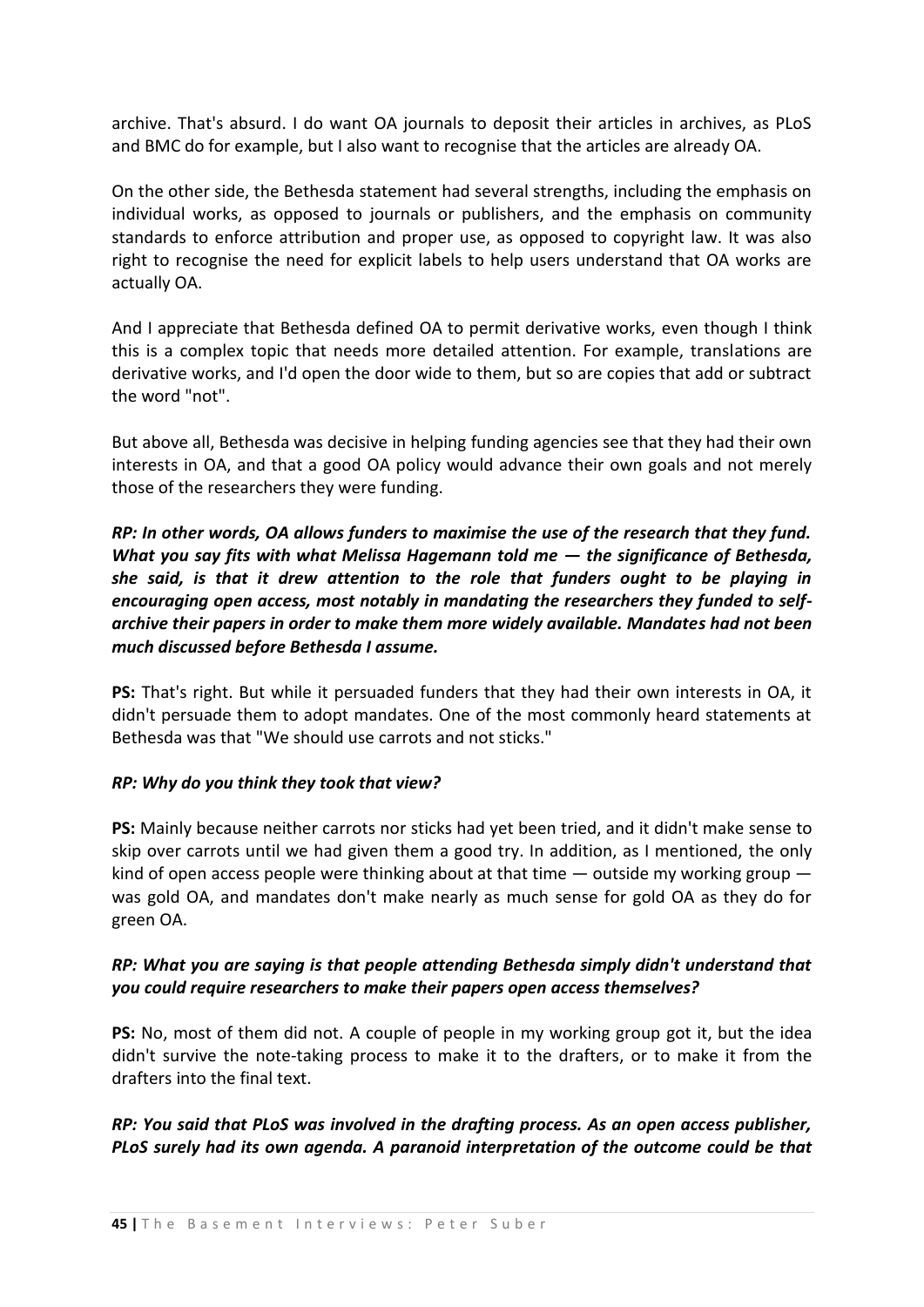archive. That's absurd. I do want OA journals to deposit their articles in archives, as PLoS and BMC do for example, but I also want to recognise that the articles are already OA.

On the other side, the Bethesda statement had several strengths, including the emphasis on individual works, as opposed to journals or publishers, and the emphasis on community standards to enforce attribution and proper use, as opposed to copyright law. It was also right to recognise the need for explicit labels to help users understand that OA works are actually OA.

And I appreciate that Bethesda defined OA to permit derivative works, even though I think this is a complex topic that needs more detailed attention. For example, translations are derivative works, and I'd open the door wide to them, but so are copies that add or subtract the word "not".

But above all, Bethesda was decisive in helping funding agencies see that they had their own interests in OA, and that a good OA policy would advance their own goals and not merely those of the researchers they were funding.

***RP: In other words, OA allows funders to maximise the use of the research that they fund. What you say fits with what Melissa Hagemann told me — the significance of Bethesda, she said, is that it drew attention to the role that funders ought to be playing in encouraging open access, most notably in mandating the researchers they funded to self-archive their papers in order to make them more widely available. Mandates had not been much discussed before Bethesda I assume.***

**PS:** That's right. But while it persuaded funders that they had their own interests in OA, it didn't persuade them to adopt mandates. One of the most commonly heard statements at Bethesda was that "We should use carrots and not sticks."

***RP: Why do you think they took that view?***

**PS:** Mainly because neither carrots nor sticks had yet been tried, and it didn't make sense to skip over carrots until we had given them a good try. In addition, as I mentioned, the only kind of open access people were thinking about at that time — outside my working group — was gold OA, and mandates don't make nearly as much sense for gold OA as they do for green OA.

***RP: What you are saying is that people attending Bethesda simply didn't understand that you could require researchers to make their papers open access themselves?***

**PS:** No, most of them did not. A couple of people in my working group got it, but the idea didn't survive the note-taking process to make it to the drafters, or to make it from the drafters into the final text.

***RP: You said that PLoS was involved in the drafting process. As an open access publisher, PLoS surely had its own agenda. A paranoid interpretation of the outcome could be that***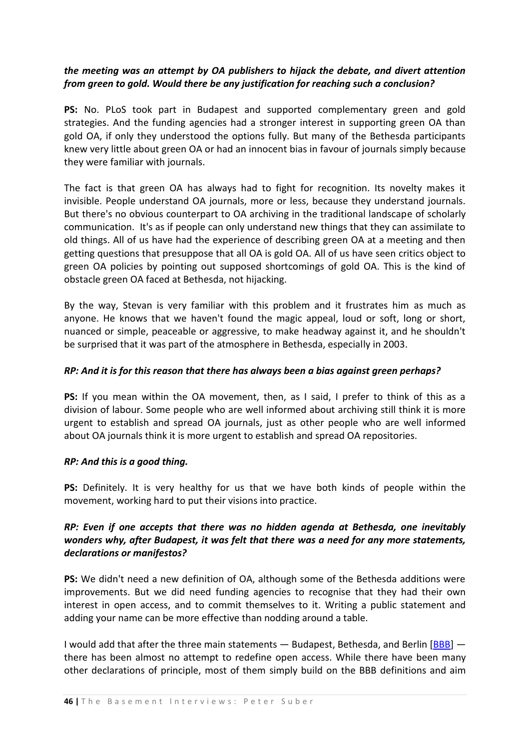***the meeting was an attempt by OA publishers to hijack the debate, and divert attention from green to gold. Would there be any justification for reaching such a conclusion?***

**PS:** No. PLoS took part in Budapest and supported complementary green and gold strategies. And the funding agencies had a stronger interest in supporting green OA than gold OA, if only they understood the options fully. But many of the Bethesda participants knew very little about green OA or had an innocent bias in favour of journals simply because they were familiar with journals.

The fact is that green OA has always had to fight for recognition. Its novelty makes it invisible. People understand OA journals, more or less, because they understand journals. But there's no obvious counterpart to OA archiving in the traditional landscape of scholarly communication. It's as if people can only understand new things that they can assimilate to old things. All of us have had the experience of describing green OA at a meeting and then getting questions that presuppose that all OA is gold OA. All of us have seen critics object to green OA policies by pointing out supposed shortcomings of gold OA. This is the kind of obstacle green OA faced at Bethesda, not hijacking.

By the way, Stevan is very familiar with this problem and it frustrates him as much as anyone. He knows that we haven't found the magic appeal, loud or soft, long or short, nuanced or simple, peaceable or aggressive, to make headway against it, and he shouldn't be surprised that it was part of the atmosphere in Bethesda, especially in 2003.

***RP: And it is for this reason that there has always been a bias against green perhaps?***

**PS:** If you mean within the OA movement, then, as I said, I prefer to think of this as a division of labour. Some people who are well informed about archiving still think it is more urgent to establish and spread OA journals, just as other people who are well informed about OA journals think it is more urgent to establish and spread OA repositories.

***RP: And this is a good thing.***

**PS:** Definitely. It is very healthy for us that we have both kinds of people within the movement, working hard to put their visions into practice.

***RP: Even if one accepts that there was no hidden agenda at Bethesda, one inevitably wonders why, after Budapest, it was felt that there was a need for any more statements, declarations or manifestos?***

**PS:** We didn't need a new definition of OA, although some of the Bethesda additions were improvements. But we did need funding agencies to recognise that they had their own interest in open access, and to commit themselves to it. Writing a public statement and adding your name can be more effective than nodding around a table.

I would add that after the three main statements — Budapest, Bethesda, and Berlin [BBB] — there has been almost no attempt to redefine open access. While there have been many other declarations of principle, most of them simply build on the BBB definitions and aim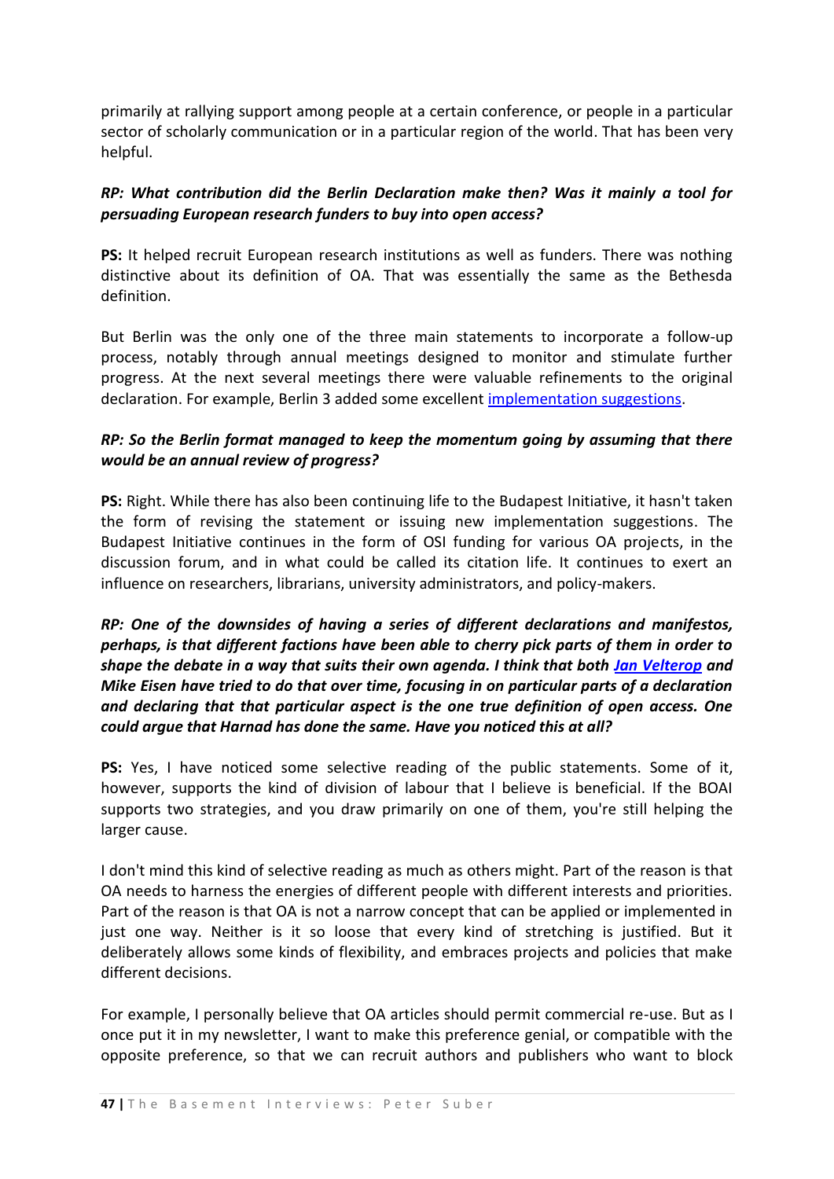primarily at rallying support among people at a certain conference, or people in a particular sector of scholarly communication or in a particular region of the world. That has been very helpful.

***RP: What contribution did the Berlin Declaration make then? Was it mainly a tool for persuading European research funders to buy into open access?***

**PS:** It helped recruit European research institutions as well as funders. There was nothing distinctive about its definition of OA. That was essentially the same as the Bethesda definition.

But Berlin was the only one of the three main statements to incorporate a follow-up process, notably through annual meetings designed to monitor and stimulate further progress. At the next several meetings there were valuable refinements to the original declaration. For example, Berlin 3 added some excellent implementation suggestions.

***RP: So the Berlin format managed to keep the momentum going by assuming that there would be an annual review of progress?***

**PS:** Right. While there has also been continuing life to the Budapest Initiative, it hasn't taken the form of revising the statement or issuing new implementation suggestions. The Budapest Initiative continues in the form of OSI funding for various OA projects, in the discussion forum, and in what could be called its citation life. It continues to exert an influence on researchers, librarians, university administrators, and policy-makers.

***RP: One of the downsides of having a series of different declarations and manifestos, perhaps, is that different factions have been able to cherry pick parts of them in order to shape the debate in a way that suits their own agenda. I think that both Jan Velterop and Mike Eisen have tried to do that over time, focusing in on particular parts of a declaration and declaring that that particular aspect is the one true definition of open access. One could argue that Harnad has done the same. Have you noticed this at all?***

**PS:** Yes, I have noticed some selective reading of the public statements. Some of it, however, supports the kind of division of labour that I believe is beneficial. If the BOAI supports two strategies, and you draw primarily on one of them, you're still helping the larger cause.

I don't mind this kind of selective reading as much as others might. Part of the reason is that OA needs to harness the energies of different people with different interests and priorities. Part of the reason is that OA is not a narrow concept that can be applied or implemented in just one way. Neither is it so loose that every kind of stretching is justified. But it deliberately allows some kinds of flexibility, and embraces projects and policies that make different decisions.

For example, I personally believe that OA articles should permit commercial re-use. But as I once put it in my newsletter, I want to make this preference genial, or compatible with the opposite preference, so that we can recruit authors and publishers who want to block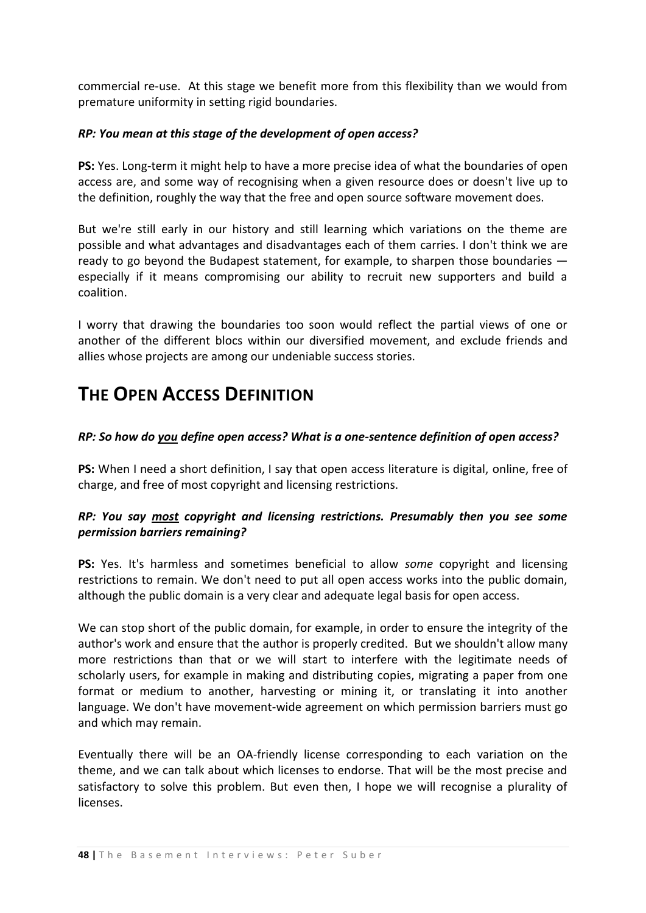commercial re-use. At this stage we benefit more from this flexibility than we would from premature uniformity in setting rigid boundaries.

***RP: You mean at this stage of the development of open access?***

**PS:** Yes. Long-term it might help to have a more precise idea of what the boundaries of open access are, and some way of recognising when a given resource does or doesn't live up to the definition, roughly the way that the free and open source software movement does.

But we're still early in our history and still learning which variations on the theme are possible and what advantages and disadvantages each of them carries. I don't think we are ready to go beyond the Budapest statement, for example, to sharpen those boundaries — especially if it means compromising our ability to recruit new supporters and build a coalition.

I worry that drawing the boundaries too soon would reflect the partial views of one or another of the different blocs within our diversified movement, and exclude friends and allies whose projects are among our undeniable success stories.

# THE OPEN ACCESS DEFINITION

***RP: So how do <u>you</u> define open access? What is a one-sentence definition of open access?***

**PS:** When I need a short definition, I say that open access literature is digital, online, free of charge, and free of most copyright and licensing restrictions.

***RP: You say <u>most</u> copyright and licensing restrictions. Presumably then you see some permission barriers remaining?***

**PS:** Yes. It's harmless and sometimes beneficial to allow *some* copyright and licensing restrictions to remain. We don't need to put all open access works into the public domain, although the public domain is a very clear and adequate legal basis for open access.

We can stop short of the public domain, for example, in order to ensure the integrity of the author's work and ensure that the author is properly credited. But we shouldn't allow many more restrictions than that or we will start to interfere with the legitimate needs of scholarly users, for example in making and distributing copies, migrating a paper from one format or medium to another, harvesting or mining it, or translating it into another language. We don't have movement-wide agreement on which permission barriers must go and which may remain.

Eventually there will be an OA-friendly license corresponding to each variation on the theme, and we can talk about which licenses to endorse. That will be the most precise and satisfactory to solve this problem. But even then, I hope we will recognise a plurality of licenses.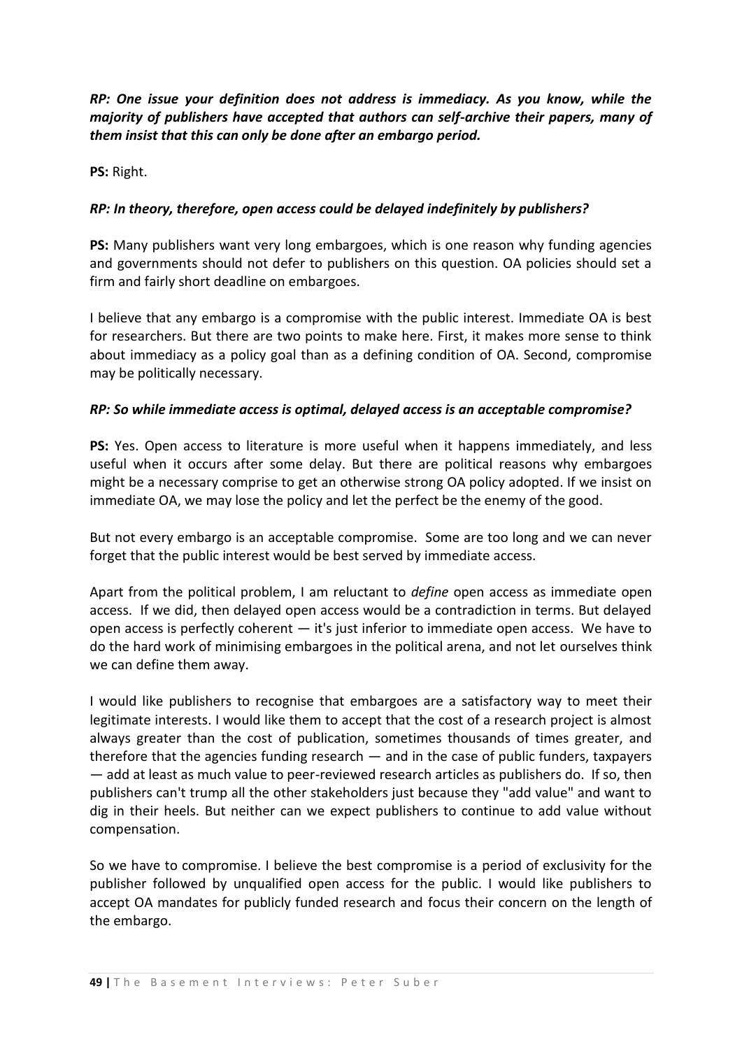***RP: One issue your definition does not address is immediacy. As you know, while the majority of publishers have accepted that authors can self-archive their papers, many of them insist that this can only be done after an embargo period.***

**PS:** Right.

***RP: In theory, therefore, open access could be delayed indefinitely by publishers?***

**PS:** Many publishers want very long embargoes, which is one reason why funding agencies and governments should not defer to publishers on this question. OA policies should set a firm and fairly short deadline on embargoes.

I believe that any embargo is a compromise with the public interest. Immediate OA is best for researchers. But there are two points to make here. First, it makes more sense to think about immediacy as a policy goal than as a defining condition of OA. Second, compromise may be politically necessary.

***RP: So while immediate access is optimal, delayed access is an acceptable compromise?***

**PS:** Yes. Open access to literature is more useful when it happens immediately, and less useful when it occurs after some delay. But there are political reasons why embargoes might be a necessary comprise to get an otherwise strong OA policy adopted. If we insist on immediate OA, we may lose the policy and let the perfect be the enemy of the good.

But not every embargo is an acceptable compromise. Some are too long and we can never forget that the public interest would be best served by immediate access.

Apart from the political problem, I am reluctant to *define* open access as immediate open access. If we did, then delayed open access would be a contradiction in terms. But delayed open access is perfectly coherent — it's just inferior to immediate open access. We have to do the hard work of minimising embargoes in the political arena, and not let ourselves think we can define them away.

I would like publishers to recognise that embargoes are a satisfactory way to meet their legitimate interests. I would like them to accept that the cost of a research project is almost always greater than the cost of publication, sometimes thousands of times greater, and therefore that the agencies funding research — and in the case of public funders, taxpayers — add at least as much value to peer-reviewed research articles as publishers do. If so, then publishers can't trump all the other stakeholders just because they "add value" and want to dig in their heels. But neither can we expect publishers to continue to add value without compensation.

So we have to compromise. I believe the best compromise is a period of exclusivity for the publisher followed by unqualified open access for the public. I would like publishers to accept OA mandates for publicly funded research and focus their concern on the length of the embargo.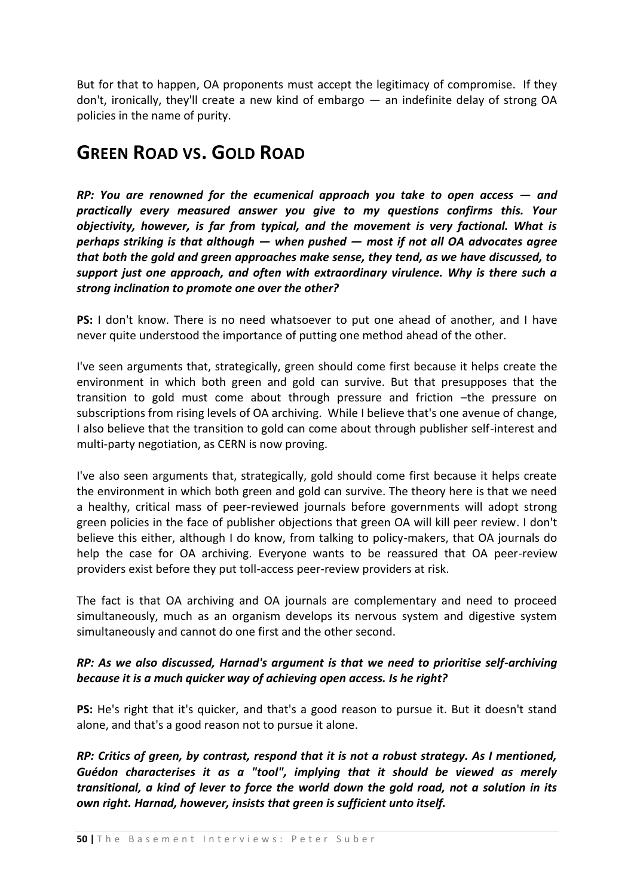But for that to happen, OA proponents must accept the legitimacy of compromise. If they don't, ironically, they'll create a new kind of embargo — an indefinite delay of strong OA policies in the name of purity.

## GREEN ROAD VS. GOLD ROAD

***RP: You are renowned for the ecumenical approach you take to open access — and practically every measured answer you give to my questions confirms this. Your objectivity, however, is far from typical, and the movement is very factional. What is perhaps striking is that although — when pushed — most if not all OA advocates agree that both the gold and green approaches make sense, they tend, as we have discussed, to support just one approach, and often with extraordinary virulence. Why is there such a strong inclination to promote one over the other?***

**PS:** I don't know. There is no need whatsoever to put one ahead of another, and I have never quite understood the importance of putting one method ahead of the other.

I've seen arguments that, strategically, green should come first because it helps create the environment in which both green and gold can survive. But that presupposes that the transition to gold must come about through pressure and friction –the pressure on subscriptions from rising levels of OA archiving. While I believe that's one avenue of change, I also believe that the transition to gold can come about through publisher self-interest and multi-party negotiation, as CERN is now proving.

I've also seen arguments that, strategically, gold should come first because it helps create the environment in which both green and gold can survive. The theory here is that we need a healthy, critical mass of peer-reviewed journals before governments will adopt strong green policies in the face of publisher objections that green OA will kill peer review. I don't believe this either, although I do know, from talking to policy-makers, that OA journals do help the case for OA archiving. Everyone wants to be reassured that OA peer-review providers exist before they put toll-access peer-review providers at risk.

The fact is that OA archiving and OA journals are complementary and need to proceed simultaneously, much as an organism develops its nervous system and digestive system simultaneously and cannot do one first and the other second.

***RP: As we also discussed, Harnad's argument is that we need to prioritise self-archiving because it is a much quicker way of achieving open access. Is he right?***

**PS:** He's right that it's quicker, and that's a good reason to pursue it. But it doesn't stand alone, and that's a good reason not to pursue it alone.

***RP: Critics of green, by contrast, respond that it is not a robust strategy. As I mentioned, Guédon characterises it as a "tool", implying that it should be viewed as merely transitional, a kind of lever to force the world down the gold road, not a solution in its own right. Harnad, however, insists that green is sufficient unto itself.***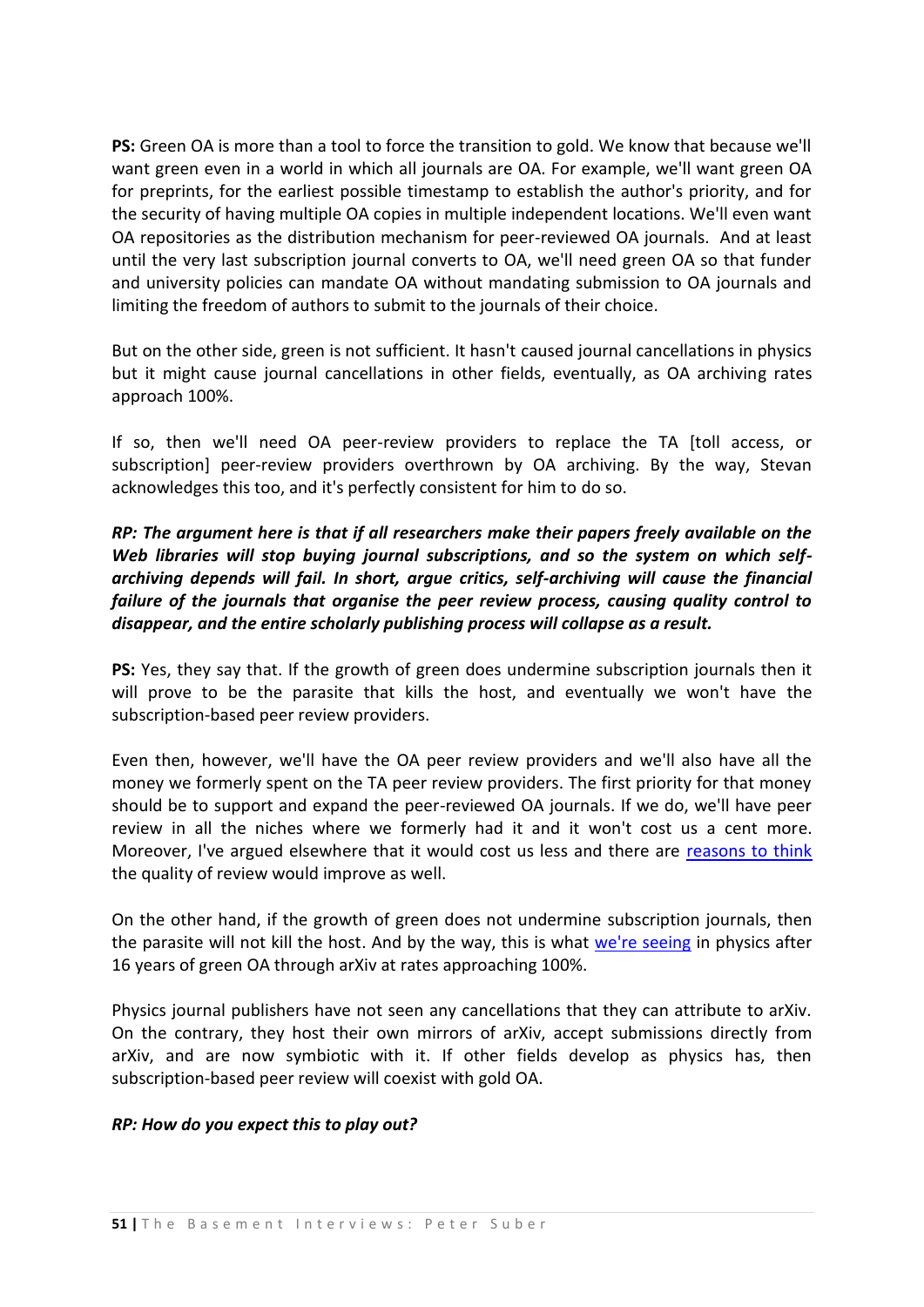**PS:** Green OA is more than a tool to force the transition to gold. We know that because we'll want green even in a world in which all journals are OA. For example, we'll want green OA for preprints, for the earliest possible timestamp to establish the author's priority, and for the security of having multiple OA copies in multiple independent locations. We'll even want OA repositories as the distribution mechanism for peer-reviewed OA journals. And at least until the very last subscription journal converts to OA, we'll need green OA so that funder and university policies can mandate OA without mandating submission to OA journals and limiting the freedom of authors to submit to the journals of their choice.

But on the other side, green is not sufficient. It hasn't caused journal cancellations in physics but it might cause journal cancellations in other fields, eventually, as OA archiving rates approach 100%.

If so, then we'll need OA peer-review providers to replace the TA [toll access, or subscription] peer-review providers overthrown by OA archiving. By the way, Stevan acknowledges this too, and it's perfectly consistent for him to do so.

***RP: The argument here is that if all researchers make their papers freely available on the Web libraries will stop buying journal subscriptions, and so the system on which self-archiving depends will fail. In short, argue critics, self-archiving will cause the financial failure of the journals that organise the peer review process, causing quality control to disappear, and the entire scholarly publishing process will collapse as a result.***

**PS:** Yes, they say that. If the growth of green does undermine subscription journals then it will prove to be the parasite that kills the host, and eventually we won't have the subscription-based peer review providers.

Even then, however, we'll have the OA peer review providers and we'll also have all the money we formerly spent on the TA peer review providers. The first priority for that money should be to support and expand the peer-reviewed OA journals. If we do, we'll have peer review in all the niches where we formerly had it and it won't cost us a cent more. Moreover, I've argued elsewhere that it would cost us less and there are [reasons to think](#) the quality of review would improve as well.

On the other hand, if the growth of green does not undermine subscription journals, then the parasite will not kill the host. And by the way, this is what [we're seeing](#) in physics after 16 years of green OA through arXiv at rates approaching 100%.

Physics journal publishers have not seen any cancellations that they can attribute to arXiv. On the contrary, they host their own mirrors of arXiv, accept submissions directly from arXiv, and are now symbiotic with it. If other fields develop as physics has, then subscription-based peer review will coexist with gold OA.

***RP: How do you expect this to play out?***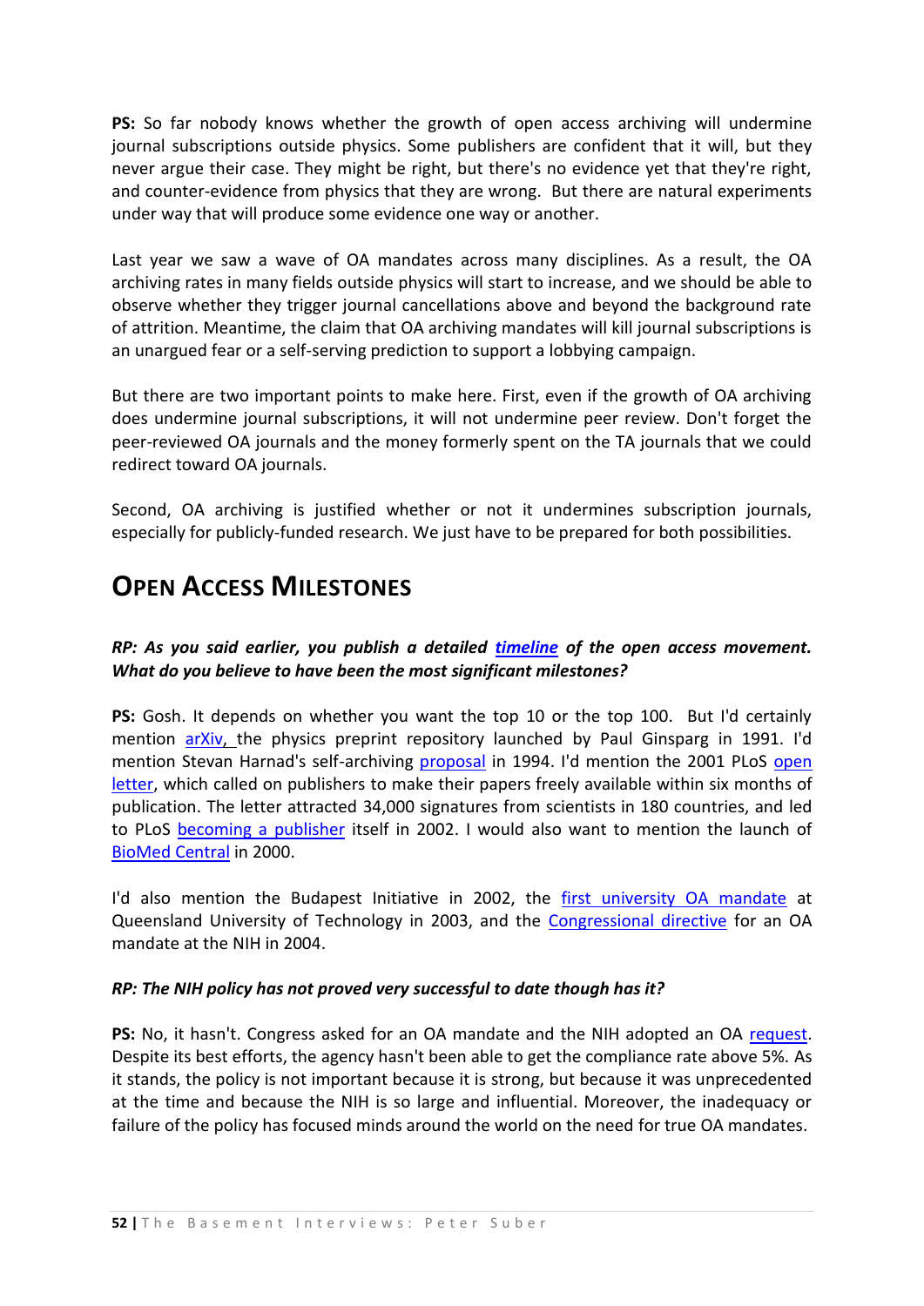**PS:** So far nobody knows whether the growth of open access archiving will undermine journal subscriptions outside physics. Some publishers are confident that it will, but they never argue their case. They might be right, but there's no evidence yet that they're right, and counter-evidence from physics that they are wrong. But there are natural experiments under way that will produce some evidence one way or another.

Last year we saw a wave of OA mandates across many disciplines. As a result, the OA archiving rates in many fields outside physics will start to increase, and we should be able to observe whether they trigger journal cancellations above and beyond the background rate of attrition. Meantime, the claim that OA archiving mandates will kill journal subscriptions is an unargued fear or a self-serving prediction to support a lobbying campaign.

But there are two important points to make here. First, even if the growth of OA archiving does undermine journal subscriptions, it will not undermine peer review. Don't forget the peer-reviewed OA journals and the money formerly spent on the TA journals that we could redirect toward OA journals.

Second, OA archiving is justified whether or not it undermines subscription journals, especially for publicly-funded research. We just have to be prepared for both possibilities.

## Open Access Milestones

***RP: As you said earlier, you publish a detailed timeline of the open access movement. What do you believe to have been the most significant milestones?***

**PS:** Gosh. It depends on whether you want the top 10 or the top 100. But I'd certainly mention arXiv, the physics preprint repository launched by Paul Ginsparg in 1991. I'd mention Stevan Harnad's self-archiving proposal in 1994. I'd mention the 2001 PLoS open letter, which called on publishers to make their papers freely available within six months of publication. The letter attracted 34,000 signatures from scientists in 180 countries, and led to PLoS becoming a publisher itself in 2002. I would also want to mention the launch of BioMed Central in 2000.

I'd also mention the Budapest Initiative in 2002, the first university OA mandate at Queensland University of Technology in 2003, and the Congressional directive for an OA mandate at the NIH in 2004.

***RP: The NIH policy has not proved very successful to date though has it?***

**PS:** No, it hasn't. Congress asked for an OA mandate and the NIH adopted an OA request. Despite its best efforts, the agency hasn't been able to get the compliance rate above 5%. As it stands, the policy is not important because it is strong, but because it was unprecedented at the time and because the NIH is so large and influential. Moreover, the inadequacy or failure of the policy has focused minds around the world on the need for true OA mandates.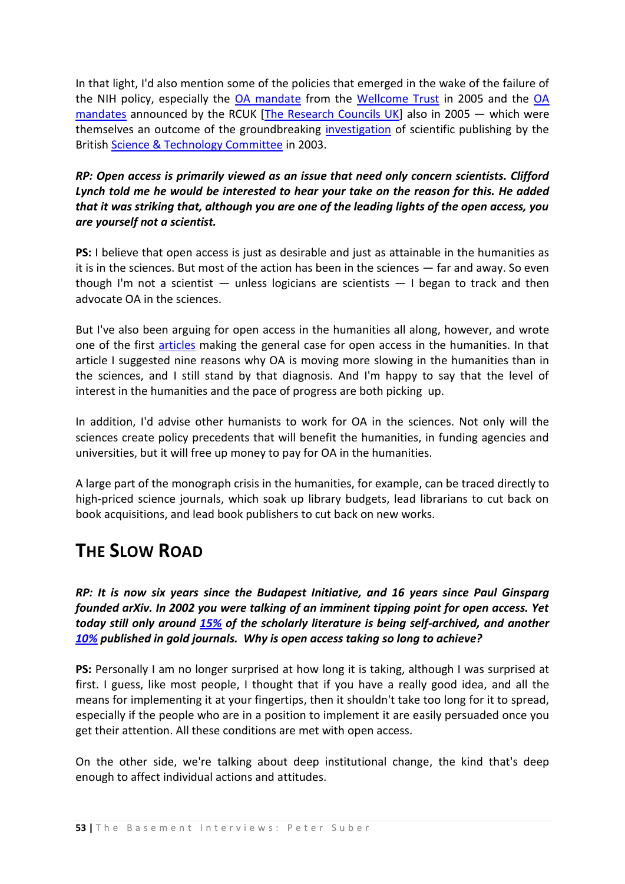In that light, I'd also mention some of the policies that emerged in the wake of the failure of the NIH policy, especially the OA mandate from the Wellcome Trust in 2005 and the OA mandates announced by the RCUK [The Research Councils UK] also in 2005 — which were themselves an outcome of the groundbreaking investigation of scientific publishing by the British Science & Technology Committee in 2003.

***RP: Open access is primarily viewed as an issue that need only concern scientists. Clifford Lynch told me he would be interested to hear your take on the reason for this. He added that it was striking that, although you are one of the leading lights of the open access, you are yourself not a scientist.***

**PS:** I believe that open access is just as desirable and just as attainable in the humanities as it is in the sciences. But most of the action has been in the sciences — far and away. So even though I'm not a scientist — unless logicians are scientists — I began to track and then advocate OA in the sciences.

But I've also been arguing for open access in the humanities all along, however, and wrote one of the first articles making the general case for open access in the humanities. In that article I suggested nine reasons why OA is moving more slowing in the humanities than in the sciences, and I still stand by that diagnosis. And I'm happy to say that the level of interest in the humanities and the pace of progress are both picking up.

In addition, I'd advise other humanists to work for OA in the sciences. Not only will the sciences create policy precedents that will benefit the humanities, in funding agencies and universities, but it will free up money to pay for OA in the humanities.

A large part of the monograph crisis in the humanities, for example, can be traced directly to high-priced science journals, which soak up library budgets, lead librarians to cut back on book acquisitions, and lead book publishers to cut back on new works.

## THE SLOW ROAD

***RP: It is now six years since the Budapest Initiative, and 16 years since Paul Ginsparg founded arXiv. In 2002 you were talking of an imminent tipping point for open access. Yet today still only around 15% of the scholarly literature is being self-archived, and another 10% published in gold journals. Why is open access taking so long to achieve?***

**PS:** Personally I am no longer surprised at how long it is taking, although I was surprised at first. I guess, like most people, I thought that if you have a really good idea, and all the means for implementing it at your fingertips, then it shouldn't take too long for it to spread, especially if the people who are in a position to implement it are easily persuaded once you get their attention. All these conditions are met with open access.

On the other side, we're talking about deep institutional change, the kind that's deep enough to affect individual actions and attitudes.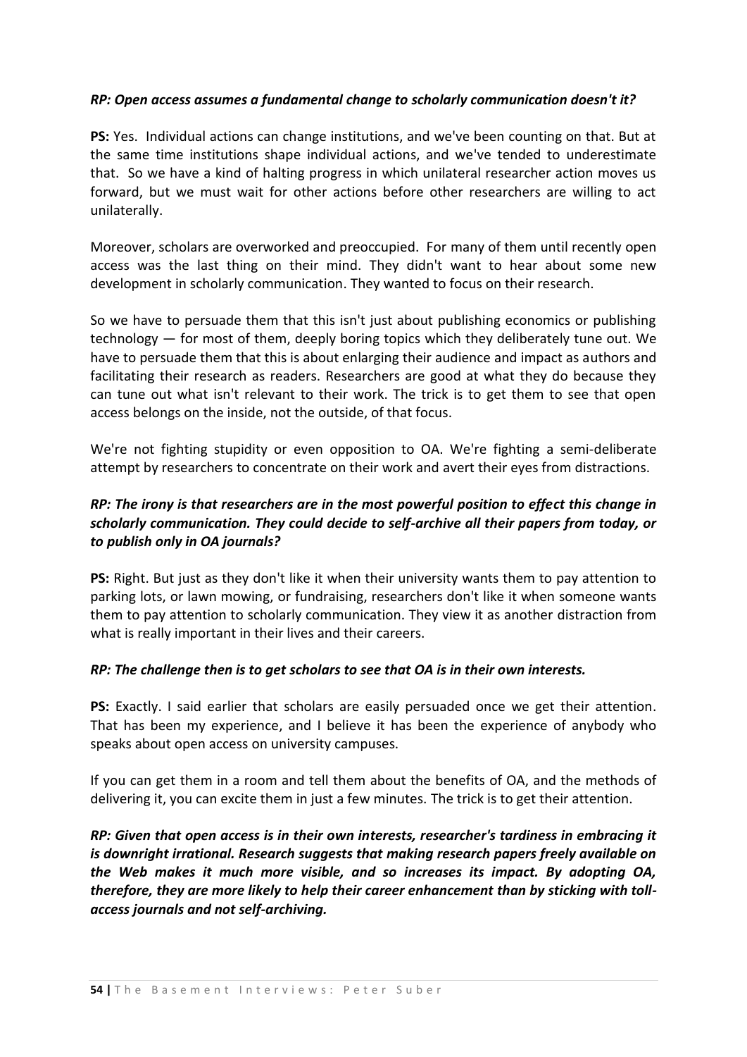***RP: Open access assumes a fundamental change to scholarly communication doesn't it?***

**PS:** Yes. Individual actions can change institutions, and we've been counting on that. But at the same time institutions shape individual actions, and we've tended to underestimate that. So we have a kind of halting progress in which unilateral researcher action moves us forward, but we must wait for other actions before other researchers are willing to act unilaterally.

Moreover, scholars are overworked and preoccupied. For many of them until recently open access was the last thing on their mind. They didn't want to hear about some new development in scholarly communication. They wanted to focus on their research.

So we have to persuade them that this isn't just about publishing economics or publishing technology — for most of them, deeply boring topics which they deliberately tune out. We have to persuade them that this is about enlarging their audience and impact as authors and facilitating their research as readers. Researchers are good at what they do because they can tune out what isn't relevant to their work. The trick is to get them to see that open access belongs on the inside, not the outside, of that focus.

We're not fighting stupidity or even opposition to OA. We're fighting a semi-deliberate attempt by researchers to concentrate on their work and avert their eyes from distractions.

***RP: The irony is that researchers are in the most powerful position to effect this change in scholarly communication. They could decide to self-archive all their papers from today, or to publish only in OA journals?***

**PS:** Right. But just as they don't like it when their university wants them to pay attention to parking lots, or lawn mowing, or fundraising, researchers don't like it when someone wants them to pay attention to scholarly communication. They view it as another distraction from what is really important in their lives and their careers.

***RP: The challenge then is to get scholars to see that OA is in their own interests.***

**PS:** Exactly. I said earlier that scholars are easily persuaded once we get their attention. That has been my experience, and I believe it has been the experience of anybody who speaks about open access on university campuses.

If you can get them in a room and tell them about the benefits of OA, and the methods of delivering it, you can excite them in just a few minutes. The trick is to get their attention.

***RP: Given that open access is in their own interests, researcher's tardiness in embracing it is downright irrational. Research suggests that making research papers freely available on the Web makes it much more visible, and so increases its impact. By adopting OA, therefore, they are more likely to help their career enhancement than by sticking with toll-access journals and not self-archiving.***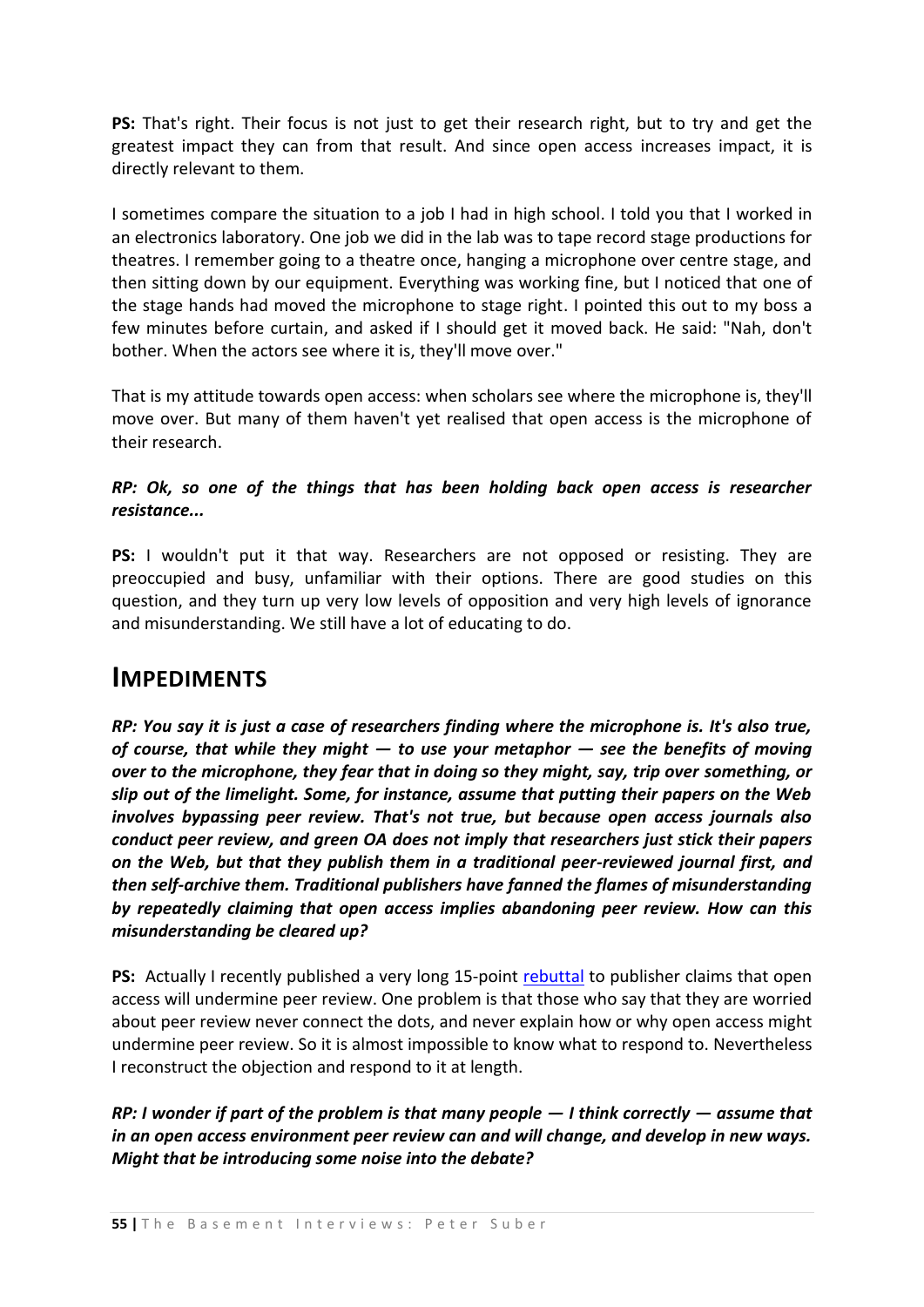**PS:** That's right. Their focus is not just to get their research right, but to try and get the greatest impact they can from that result. And since open access increases impact, it is directly relevant to them.

I sometimes compare the situation to a job I had in high school. I told you that I worked in an electronics laboratory. One job we did in the lab was to tape record stage productions for theatres. I remember going to a theatre once, hanging a microphone over centre stage, and then sitting down by our equipment. Everything was working fine, but I noticed that one of the stage hands had moved the microphone to stage right. I pointed this out to my boss a few minutes before curtain, and asked if I should get it moved back. He said: "Nah, don't bother. When the actors see where it is, they'll move over."

That is my attitude towards open access: when scholars see where the microphone is, they'll move over. But many of them haven't yet realised that open access is the microphone of their research.

***RP: Ok, so one of the things that has been holding back open access is researcher resistance...***

**PS:** I wouldn't put it that way. Researchers are not opposed or resisting. They are preoccupied and busy, unfamiliar with their options. There are good studies on this question, and they turn up very low levels of opposition and very high levels of ignorance and misunderstanding. We still have a lot of educating to do.

# IMPEDIMENTS

***RP: You say it is just a case of researchers finding where the microphone is. It's also true, of course, that while they might — to use your metaphor — see the benefits of moving over to the microphone, they fear that in doing so they might, say, trip over something, or slip out of the limelight. Some, for instance, assume that putting their papers on the Web involves bypassing peer review. That's not true, but because open access journals also conduct peer review, and green OA does not imply that researchers just stick their papers on the Web, but that they publish them in a traditional peer-reviewed journal first, and then self-archive them. Traditional publishers have fanned the flames of misunderstanding by repeatedly claiming that open access implies abandoning peer review. How can this misunderstanding be cleared up?***

**PS:** Actually I recently published a very long 15-point rebuttal to publisher claims that open access will undermine peer review. One problem is that those who say that they are worried about peer review never connect the dots, and never explain how or why open access might undermine peer review. So it is almost impossible to know what to respond to. Nevertheless I reconstruct the objection and respond to it at length.

***RP: I wonder if part of the problem is that many people — I think correctly — assume that in an open access environment peer review can and will change, and develop in new ways. Might that be introducing some noise into the debate?***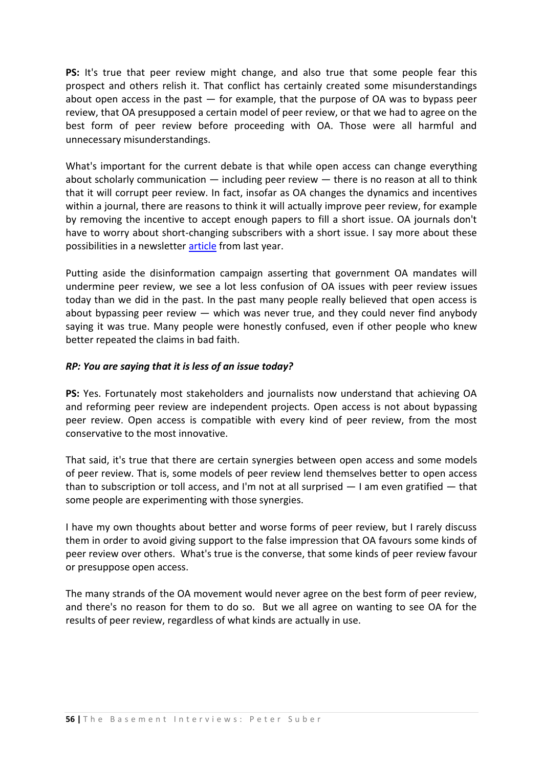**PS:** It's true that peer review might change, and also true that some people fear this prospect and others relish it. That conflict has certainly created some misunderstandings about open access in the past — for example, that the purpose of OA was to bypass peer review, that OA presupposed a certain model of peer review, or that we had to agree on the best form of peer review before proceeding with OA. Those were all harmful and unnecessary misunderstandings.

What's important for the current debate is that while open access can change everything about scholarly communication — including peer review — there is no reason at all to think that it will corrupt peer review. In fact, insofar as OA changes the dynamics and incentives within a journal, there are reasons to think it will actually improve peer review, for example by removing the incentive to accept enough papers to fill a short issue. OA journals don't have to worry about short-changing subscribers with a short issue. I say more about these possibilities in a newsletter article from last year.

Putting aside the disinformation campaign asserting that government OA mandates will undermine peer review, we see a lot less confusion of OA issues with peer review issues today than we did in the past. In the past many people really believed that open access is about bypassing peer review — which was never true, and they could never find anybody saying it was true. Many people were honestly confused, even if other people who knew better repeated the claims in bad faith.

***RP: You are saying that it is less of an issue today?***

**PS:** Yes. Fortunately most stakeholders and journalists now understand that achieving OA and reforming peer review are independent projects. Open access is not about bypassing peer review. Open access is compatible with every kind of peer review, from the most conservative to the most innovative.

That said, it's true that there are certain synergies between open access and some models of peer review. That is, some models of peer review lend themselves better to open access than to subscription or toll access, and I'm not at all surprised — I am even gratified — that some people are experimenting with those synergies.

I have my own thoughts about better and worse forms of peer review, but I rarely discuss them in order to avoid giving support to the false impression that OA favours some kinds of peer review over others. What's true is the converse, that some kinds of peer review favour or presuppose open access.

The many strands of the OA movement would never agree on the best form of peer review, and there's no reason for them to do so. But we all agree on wanting to see OA for the results of peer review, regardless of what kinds are actually in use.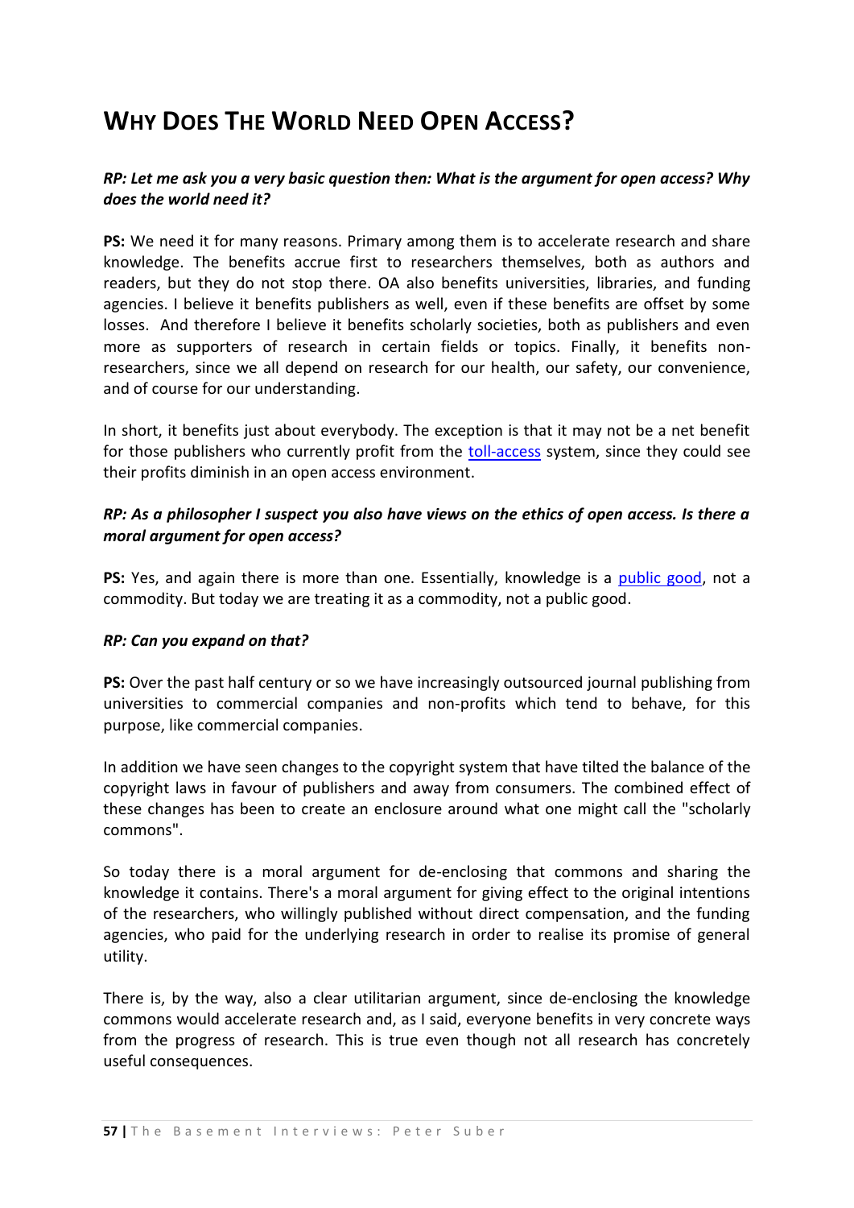# Why Does The World Need Open Access?

***RP: Let me ask you a very basic question then: What is the argument for open access? Why does the world need it?***

**PS:** We need it for many reasons. Primary among them is to accelerate research and share knowledge. The benefits accrue first to researchers themselves, both as authors and readers, but they do not stop there. OA also benefits universities, libraries, and funding agencies. I believe it benefits publishers as well, even if these benefits are offset by some losses. And therefore I believe it benefits scholarly societies, both as publishers and even more as supporters of research in certain fields or topics. Finally, it benefits non-researchers, since we all depend on research for our health, our safety, our convenience, and of course for our understanding.

In short, it benefits just about everybody. The exception is that it may not be a net benefit for those publishers who currently profit from the toll-access system, since they could see their profits diminish in an open access environment.

***RP: As a philosopher I suspect you also have views on the ethics of open access. Is there a moral argument for open access?***

**PS:** Yes, and again there is more than one. Essentially, knowledge is a public good, not a commodity. But today we are treating it as a commodity, not a public good.

***RP: Can you expand on that?***

**PS:** Over the past half century or so we have increasingly outsourced journal publishing from universities to commercial companies and non-profits which tend to behave, for this purpose, like commercial companies.

In addition we have seen changes to the copyright system that have tilted the balance of the copyright laws in favour of publishers and away from consumers. The combined effect of these changes has been to create an enclosure around what one might call the "scholarly commons".

So today there is a moral argument for de-enclosing that commons and sharing the knowledge it contains. There's a moral argument for giving effect to the original intentions of the researchers, who willingly published without direct compensation, and the funding agencies, who paid for the underlying research in order to realise its promise of general utility.

There is, by the way, also a clear utilitarian argument, since de-enclosing the knowledge commons would accelerate research and, as I said, everyone benefits in very concrete ways from the progress of research. This is true even though not all research has concretely useful consequences.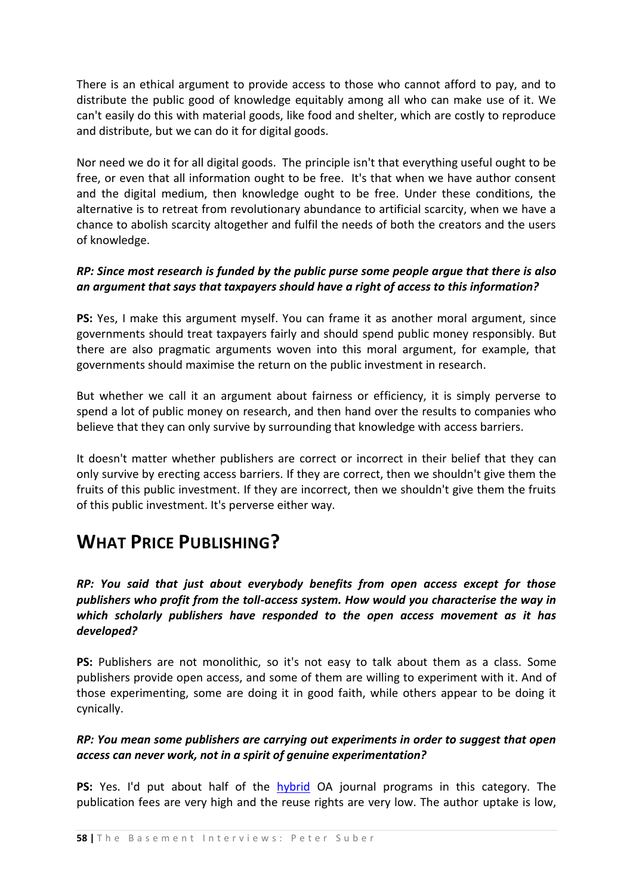There is an ethical argument to provide access to those who cannot afford to pay, and to distribute the public good of knowledge equitably among all who can make use of it. We can't easily do this with material goods, like food and shelter, which are costly to reproduce and distribute, but we can do it for digital goods.

Nor need we do it for all digital goods. The principle isn't that everything useful ought to be free, or even that all information ought to be free. It's that when we have author consent and the digital medium, then knowledge ought to be free. Under these conditions, the alternative is to retreat from revolutionary abundance to artificial scarcity, when we have a chance to abolish scarcity altogether and fulfil the needs of both the creators and the users of knowledge.

***RP: Since most research is funded by the public purse some people argue that there is also an argument that says that taxpayers should have a right of access to this information?***

**PS:** Yes, I make this argument myself. You can frame it as another moral argument, since governments should treat taxpayers fairly and should spend public money responsibly. But there are also pragmatic arguments woven into this moral argument, for example, that governments should maximise the return on the public investment in research.

But whether we call it an argument about fairness or efficiency, it is simply perverse to spend a lot of public money on research, and then hand over the results to companies who believe that they can only survive by surrounding that knowledge with access barriers.

It doesn't matter whether publishers are correct or incorrect in their belief that they can only survive by erecting access barriers. If they are correct, then we shouldn't give them the fruits of this public investment. If they are incorrect, then we shouldn't give them the fruits of this public investment. It's perverse either way.

## WHAT PRICE PUBLISHING?

***RP: You said that just about everybody benefits from open access except for those publishers who profit from the toll-access system. How would you characterise the way in which scholarly publishers have responded to the open access movement as it has developed?***

**PS:** Publishers are not monolithic, so it's not easy to talk about them as a class. Some publishers provide open access, and some of them are willing to experiment with it. And of those experimenting, some are doing it in good faith, while others appear to be doing it cynically.

***RP: You mean some publishers are carrying out experiments in order to suggest that open access can never work, not in a spirit of genuine experimentation?***

**PS:** Yes. I'd put about half of the hybrid OA journal programs in this category. The publication fees are very high and the reuse rights are very low. The author uptake is low,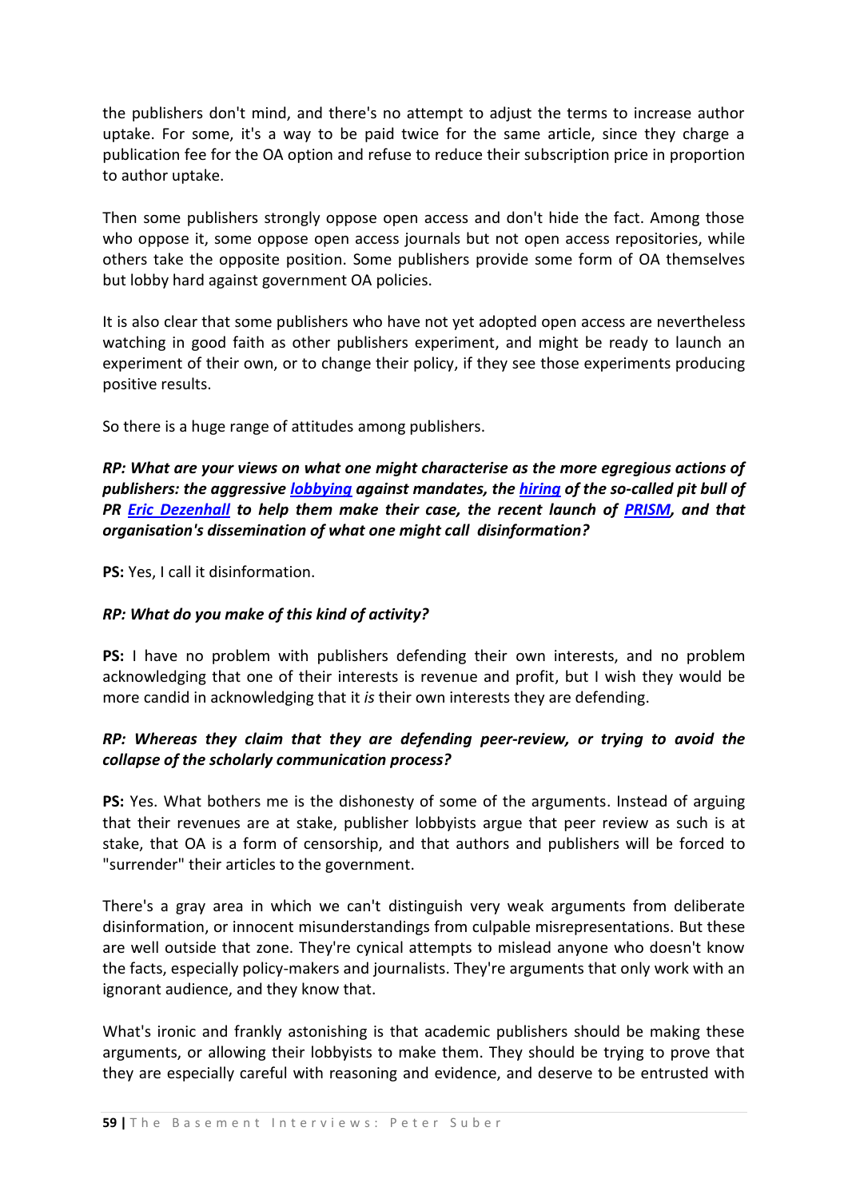the publishers don't mind, and there's no attempt to adjust the terms to increase author uptake. For some, it's a way to be paid twice for the same article, since they charge a publication fee for the OA option and refuse to reduce their subscription price in proportion to author uptake.

Then some publishers strongly oppose open access and don't hide the fact. Among those who oppose it, some oppose open access journals but not open access repositories, while others take the opposite position. Some publishers provide some form of OA themselves but lobby hard against government OA policies.

It is also clear that some publishers who have not yet adopted open access are nevertheless watching in good faith as other publishers experiment, and might be ready to launch an experiment of their own, or to change their policy, if they see those experiments producing positive results.

So there is a huge range of attitudes among publishers.

***RP: What are your views on what one might characterise as the more egregious actions of publishers: the aggressive lobbying against mandates, the hiring of the so-called pit bull of PR Eric Dezenhall to help them make their case, the recent launch of PRISM, and that organisation's dissemination of what one might call disinformation?***

**PS:** Yes, I call it disinformation.

***RP: What do you make of this kind of activity?***

**PS:** I have no problem with publishers defending their own interests, and no problem acknowledging that one of their interests is revenue and profit, but I wish they would be more candid in acknowledging that it *is* their own interests they are defending.

***RP: Whereas they claim that they are defending peer-review, or trying to avoid the collapse of the scholarly communication process?***

**PS:** Yes. What bothers me is the dishonesty of some of the arguments. Instead of arguing that their revenues are at stake, publisher lobbyists argue that peer review as such is at stake, that OA is a form of censorship, and that authors and publishers will be forced to "surrender" their articles to the government.

There's a gray area in which we can't distinguish very weak arguments from deliberate disinformation, or innocent misunderstandings from culpable misrepresentations. But these are well outside that zone. They're cynical attempts to mislead anyone who doesn't know the facts, especially policy-makers and journalists. They're arguments that only work with an ignorant audience, and they know that.

What's ironic and frankly astonishing is that academic publishers should be making these arguments, or allowing their lobbyists to make them. They should be trying to prove that they are especially careful with reasoning and evidence, and deserve to be entrusted with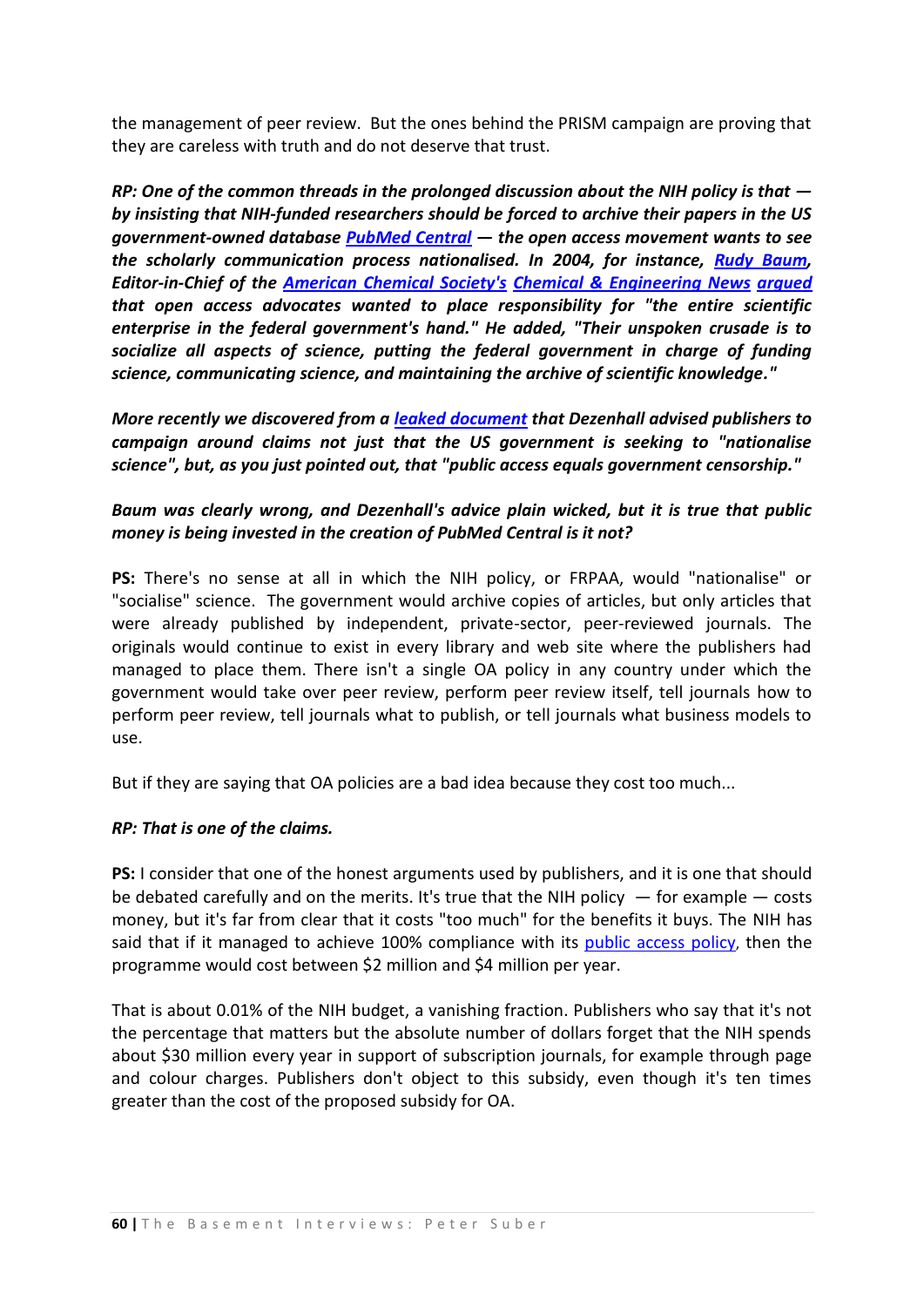the management of peer review. But the ones behind the PRISM campaign are proving that they are careless with truth and do not deserve that trust.

***RP: One of the common threads in the prolonged discussion about the NIH policy is that — by insisting that NIH-funded researchers should be forced to archive their papers in the US government-owned database PubMed Central — the open access movement wants to see the scholarly communication process nationalised. In 2004, for instance, Rudy Baum, Editor-in-Chief of the American Chemical Society's Chemical & Engineering News argued that open access advocates wanted to place responsibility for "the entire scientific enterprise in the federal government's hand." He added, "Their unspoken crusade is to socialize all aspects of science, putting the federal government in charge of funding science, communicating science, and maintaining the archive of scientific knowledge."***

***More recently we discovered from a leaked document that Dezenhall advised publishers to campaign around claims not just that the US government is seeking to "nationalise science", but, as you just pointed out, that "public access equals government censorship."***

***Baum was clearly wrong, and Dezenhall's advice plain wicked, but it is true that public money is being invested in the creation of PubMed Central is it not?***

**PS:** There's no sense at all in which the NIH policy, or FRPAA, would "nationalise" or "socialise" science. The government would archive copies of articles, but only articles that were already published by independent, private-sector, peer-reviewed journals. The originals would continue to exist in every library and web site where the publishers had managed to place them. There isn't a single OA policy in any country under which the government would take over peer review, perform peer review itself, tell journals how to perform peer review, tell journals what to publish, or tell journals what business models to use.

But if they are saying that OA policies are a bad idea because they cost too much...

***RP: That is one of the claims.***

**PS:** I consider that one of the honest arguments used by publishers, and it is one that should be debated carefully and on the merits. It's true that the NIH policy — for example — costs money, but it's far from clear that it costs "too much" for the benefits it buys. The NIH has said that if it managed to achieve 100% compliance with its public access policy, then the programme would cost between $2 million and $4 million per year.

That is about 0.01% of the NIH budget, a vanishing fraction. Publishers who say that it's not the percentage that matters but the absolute number of dollars forget that the NIH spends about $30 million every year in support of subscription journals, for example through page and colour charges. Publishers don't object to this subsidy, even though it's ten times greater than the cost of the proposed subsidy for OA.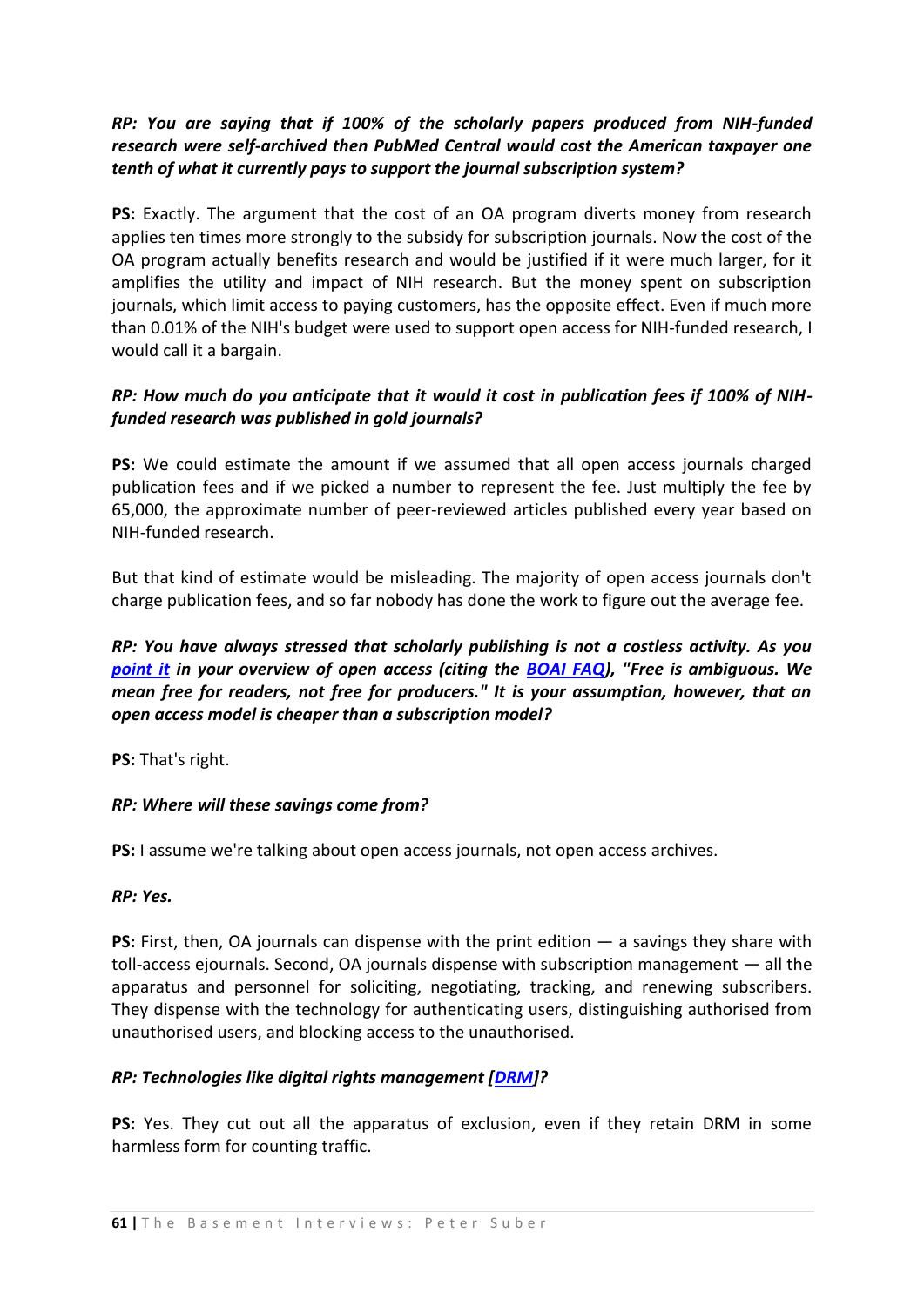***RP: You are saying that if 100% of the scholarly papers produced from NIH-funded research were self-archived then PubMed Central would cost the American taxpayer one tenth of what it currently pays to support the journal subscription system?***

**PS:** Exactly. The argument that the cost of an OA program diverts money from research applies ten times more strongly to the subsidy for subscription journals. Now the cost of the OA program actually benefits research and would be justified if it were much larger, for it amplifies the utility and impact of NIH research. But the money spent on subscription journals, which limit access to paying customers, has the opposite effect. Even if much more than 0.01% of the NIH's budget were used to support open access for NIH-funded research, I would call it a bargain.

***RP: How much do you anticipate that it would it cost in publication fees if 100% of NIH-funded research was published in gold journals?***

**PS:** We could estimate the amount if we assumed that all open access journals charged publication fees and if we picked a number to represent the fee. Just multiply the fee by 65,000, the approximate number of peer-reviewed articles published every year based on NIH-funded research.

But that kind of estimate would be misleading. The majority of open access journals don't charge publication fees, and so far nobody has done the work to figure out the average fee.

***RP: You have always stressed that scholarly publishing is not a costless activity. As you point it in your overview of open access (citing the BOAI FAQ), "Free is ambiguous. We mean free for readers, not free for producers." It is your assumption, however, that an open access model is cheaper than a subscription model?***

**PS:** That's right.

***RP: Where will these savings come from?***

**PS:** I assume we're talking about open access journals, not open access archives.

***RP: Yes.***

**PS:** First, then, OA journals can dispense with the print edition — a savings they share with toll-access ejournals. Second, OA journals dispense with subscription management — all the apparatus and personnel for soliciting, negotiating, tracking, and renewing subscribers. They dispense with the technology for authenticating users, distinguishing authorised from unauthorised users, and blocking access to the unauthorised.

***RP: Technologies like digital rights management [DRM]?***

**PS:** Yes. They cut out all the apparatus of exclusion, even if they retain DRM in some harmless form for counting traffic.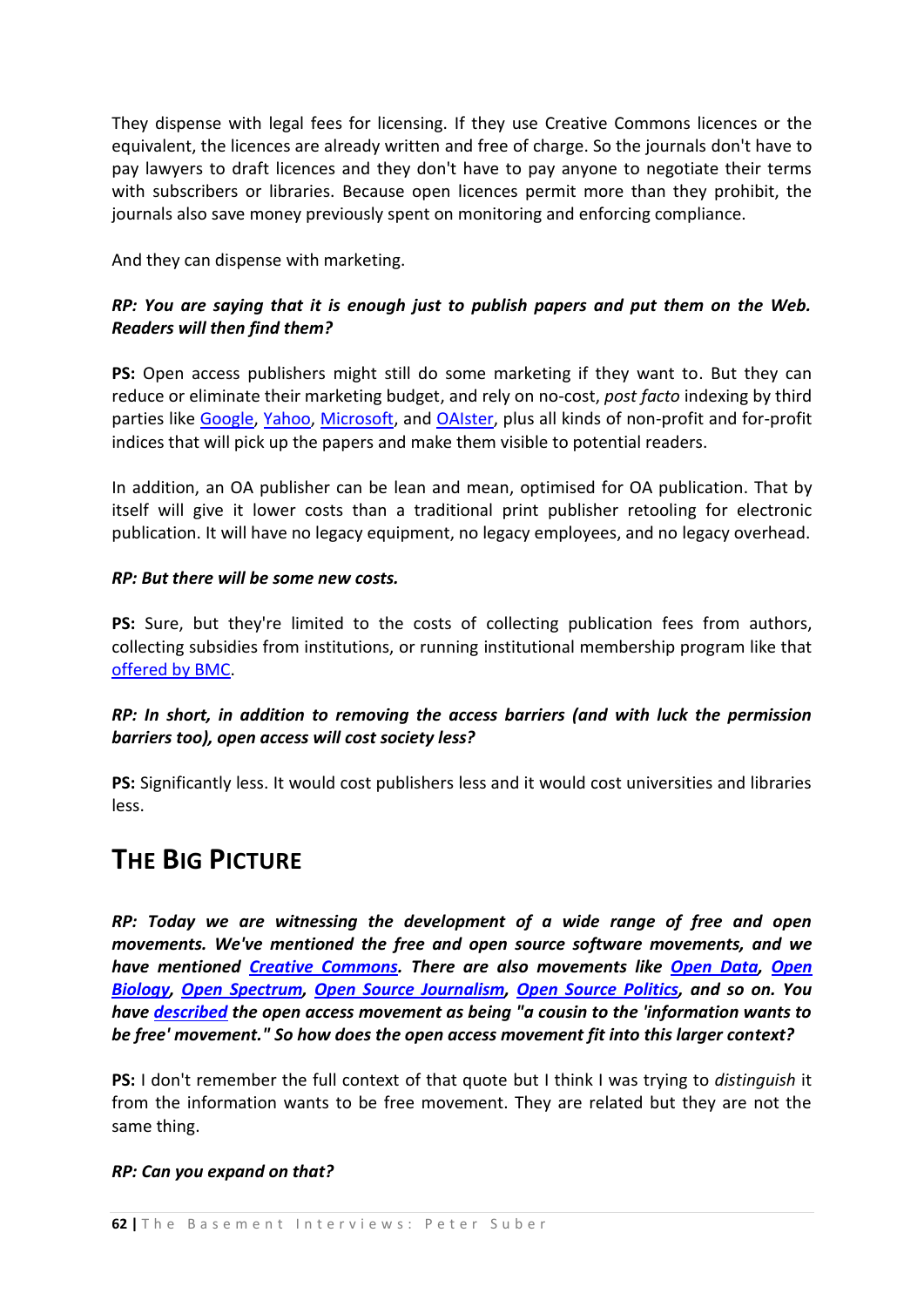They dispense with legal fees for licensing. If they use Creative Commons licences or the equivalent, the licences are already written and free of charge. So the journals don't have to pay lawyers to draft licences and they don't have to pay anyone to negotiate their terms with subscribers or libraries. Because open licences permit more than they prohibit, the journals also save money previously spent on monitoring and enforcing compliance.

And they can dispense with marketing.

***RP: You are saying that it is enough just to publish papers and put them on the Web. Readers will then find them?***

**PS:** Open access publishers might still do some marketing if they want to. But they can reduce or eliminate their marketing budget, and rely on no-cost, *post facto* indexing by third parties like Google, Yahoo, Microsoft, and OAIster, plus all kinds of non-profit and for-profit indices that will pick up the papers and make them visible to potential readers.

In addition, an OA publisher can be lean and mean, optimised for OA publication. That by itself will give it lower costs than a traditional print publisher retooling for electronic publication. It will have no legacy equipment, no legacy employees, and no legacy overhead.

***RP: But there will be some new costs.***

**PS:** Sure, but they're limited to the costs of collecting publication fees from authors, collecting subsidies from institutions, or running institutional membership program like that offered by BMC.

***RP: In short, in addition to removing the access barriers (and with luck the permission barriers too), open access will cost society less?***

**PS:** Significantly less. It would cost publishers less and it would cost universities and libraries less.

## The Big Picture

***RP: Today we are witnessing the development of a wide range of free and open movements. We've mentioned the free and open source software movements, and we have mentioned Creative Commons. There are also movements like Open Data, Open Biology, Open Spectrum, Open Source Journalism, Open Source Politics, and so on. You have described the open access movement as being "a cousin to the 'information wants to be free' movement." So how does the open access movement fit into this larger context?***

**PS:** I don't remember the full context of that quote but I think I was trying to *distinguish* it from the information wants to be free movement. They are related but they are not the same thing.

***RP: Can you expand on that?***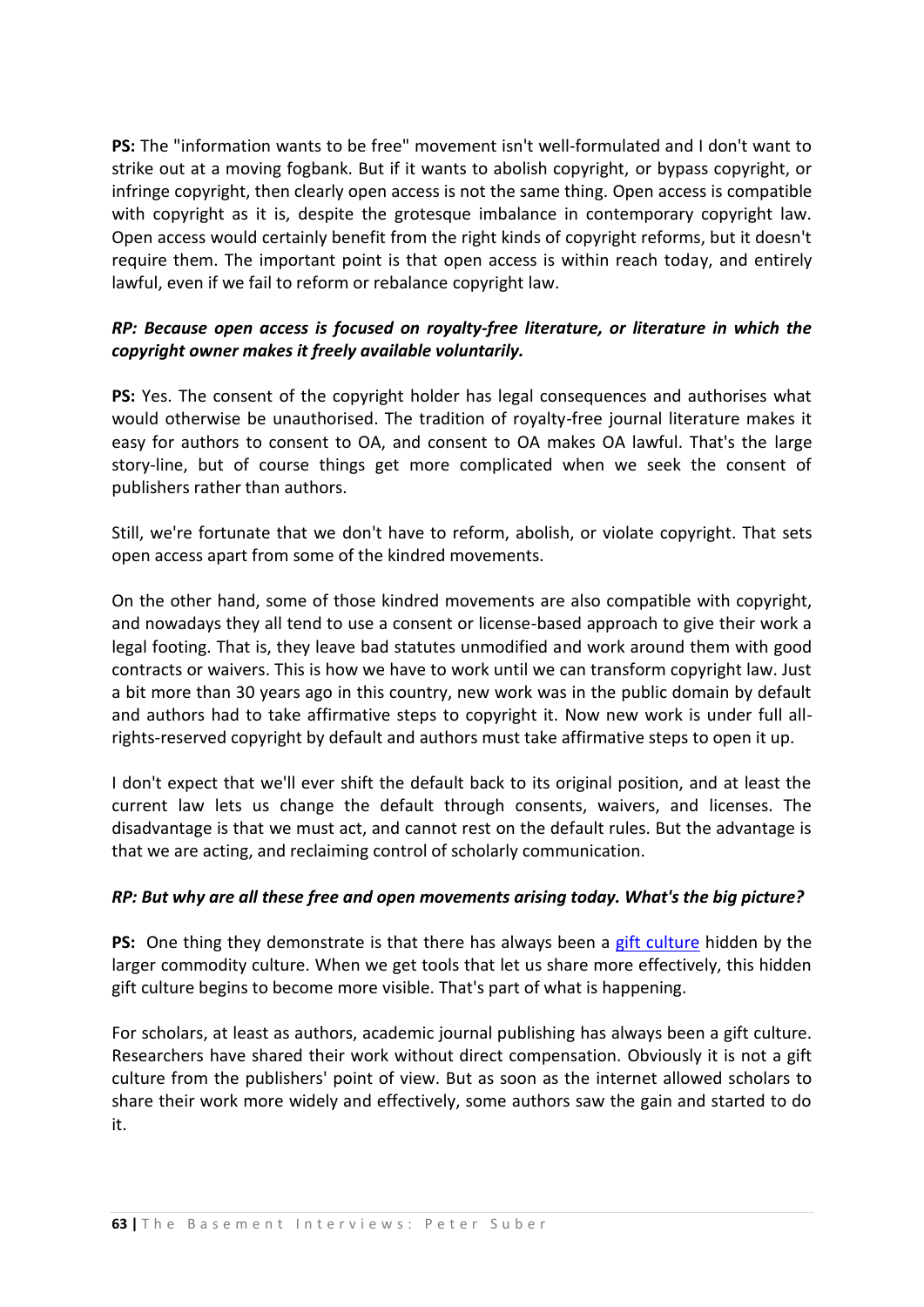**PS:** The "information wants to be free" movement isn't well-formulated and I don't want to strike out at a moving fogbank. But if it wants to abolish copyright, or bypass copyright, or infringe copyright, then clearly open access is not the same thing. Open access is compatible with copyright as it is, despite the grotesque imbalance in contemporary copyright law. Open access would certainly benefit from the right kinds of copyright reforms, but it doesn't require them. The important point is that open access is within reach today, and entirely lawful, even if we fail to reform or rebalance copyright law.

***RP: Because open access is focused on royalty-free literature, or literature in which the copyright owner makes it freely available voluntarily.***

**PS:** Yes. The consent of the copyright holder has legal consequences and authorises what would otherwise be unauthorised. The tradition of royalty-free journal literature makes it easy for authors to consent to OA, and consent to OA makes OA lawful. That's the large story-line, but of course things get more complicated when we seek the consent of publishers rather than authors.

Still, we're fortunate that we don't have to reform, abolish, or violate copyright. That sets open access apart from some of the kindred movements.

On the other hand, some of those kindred movements are also compatible with copyright, and nowadays they all tend to use a consent or license-based approach to give their work a legal footing. That is, they leave bad statutes unmodified and work around them with good contracts or waivers. This is how we have to work until we can transform copyright law. Just a bit more than 30 years ago in this country, new work was in the public domain by default and authors had to take affirmative steps to copyright it. Now new work is under full all-rights-reserved copyright by default and authors must take affirmative steps to open it up.

I don't expect that we'll ever shift the default back to its original position, and at least the current law lets us change the default through consents, waivers, and licenses. The disadvantage is that we must act, and cannot rest on the default rules. But the advantage is that we are acting, and reclaiming control of scholarly communication.

***RP: But why are all these free and open movements arising today. What's the big picture?***

**PS:** One thing they demonstrate is that there has always been a gift culture hidden by the larger commodity culture. When we get tools that let us share more effectively, this hidden gift culture begins to become more visible. That's part of what is happening.

For scholars, at least as authors, academic journal publishing has always been a gift culture. Researchers have shared their work without direct compensation. Obviously it is not a gift culture from the publishers' point of view. But as soon as the internet allowed scholars to share their work more widely and effectively, some authors saw the gain and started to do it.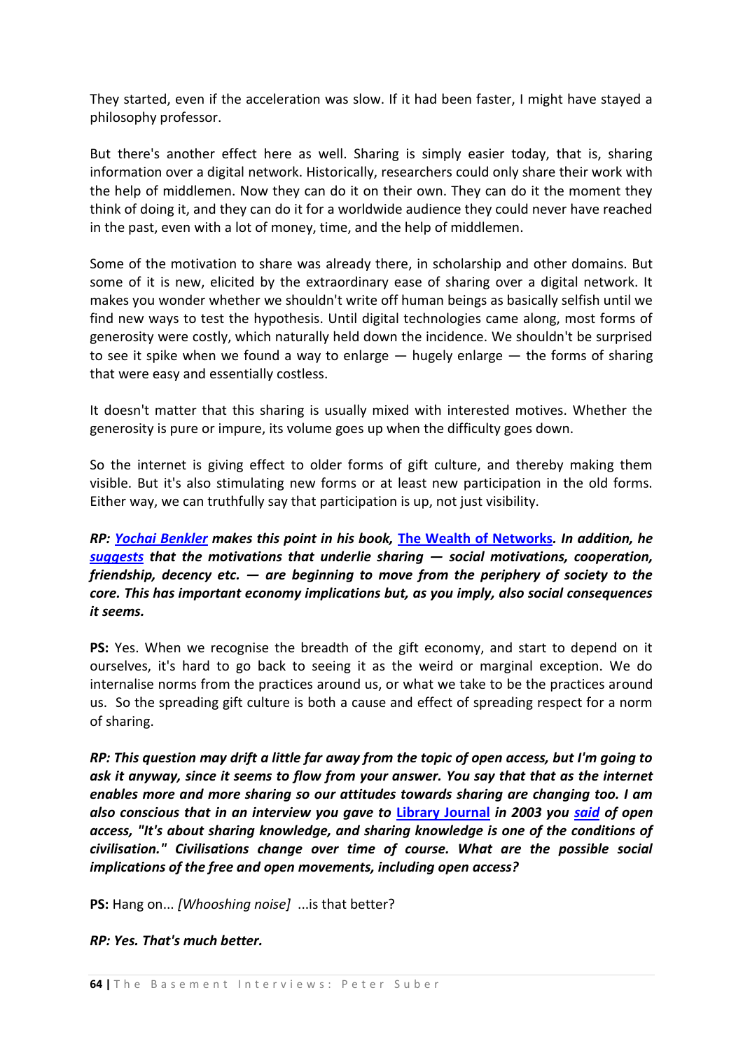They started, even if the acceleration was slow. If it had been faster, I might have stayed a philosophy professor.

But there's another effect here as well. Sharing is simply easier today, that is, sharing information over a digital network. Historically, researchers could only share their work with the help of middlemen. Now they can do it on their own. They can do it the moment they think of doing it, and they can do it for a worldwide audience they could never have reached in the past, even with a lot of money, time, and the help of middlemen.

Some of the motivation to share was already there, in scholarship and other domains. But some of it is new, elicited by the extraordinary ease of sharing over a digital network. It makes you wonder whether we shouldn't write off human beings as basically selfish until we find new ways to test the hypothesis. Until digital technologies came along, most forms of generosity were costly, which naturally held down the incidence. We shouldn't be surprised to see it spike when we found a way to enlarge — hugely enlarge — the forms of sharing that were easy and essentially costless.

It doesn't matter that this sharing is usually mixed with interested motives. Whether the generosity is pure or impure, its volume goes up when the difficulty goes down.

So the internet is giving effect to older forms of gift culture, and thereby making them visible. But it's also stimulating new forms or at least new participation in the old forms. Either way, we can truthfully say that participation is up, not just visibility.

***RP: Yochai Benkler makes this point in his book, The Wealth of Networks. In addition, he suggests that the motivations that underlie sharing — social motivations, cooperation, friendship, decency etc. — are beginning to move from the periphery of society to the core. This has important economy implications but, as you imply, also social consequences it seems.***

**PS:** Yes. When we recognise the breadth of the gift economy, and start to depend on it ourselves, it's hard to go back to seeing it as the weird or marginal exception. We do internalise norms from the practices around us, or what we take to be the practices around us. So the spreading gift culture is both a cause and effect of spreading respect for a norm of sharing.

***RP: This question may drift a little far away from the topic of open access, but I'm going to ask it anyway, since it seems to flow from your answer. You say that that as the internet enables more and more sharing so our attitudes towards sharing are changing too. I am also conscious that in an interview you gave to Library Journal in 2003 you said of open access, "It's about sharing knowledge, and sharing knowledge is one of the conditions of civilisation." Civilisations change over time of course. What are the possible social implications of the free and open movements, including open access?***

**PS:** Hang on... *[Whooshing noise]* ...is that better?

***RP: Yes. That's much better.***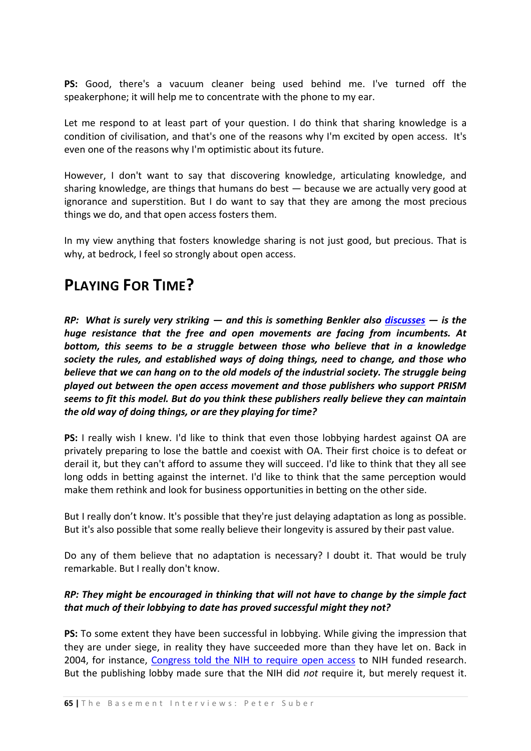**PS:** Good, there's a vacuum cleaner being used behind me. I've turned off the speakerphone; it will help me to concentrate with the phone to my ear.

Let me respond to at least part of your question. I do think that sharing knowledge is a condition of civilisation, and that's one of the reasons why I'm excited by open access. It's even one of the reasons why I'm optimistic about its future.

However, I don't want to say that discovering knowledge, articulating knowledge, and sharing knowledge, are things that humans do best — because we are actually very good at ignorance and superstition. But I do want to say that they are among the most precious things we do, and that open access fosters them.

In my view anything that fosters knowledge sharing is not just good, but precious. That is why, at bedrock, I feel so strongly about open access.

## PLAYING FOR TIME?

***RP: What is surely very striking — and this is something Benkler also discusses — is the huge resistance that the free and open movements are facing from incumbents. At bottom, this seems to be a struggle between those who believe that in a knowledge society the rules, and established ways of doing things, need to change, and those who believe that we can hang on to the old models of the industrial society. The struggle being played out between the open access movement and those publishers who support PRISM seems to fit this model. But do you think these publishers really believe they can maintain the old way of doing things, or are they playing for time?***

**PS:** I really wish I knew. I'd like to think that even those lobbying hardest against OA are privately preparing to lose the battle and coexist with OA. Their first choice is to defeat or derail it, but they can't afford to assume they will succeed. I'd like to think that they all see long odds in betting against the internet. I'd like to think that the same perception would make them rethink and look for business opportunities in betting on the other side.

But I really don't know. It's possible that they're just delaying adaptation as long as possible. But it's also possible that some really believe their longevity is assured by their past value.

Do any of them believe that no adaptation is necessary? I doubt it. That would be truly remarkable. But I really don't know.

***RP: They might be encouraged in thinking that will not have to change by the simple fact that much of their lobbying to date has proved successful might they not?***

**PS:** To some extent they have been successful in lobbying. While giving the impression that they are under siege, in reality they have succeeded more than they have let on. Back in 2004, for instance, Congress told the NIH to require open access to NIH funded research. But the publishing lobby made sure that the NIH did *not* require it, but merely request it.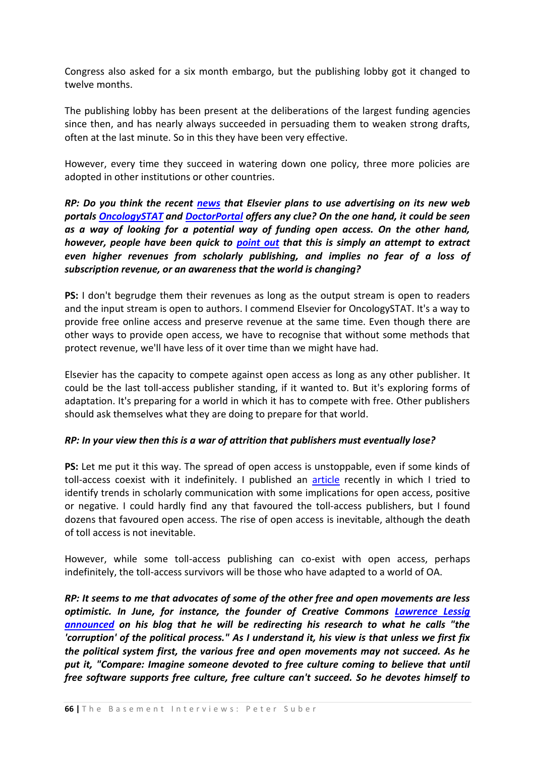Congress also asked for a six month embargo, but the publishing lobby got it changed to twelve months.

The publishing lobby has been present at the deliberations of the largest funding agencies since then, and has nearly always succeeded in persuading them to weaken strong drafts, often at the last minute. So in this they have been very effective.

However, every time they succeed in watering down one policy, three more policies are adopted in other institutions or other countries.

***RP: Do you think the recent news that Elsevier plans to use advertising on its new web portals OncologySTAT and DoctorPortal offers any clue? On the one hand, it could be seen as a way of looking for a potential way of funding open access. On the other hand, however, people have been quick to point out that this is simply an attempt to extract even higher revenues from scholarly publishing, and implies no fear of a loss of subscription revenue, or an awareness that the world is changing?***

**PS:** I don't begrudge them their revenues as long as the output stream is open to readers and the input stream is open to authors. I commend Elsevier for OncologySTAT. It's a way to provide free online access and preserve revenue at the same time. Even though there are other ways to provide open access, we have to recognise that without some methods that protect revenue, we'll have less of it over time than we might have had.

Elsevier has the capacity to compete against open access as long as any other publisher. It could be the last toll-access publisher standing, if it wanted to. But it's exploring forms of adaptation. It's preparing for a world in which it has to compete with free. Other publishers should ask themselves what they are doing to prepare for that world.

***RP: In your view then this is a war of attrition that publishers must eventually lose?***

**PS:** Let me put it this way. The spread of open access is unstoppable, even if some kinds of toll-access coexist with it indefinitely. I published an article recently in which I tried to identify trends in scholarly communication with some implications for open access, positive or negative. I could hardly find any that favoured the toll-access publishers, but I found dozens that favoured open access. The rise of open access is inevitable, although the death of toll access is not inevitable.

However, while some toll-access publishing can co-exist with open access, perhaps indefinitely, the toll-access survivors will be those who have adapted to a world of OA.

***RP: It seems to me that advocates of some of the other free and open movements are less optimistic. In June, for instance, the founder of Creative Commons Lawrence Lessig announced on his blog that he will be redirecting his research to what he calls "the 'corruption' of the political process." As I understand it, his view is that unless we first fix the political system first, the various free and open movements may not succeed. As he put it, "Compare: Imagine someone devoted to free culture coming to believe that until free software supports free culture, free culture can't succeed. So he devotes himself to***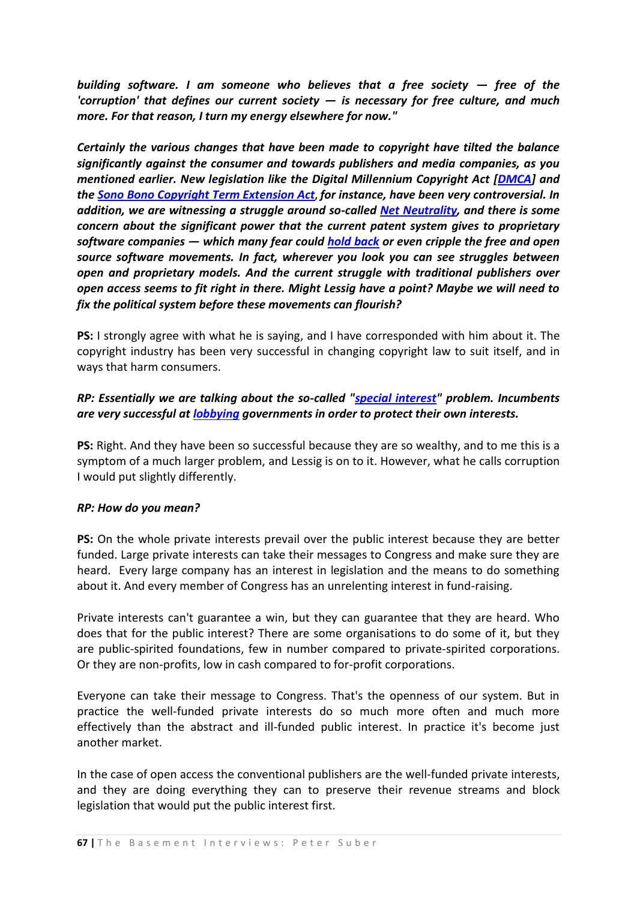***building software. I am someone who believes that a free society — free of the 'corruption' that defines our current society — is necessary for free culture, and much more. For that reason, I turn my energy elsewhere for now."***

***Certainly the various changes that have been made to copyright have tilted the balance significantly against the consumer and towards publishers and media companies, as you mentioned earlier. New legislation like the Digital Millennium Copyright Act [DMCA] and the Sono Bono Copyright Term Extension Act, for instance, have been very controversial. In addition, we are witnessing a struggle around so-called Net Neutrality, and there is some concern about the significant power that the current patent system gives to proprietary software companies — which many fear could hold back or even cripple the free and open source software movements. In fact, wherever you look you can see struggles between open and proprietary models. And the current struggle with traditional publishers over open access seems to fit right in there. Might Lessig have a point? Maybe we will need to fix the political system before these movements can flourish?***

**PS:** I strongly agree with what he is saying, and I have corresponded with him about it. The copyright industry has been very successful in changing copyright law to suit itself, and in ways that harm consumers.

***RP: Essentially we are talking about the so-called "special interest" problem. Incumbents are very successful at lobbying governments in order to protect their own interests.***

**PS:** Right. And they have been so successful because they are so wealthy, and to me this is a symptom of a much larger problem, and Lessig is on to it. However, what he calls corruption I would put slightly differently.

***RP: How do you mean?***

**PS:** On the whole private interests prevail over the public interest because they are better funded. Large private interests can take their messages to Congress and make sure they are heard. Every large company has an interest in legislation and the means to do something about it. And every member of Congress has an unrelenting interest in fund-raising.

Private interests can't guarantee a win, but they can guarantee that they are heard. Who does that for the public interest? There are some organisations to do some of it, but they are public-spirited foundations, few in number compared to private-spirited corporations. Or they are non-profits, low in cash compared to for-profit corporations.

Everyone can take their message to Congress. That's the openness of our system. But in practice the well-funded private interests do so much more often and much more effectively than the abstract and ill-funded public interest. In practice it's become just another market.

In the case of open access the conventional publishers are the well-funded private interests, and they are doing everything they can to preserve their revenue streams and block legislation that would put the public interest first.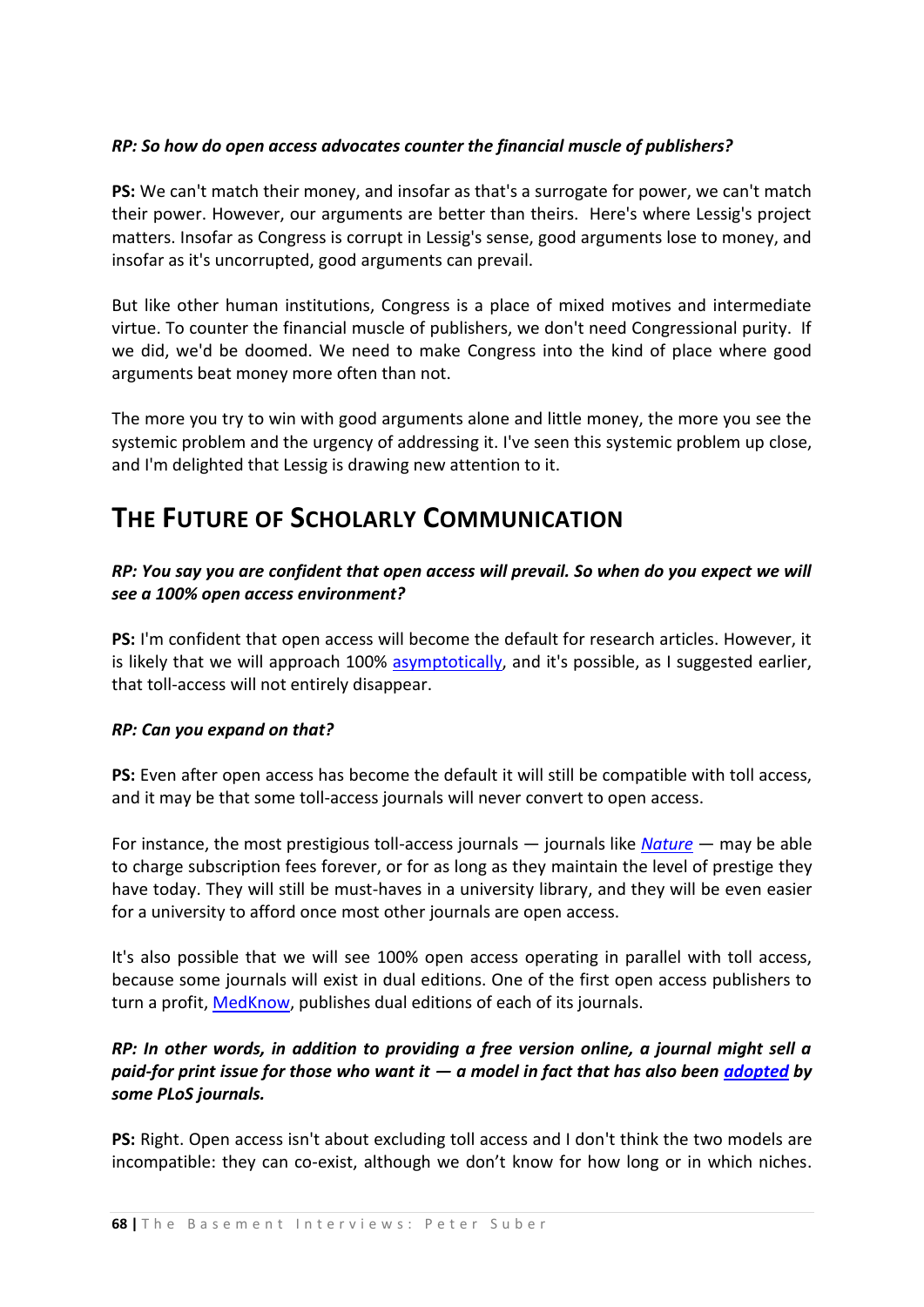***RP: So how do open access advocates counter the financial muscle of publishers?***

**PS:** We can't match their money, and insofar as that's a surrogate for power, we can't match their power. However, our arguments are better than theirs. Here's where Lessig's project matters. Insofar as Congress is corrupt in Lessig's sense, good arguments lose to money, and insofar as it's uncorrupted, good arguments can prevail.

But like other human institutions, Congress is a place of mixed motives and intermediate virtue. To counter the financial muscle of publishers, we don't need Congressional purity. If we did, we'd be doomed. We need to make Congress into the kind of place where good arguments beat money more often than not.

The more you try to win with good arguments alone and little money, the more you see the systemic problem and the urgency of addressing it. I've seen this systemic problem up close, and I'm delighted that Lessig is drawing new attention to it.

# THE FUTURE OF SCHOLARLY COMMUNICATION

***RP: You say you are confident that open access will prevail. So when do you expect we will see a 100% open access environment?***

**PS:** I'm confident that open access will become the default for research articles. However, it is likely that we will approach 100% asymptotically, and it's possible, as I suggested earlier, that toll-access will not entirely disappear.

***RP: Can you expand on that?***

**PS:** Even after open access has become the default it will still be compatible with toll access, and it may be that some toll-access journals will never convert to open access.

For instance, the most prestigious toll-access journals — journals like *Nature* — may be able to charge subscription fees forever, or for as long as they maintain the level of prestige they have today. They will still be must-haves in a university library, and they will be even easier for a university to afford once most other journals are open access.

It's also possible that we will see 100% open access operating in parallel with toll access, because some journals will exist in dual editions. One of the first open access publishers to turn a profit, MedKnow, publishes dual editions of each of its journals.

***RP: In other words, in addition to providing a free version online, a journal might sell a paid-for print issue for those who want it — a model in fact that has also been adopted by some PLoS journals.***

**PS:** Right. Open access isn't about excluding toll access and I don't think the two models are incompatible: they can co-exist, although we don't know for how long or in which niches.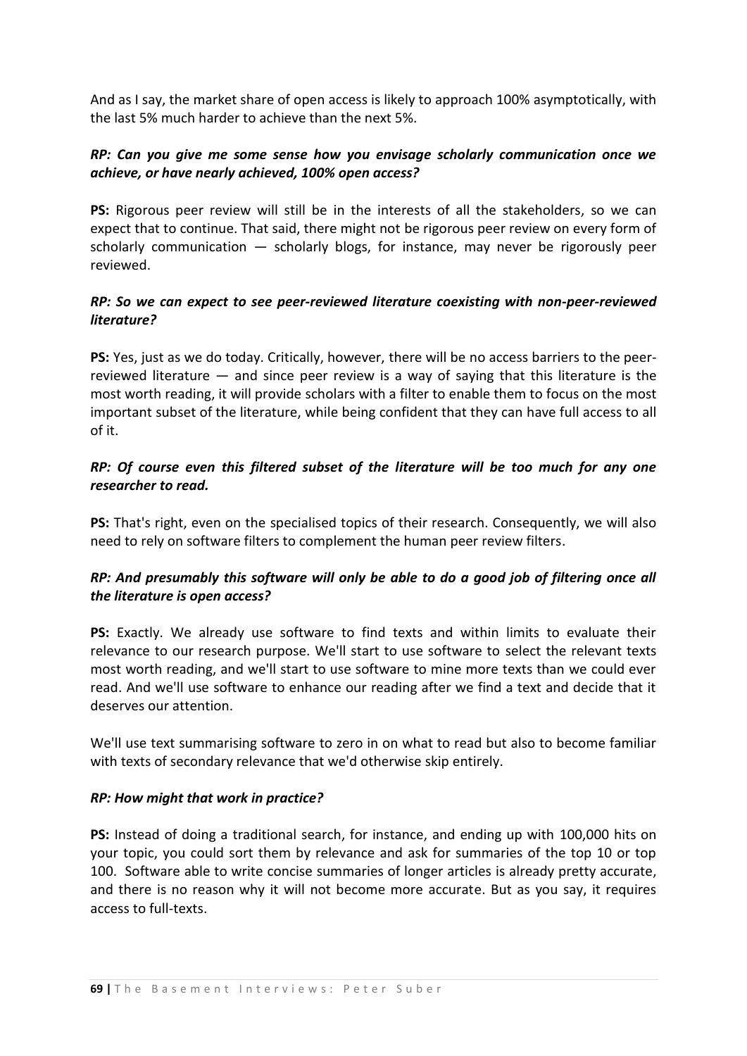And as I say, the market share of open access is likely to approach 100% asymptotically, with the last 5% much harder to achieve than the next 5%.

***RP: Can you give me some sense how you envisage scholarly communication once we achieve, or have nearly achieved, 100% open access?***

**PS:** Rigorous peer review will still be in the interests of all the stakeholders, so we can expect that to continue. That said, there might not be rigorous peer review on every form of scholarly communication — scholarly blogs, for instance, may never be rigorously peer reviewed.

***RP: So we can expect to see peer-reviewed literature coexisting with non-peer-reviewed literature?***

**PS:** Yes, just as we do today. Critically, however, there will be no access barriers to the peer-reviewed literature — and since peer review is a way of saying that this literature is the most worth reading, it will provide scholars with a filter to enable them to focus on the most important subset of the literature, while being confident that they can have full access to all of it.

***RP: Of course even this filtered subset of the literature will be too much for any one researcher to read.***

**PS:** That's right, even on the specialised topics of their research. Consequently, we will also need to rely on software filters to complement the human peer review filters.

***RP: And presumably this software will only be able to do a good job of filtering once all the literature is open access?***

**PS:** Exactly. We already use software to find texts and within limits to evaluate their relevance to our research purpose. We'll start to use software to select the relevant texts most worth reading, and we'll start to use software to mine more texts than we could ever read. And we'll use software to enhance our reading after we find a text and decide that it deserves our attention.

We'll use text summarising software to zero in on what to read but also to become familiar with texts of secondary relevance that we'd otherwise skip entirely.

***RP: How might that work in practice?***

**PS:** Instead of doing a traditional search, for instance, and ending up with 100,000 hits on your topic, you could sort them by relevance and ask for summaries of the top 10 or top 100. Software able to write concise summaries of longer articles is already pretty accurate, and there is no reason why it will not become more accurate. But as you say, it requires access to full-texts.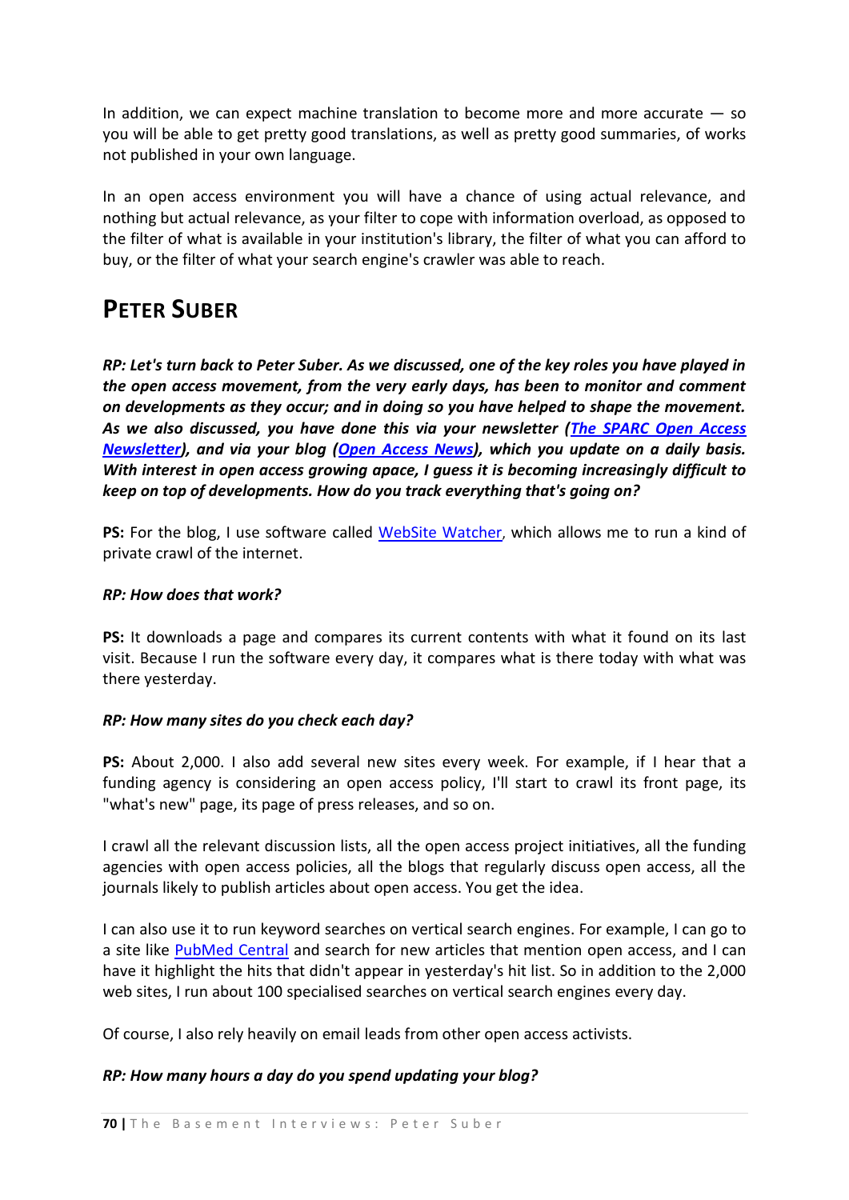In addition, we can expect machine translation to become more and more accurate — so you will be able to get pretty good translations, as well as pretty good summaries, of works not published in your own language.

In an open access environment you will have a chance of using actual relevance, and nothing but actual relevance, as your filter to cope with information overload, as opposed to the filter of what is available in your institution's library, the filter of what you can afford to buy, or the filter of what your search engine's crawler was able to reach.

## PETER SUBER

***RP: Let's turn back to Peter Suber. As we discussed, one of the key roles you have played in the open access movement, from the very early days, has been to monitor and comment on developments as they occur; and in doing so you have helped to shape the movement. As we also discussed, you have done this via your newsletter ([The SPARC Open Access Newsletter](#)), and via your blog ([Open Access News](#)), which you update on a daily basis. With interest in open access growing apace, I guess it is becoming increasingly difficult to keep on top of developments. How do you track everything that's going on?***

**PS:** For the blog, I use software called [WebSite Watcher](#), which allows me to run a kind of private crawl of the internet.

***RP: How does that work?***

**PS:** It downloads a page and compares its current contents with what it found on its last visit. Because I run the software every day, it compares what is there today with what was there yesterday.

***RP: How many sites do you check each day?***

**PS:** About 2,000. I also add several new sites every week. For example, if I hear that a funding agency is considering an open access policy, I'll start to crawl its front page, its "what's new" page, its page of press releases, and so on.

I crawl all the relevant discussion lists, all the open access project initiatives, all the funding agencies with open access policies, all the blogs that regularly discuss open access, all the journals likely to publish articles about open access. You get the idea.

I can also use it to run keyword searches on vertical search engines. For example, I can go to a site like [PubMed Central](#) and search for new articles that mention open access, and I can have it highlight the hits that didn't appear in yesterday's hit list. So in addition to the 2,000 web sites, I run about 100 specialised searches on vertical search engines every day.

Of course, I also rely heavily on email leads from other open access activists.

***RP: How many hours a day do you spend updating your blog?***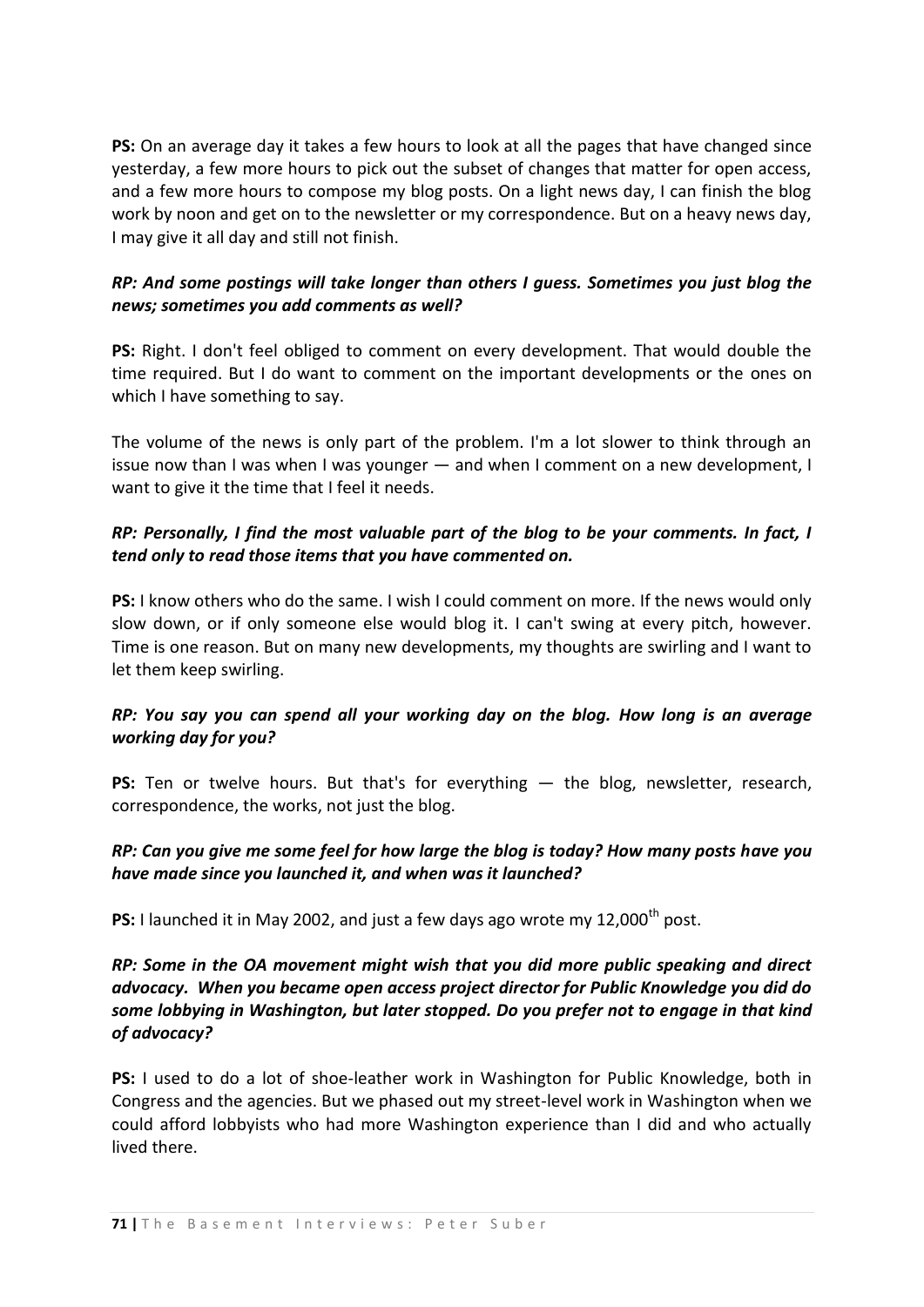**PS:** On an average day it takes a few hours to look at all the pages that have changed since yesterday, a few more hours to pick out the subset of changes that matter for open access, and a few more hours to compose my blog posts. On a light news day, I can finish the blog work by noon and get on to the newsletter or my correspondence. But on a heavy news day, I may give it all day and still not finish.

***RP: And some postings will take longer than others I guess. Sometimes you just blog the news; sometimes you add comments as well?***

**PS:** Right. I don't feel obliged to comment on every development. That would double the time required. But I do want to comment on the important developments or the ones on which I have something to say.

The volume of the news is only part of the problem. I'm a lot slower to think through an issue now than I was when I was younger — and when I comment on a new development, I want to give it the time that I feel it needs.

***RP: Personally, I find the most valuable part of the blog to be your comments. In fact, I tend only to read those items that you have commented on.***

**PS:** I know others who do the same. I wish I could comment on more. If the news would only slow down, or if only someone else would blog it. I can't swing at every pitch, however. Time is one reason. But on many new developments, my thoughts are swirling and I want to let them keep swirling.

***RP: You say you can spend all your working day on the blog. How long is an average working day for you?***

**PS:** Ten or twelve hours. But that's for everything — the blog, newsletter, research, correspondence, the works, not just the blog.

***RP: Can you give me some feel for how large the blog is today? How many posts have you have made since you launched it, and when was it launched?***

**PS:** I launched it in May 2002, and just a few days ago wrote my 12,000th post.

***RP: Some in the OA movement might wish that you did more public speaking and direct advocacy. When you became open access project director for Public Knowledge you did do some lobbying in Washington, but later stopped. Do you prefer not to engage in that kind of advocacy?***

**PS:** I used to do a lot of shoe-leather work in Washington for Public Knowledge, both in Congress and the agencies. But we phased out my street-level work in Washington when we could afford lobbyists who had more Washington experience than I did and who actually lived there.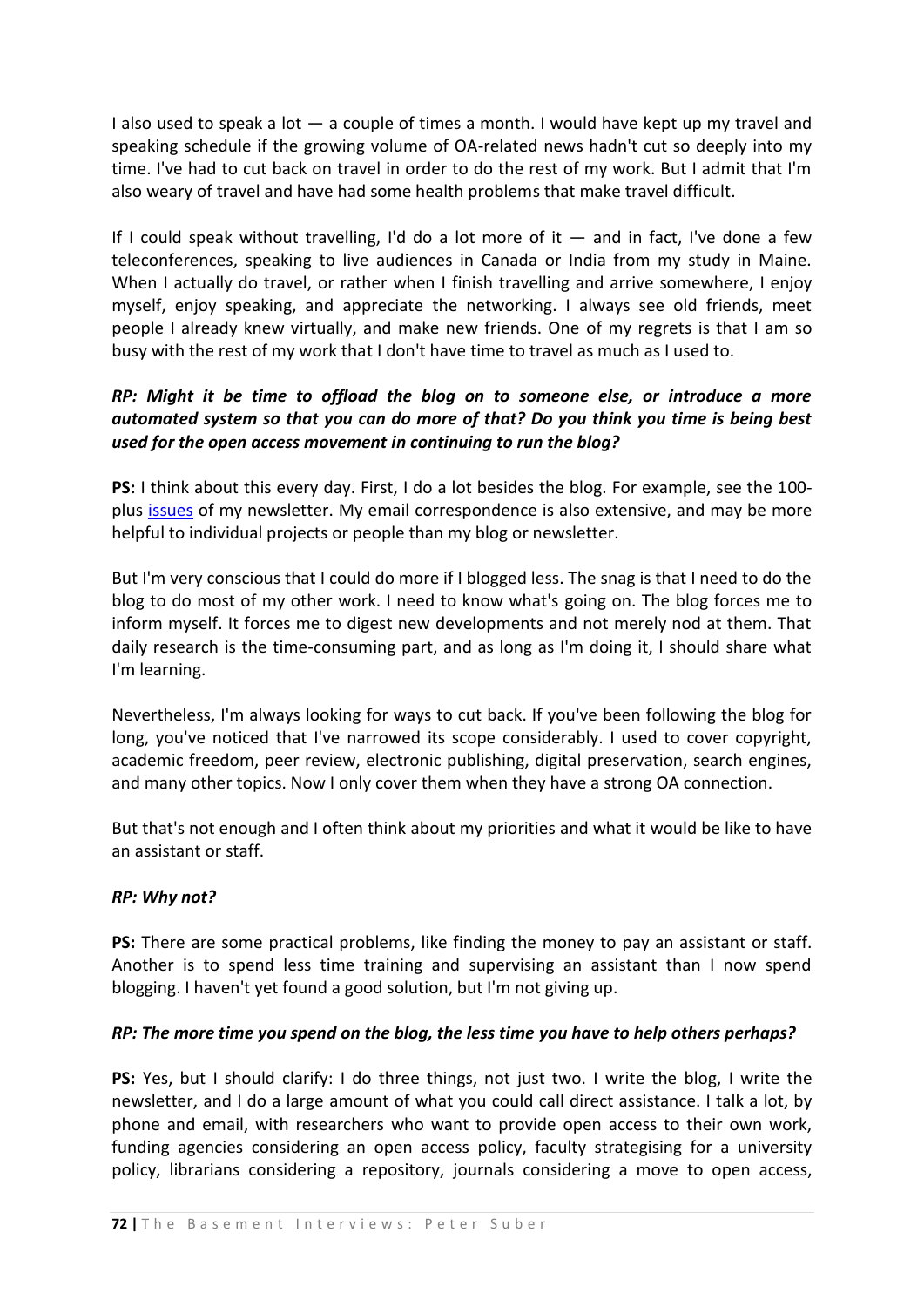I also used to speak a lot — a couple of times a month. I would have kept up my travel and speaking schedule if the growing volume of OA-related news hadn't cut so deeply into my time. I've had to cut back on travel in order to do the rest of my work. But I admit that I'm also weary of travel and have had some health problems that make travel difficult.

If I could speak without travelling, I'd do a lot more of it — and in fact, I've done a few teleconferences, speaking to live audiences in Canada or India from my study in Maine. When I actually do travel, or rather when I finish travelling and arrive somewhere, I enjoy myself, enjoy speaking, and appreciate the networking. I always see old friends, meet people I already knew virtually, and make new friends. One of my regrets is that I am so busy with the rest of my work that I don't have time to travel as much as I used to.

***RP: Might it be time to offload the blog on to someone else, or introduce a more automated system so that you can do more of that? Do you think you time is being best used for the open access movement in continuing to run the blog?***

**PS:** I think about this every day. First, I do a lot besides the blog. For example, see the 100-plus issues of my newsletter. My email correspondence is also extensive, and may be more helpful to individual projects or people than my blog or newsletter.

But I'm very conscious that I could do more if I blogged less. The snag is that I need to do the blog to do most of my other work. I need to know what's going on. The blog forces me to inform myself. It forces me to digest new developments and not merely nod at them. That daily research is the time-consuming part, and as long as I'm doing it, I should share what I'm learning.

Nevertheless, I'm always looking for ways to cut back. If you've been following the blog for long, you've noticed that I've narrowed its scope considerably. I used to cover copyright, academic freedom, peer review, electronic publishing, digital preservation, search engines, and many other topics. Now I only cover them when they have a strong OA connection.

But that's not enough and I often think about my priorities and what it would be like to have an assistant or staff.

***RP: Why not?***

**PS:** There are some practical problems, like finding the money to pay an assistant or staff. Another is to spend less time training and supervising an assistant than I now spend blogging. I haven't yet found a good solution, but I'm not giving up.

***RP: The more time you spend on the blog, the less time you have to help others perhaps?***

**PS:** Yes, but I should clarify: I do three things, not just two. I write the blog, I write the newsletter, and I do a large amount of what you could call direct assistance. I talk a lot, by phone and email, with researchers who want to provide open access to their own work, funding agencies considering an open access policy, faculty strategising for a university policy, librarians considering a repository, journals considering a move to open access,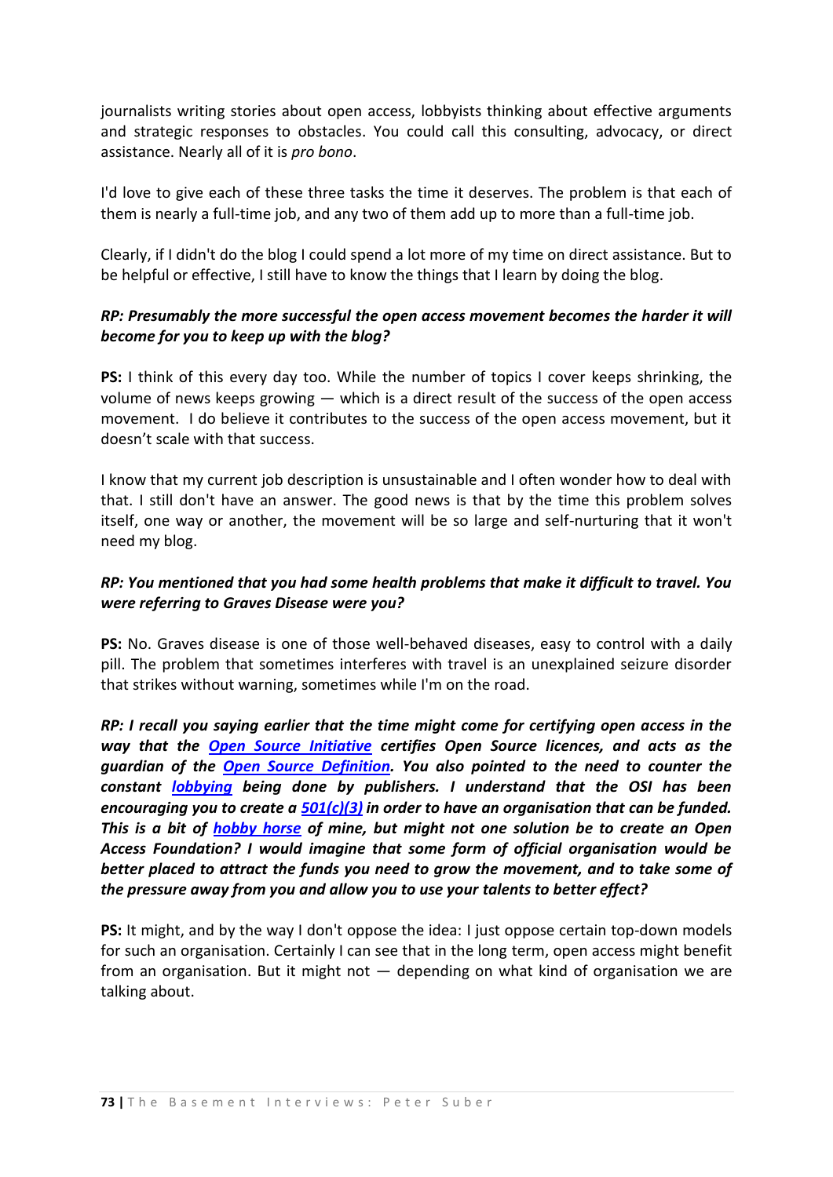journalists writing stories about open access, lobbyists thinking about effective arguments and strategic responses to obstacles. You could call this consulting, advocacy, or direct assistance. Nearly all of it is *pro bono*.

I'd love to give each of these three tasks the time it deserves. The problem is that each of them is nearly a full-time job, and any two of them add up to more than a full-time job.

Clearly, if I didn't do the blog I could spend a lot more of my time on direct assistance. But to be helpful or effective, I still have to know the things that I learn by doing the blog.

***RP: Presumably the more successful the open access movement becomes the harder it will become for you to keep up with the blog?***

**PS:** I think of this every day too. While the number of topics I cover keeps shrinking, the volume of news keeps growing — which is a direct result of the success of the open access movement. I do believe it contributes to the success of the open access movement, but it doesn't scale with that success.

I know that my current job description is unsustainable and I often wonder how to deal with that. I still don't have an answer. The good news is that by the time this problem solves itself, one way or another, the movement will be so large and self-nurturing that it won't need my blog.

***RP: You mentioned that you had some health problems that make it difficult to travel. You were referring to Graves Disease were you?***

**PS:** No. Graves disease is one of those well-behaved diseases, easy to control with a daily pill. The problem that sometimes interferes with travel is an unexplained seizure disorder that strikes without warning, sometimes while I'm on the road.

***RP: I recall you saying earlier that the time might come for certifying open access in the way that the Open Source Initiative certifies Open Source licences, and acts as the guardian of the Open Source Definition. You also pointed to the need to counter the constant lobbying being done by publishers. I understand that the OSI has been encouraging you to create a 501(c)(3) in order to have an organisation that can be funded. This is a bit of hobby horse of mine, but might not one solution be to create an Open Access Foundation? I would imagine that some form of official organisation would be better placed to attract the funds you need to grow the movement, and to take some of the pressure away from you and allow you to use your talents to better effect?***

**PS:** It might, and by the way I don't oppose the idea: I just oppose certain top-down models for such an organisation. Certainly I can see that in the long term, open access might benefit from an organisation. But it might not — depending on what kind of organisation we are talking about.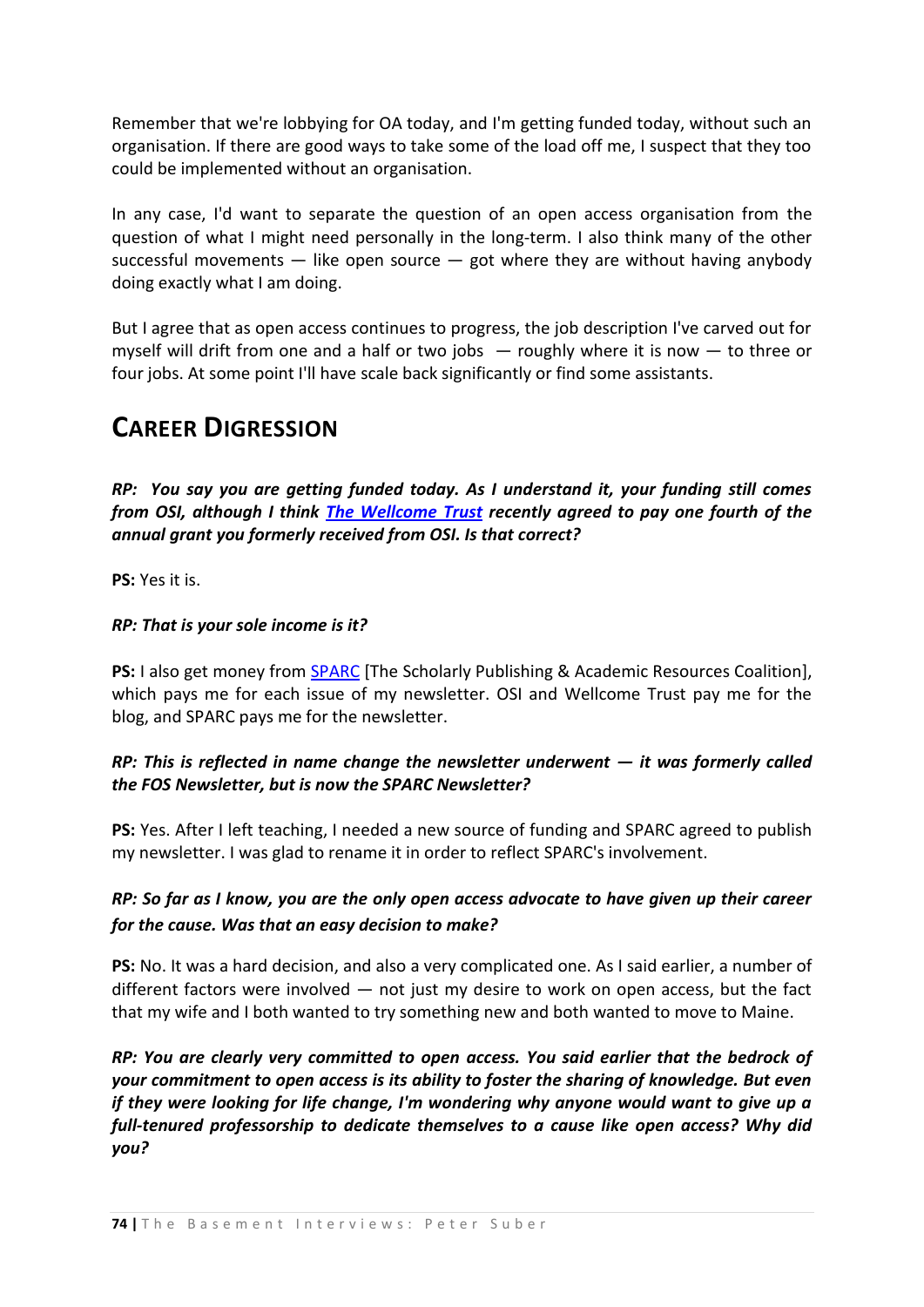Remember that we're lobbying for OA today, and I'm getting funded today, without such an organisation. If there are good ways to take some of the load off me, I suspect that they too could be implemented without an organisation.

In any case, I'd want to separate the question of an open access organisation from the question of what I might need personally in the long-term. I also think many of the other successful movements — like open source — got where they are without having anybody doing exactly what I am doing.

But I agree that as open access continues to progress, the job description I've carved out for myself will drift from one and a half or two jobs — roughly where it is now — to three or four jobs. At some point I'll have scale back significantly or find some assistants.

## Career Digression

***RP: You say you are getting funded today. As I understand it, your funding still comes from OSI, although I think [The Wellcome Trust](#) recently agreed to pay one fourth of the annual grant you formerly received from OSI. Is that correct?***

**PS:** Yes it is.

***RP: That is your sole income is it?***

**PS:** I also get money from [SPARC](#) [The Scholarly Publishing & Academic Resources Coalition], which pays me for each issue of my newsletter. OSI and Wellcome Trust pay me for the blog, and SPARC pays me for the newsletter.

***RP: This is reflected in name change the newsletter underwent — it was formerly called the FOS Newsletter, but is now the SPARC Newsletter?***

**PS:** Yes. After I left teaching, I needed a new source of funding and SPARC agreed to publish my newsletter. I was glad to rename it in order to reflect SPARC's involvement.

***RP: So far as I know, you are the only open access advocate to have given up their career for the cause. Was that an easy decision to make?***

**PS:** No. It was a hard decision, and also a very complicated one. As I said earlier, a number of different factors were involved — not just my desire to work on open access, but the fact that my wife and I both wanted to try something new and both wanted to move to Maine.

***RP: You are clearly very committed to open access. You said earlier that the bedrock of your commitment to open access is its ability to foster the sharing of knowledge. But even if they were looking for life change, I'm wondering why anyone would want to give up a full-tenured professorship to dedicate themselves to a cause like open access? Why did you?***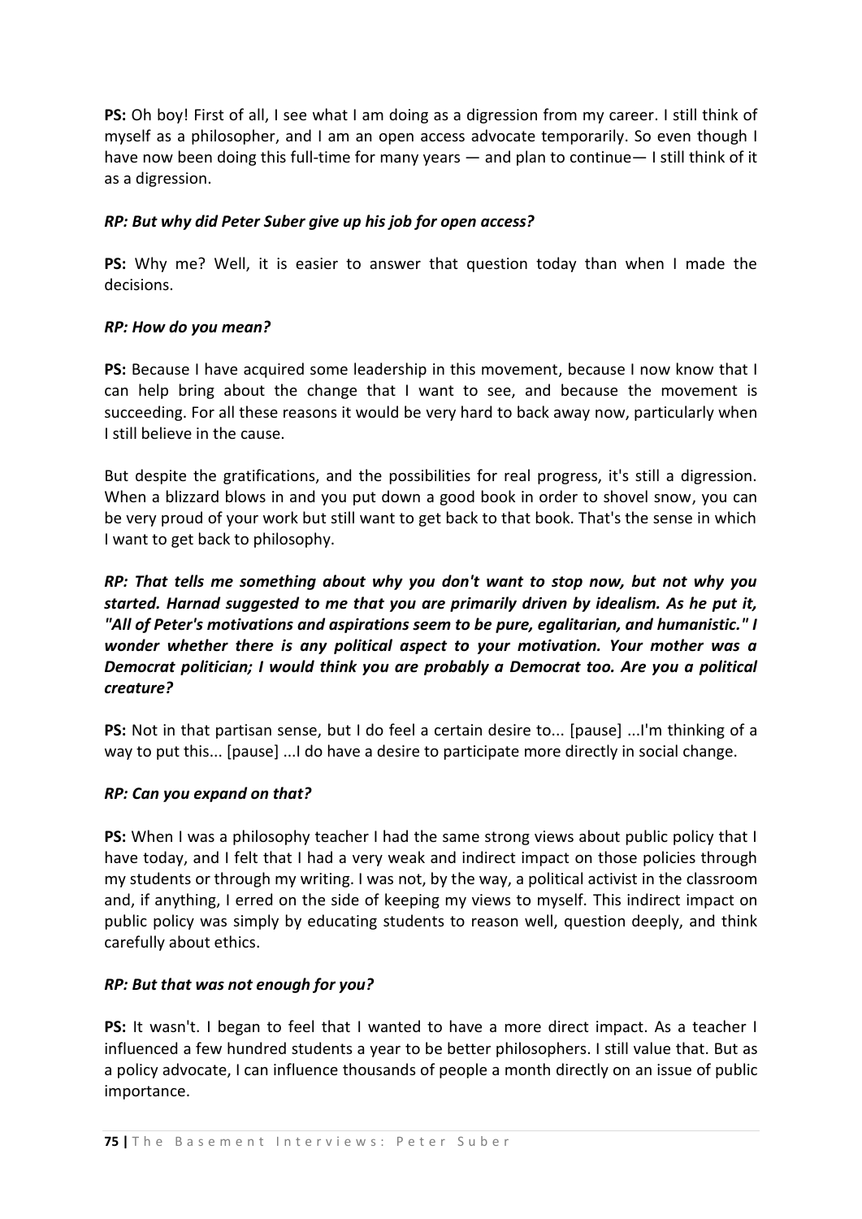**PS:** Oh boy! First of all, I see what I am doing as a digression from my career. I still think of myself as a philosopher, and I am an open access advocate temporarily. So even though I have now been doing this full-time for many years — and plan to continue— I still think of it as a digression.

***RP: But why did Peter Suber give up his job for open access?***

**PS:** Why me? Well, it is easier to answer that question today than when I made the decisions.

***RP: How do you mean?***

**PS:** Because I have acquired some leadership in this movement, because I now know that I can help bring about the change that I want to see, and because the movement is succeeding. For all these reasons it would be very hard to back away now, particularly when I still believe in the cause.

But despite the gratifications, and the possibilities for real progress, it's still a digression. When a blizzard blows in and you put down a good book in order to shovel snow, you can be very proud of your work but still want to get back to that book. That's the sense in which I want to get back to philosophy.

***RP: That tells me something about why you don't want to stop now, but not why you started. Harnad suggested to me that you are primarily driven by idealism. As he put it, "All of Peter's motivations and aspirations seem to be pure, egalitarian, and humanistic." I wonder whether there is any political aspect to your motivation. Your mother was a Democrat politician; I would think you are probably a Democrat too. Are you a political creature?***

**PS:** Not in that partisan sense, but I do feel a certain desire to... [pause] ...I'm thinking of a way to put this... [pause] ...I do have a desire to participate more directly in social change.

***RP: Can you expand on that?***

**PS:** When I was a philosophy teacher I had the same strong views about public policy that I have today, and I felt that I had a very weak and indirect impact on those policies through my students or through my writing. I was not, by the way, a political activist in the classroom and, if anything, I erred on the side of keeping my views to myself. This indirect impact on public policy was simply by educating students to reason well, question deeply, and think carefully about ethics.

***RP: But that was not enough for you?***

**PS:** It wasn't. I began to feel that I wanted to have a more direct impact. As a teacher I influenced a few hundred students a year to be better philosophers. I still value that. But as a policy advocate, I can influence thousands of people a month directly on an issue of public importance.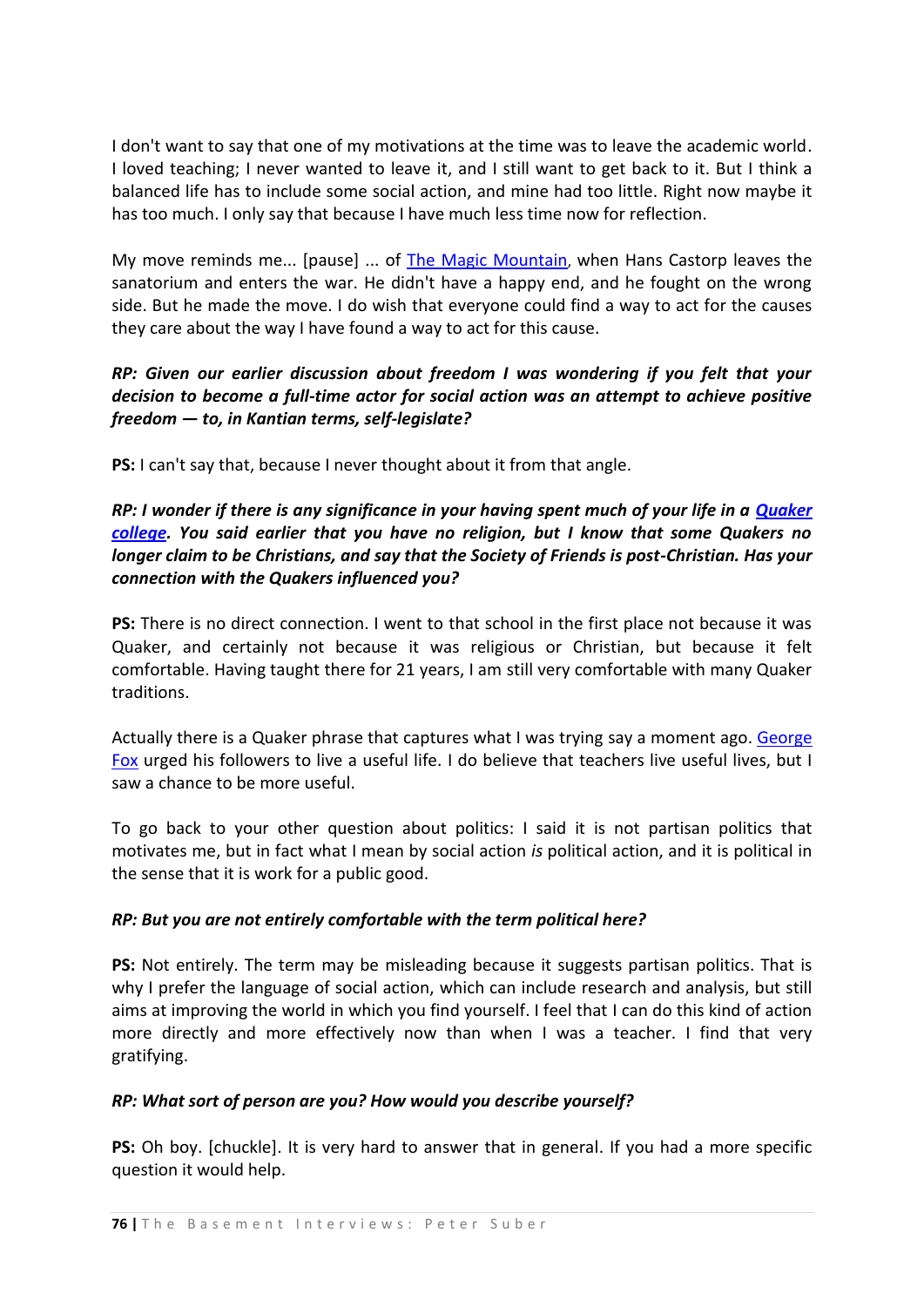I don't want to say that one of my motivations at the time was to leave the academic world. I loved teaching; I never wanted to leave it, and I still want to get back to it. But I think a balanced life has to include some social action, and mine had too little. Right now maybe it has too much. I only say that because I have much less time now for reflection.

My move reminds me... [pause] ... of The Magic Mountain, when Hans Castorp leaves the sanatorium and enters the war. He didn't have a happy end, and he fought on the wrong side. But he made the move. I do wish that everyone could find a way to act for the causes they care about the way I have found a way to act for this cause.

***RP: Given our earlier discussion about freedom I was wondering if you felt that your decision to become a full-time actor for social action was an attempt to achieve positive freedom — to, in Kantian terms, self-legislate?***

**PS:** I can't say that, because I never thought about it from that angle.

***RP: I wonder if there is any significance in your having spent much of your life in a Quaker college. You said earlier that you have no religion, but I know that some Quakers no longer claim to be Christians, and say that the Society of Friends is post-Christian. Has your connection with the Quakers influenced you?***

**PS:** There is no direct connection. I went to that school in the first place not because it was Quaker, and certainly not because it was religious or Christian, but because it felt comfortable. Having taught there for 21 years, I am still very comfortable with many Quaker traditions.

Actually there is a Quaker phrase that captures what I was trying say a moment ago. George Fox urged his followers to live a useful life. I do believe that teachers live useful lives, but I saw a chance to be more useful.

To go back to your other question about politics: I said it is not partisan politics that motivates me, but in fact what I mean by social action *is* political action, and it is political in the sense that it is work for a public good.

***RP: But you are not entirely comfortable with the term political here?***

**PS:** Not entirely. The term may be misleading because it suggests partisan politics. That is why I prefer the language of social action, which can include research and analysis, but still aims at improving the world in which you find yourself. I feel that I can do this kind of action more directly and more effectively now than when I was a teacher. I find that very gratifying.

***RP: What sort of person are you? How would you describe yourself?***

**PS:** Oh boy. [chuckle]. It is very hard to answer that in general. If you had a more specific question it would help.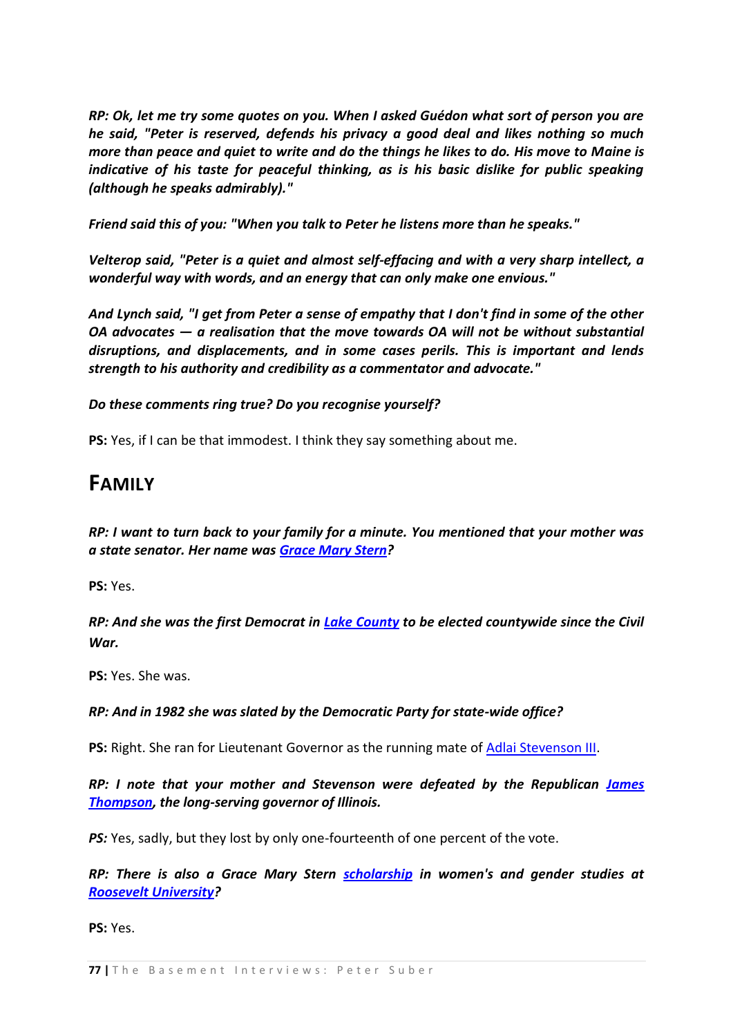***RP: Ok, let me try some quotes on you. When I asked Guédon what sort of person you are he said, "Peter is reserved, defends his privacy a good deal and likes nothing so much more than peace and quiet to write and do the things he likes to do. His move to Maine is indicative of his taste for peaceful thinking, as is his basic dislike for public speaking (although he speaks admirably)."***

***Friend said this of you: "When you talk to Peter he listens more than he speaks."***

***Velterop said, "Peter is a quiet and almost self-effacing and with a very sharp intellect, a wonderful way with words, and an energy that can only make one envious."***

***And Lynch said, "I get from Peter a sense of empathy that I don't find in some of the other OA advocates — a realisation that the move towards OA will not be without substantial disruptions, and displacements, and in some cases perils. This is important and lends strength to his authority and credibility as a commentator and advocate."***

***Do these comments ring true? Do you recognise yourself?***

**PS:** Yes, if I can be that immodest. I think they say something about me.

## FAMILY

***RP: I want to turn back to your family for a minute. You mentioned that your mother was a state senator. Her name was Grace Mary Stern?***

**PS:** Yes.

***RP: And she was the first Democrat in Lake County to be elected countywide since the Civil War.***

**PS:** Yes. She was.

***RP: And in 1982 she was slated by the Democratic Party for state-wide office?***

**PS:** Right. She ran for Lieutenant Governor as the running mate of Adlai Stevenson III.

***RP: I note that your mother and Stevenson were defeated by the Republican James Thompson, the long-serving governor of Illinois.***

***PS:*** Yes, sadly, but they lost by only one-fourteenth of one percent of the vote.

***RP: There is also a Grace Mary Stern scholarship in women's and gender studies at Roosevelt University?***

**PS:** Yes.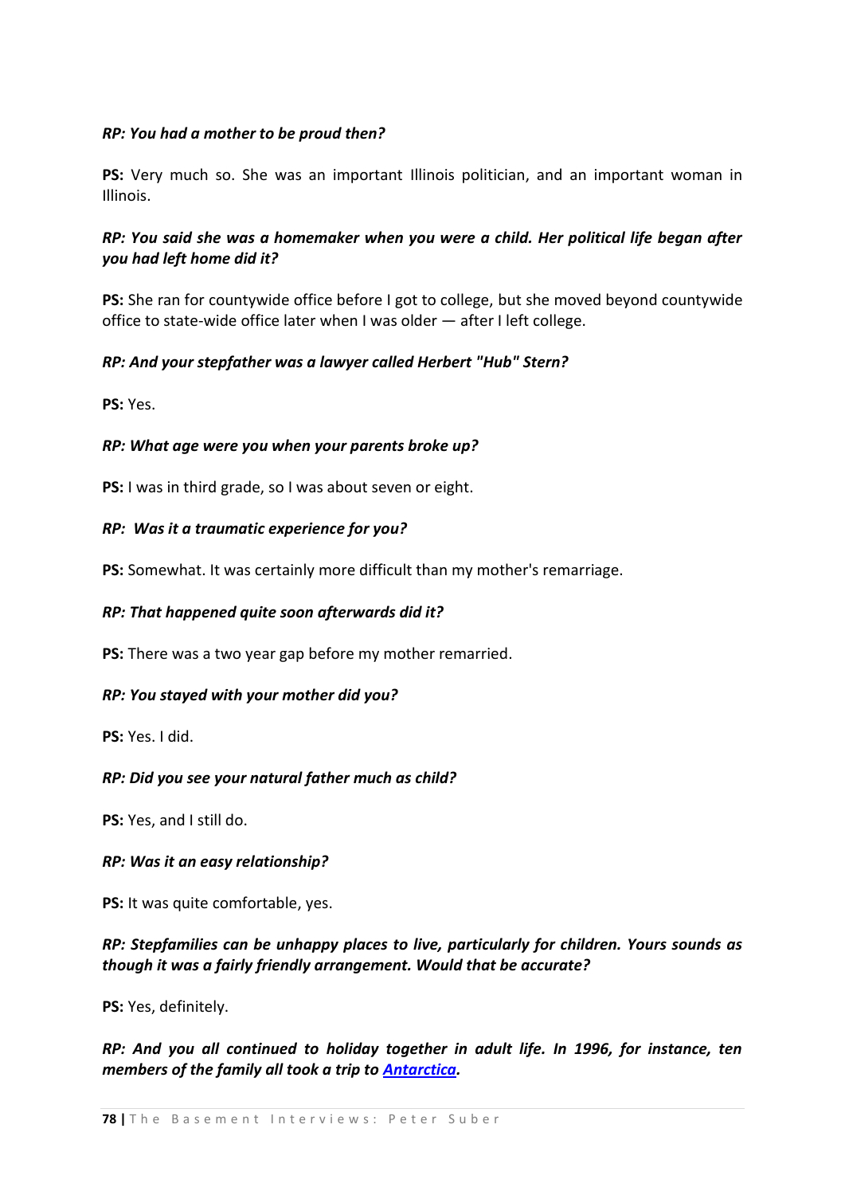***RP: You had a mother to be proud then?***

**PS:** Very much so. She was an important Illinois politician, and an important woman in Illinois.

***RP: You said she was a homemaker when you were a child. Her political life began after you had left home did it?***

**PS:** She ran for countywide office before I got to college, but she moved beyond countywide office to state-wide office later when I was older — after I left college.

***RP: And your stepfather was a lawyer called Herbert "Hub" Stern?***

**PS:** Yes.

***RP: What age were you when your parents broke up?***

**PS:** I was in third grade, so I was about seven or eight.

***RP: Was it a traumatic experience for you?***

**PS:** Somewhat. It was certainly more difficult than my mother's remarriage.

***RP: That happened quite soon afterwards did it?***

**PS:** There was a two year gap before my mother remarried.

***RP: You stayed with your mother did you?***

**PS:** Yes. I did.

***RP: Did you see your natural father much as child?***

**PS:** Yes, and I still do.

***RP: Was it an easy relationship?***

**PS:** It was quite comfortable, yes.

***RP: Stepfamilies can be unhappy places to live, particularly for children. Yours sounds as though it was a fairly friendly arrangement. Would that be accurate?***

**PS:** Yes, definitely.

***RP: And you all continued to holiday together in adult life. In 1996, for instance, ten members of the family all took a trip to Antarctica.***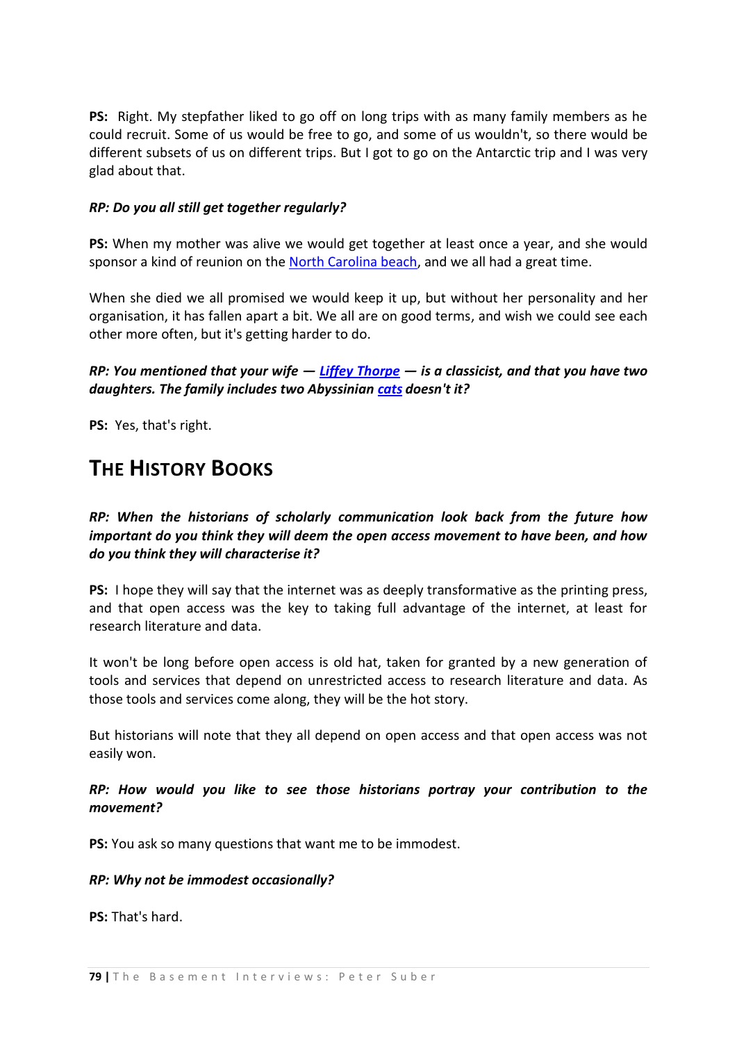**PS:** Right. My stepfather liked to go off on long trips with as many family members as he could recruit. Some of us would be free to go, and some of us wouldn't, so there would be different subsets of us on different trips. But I got to go on the Antarctic trip and I was very glad about that.

***RP: Do you all still get together regularly?***

**PS:** When my mother was alive we would get together at least once a year, and she would sponsor a kind of reunion on the North Carolina beach, and we all had a great time.

When she died we all promised we would keep it up, but without her personality and her organisation, it has fallen apart a bit. We all are on good terms, and wish we could see each other more often, but it's getting harder to do.

***RP: You mentioned that your wife — Liffey Thorpe — is a classicist, and that you have two daughters. The family includes two Abyssinian cats doesn't it?***

**PS:** Yes, that's right.

## The History Books

***RP: When the historians of scholarly communication look back from the future how important do you think they will deem the open access movement to have been, and how do you think they will characterise it?***

**PS:** I hope they will say that the internet was as deeply transformative as the printing press, and that open access was the key to taking full advantage of the internet, at least for research literature and data.

It won't be long before open access is old hat, taken for granted by a new generation of tools and services that depend on unrestricted access to research literature and data. As those tools and services come along, they will be the hot story.

But historians will note that they all depend on open access and that open access was not easily won.

***RP: How would you like to see those historians portray your contribution to the movement?***

**PS:** You ask so many questions that want me to be immodest.

***RP: Why not be immodest occasionally?***

**PS:** That's hard.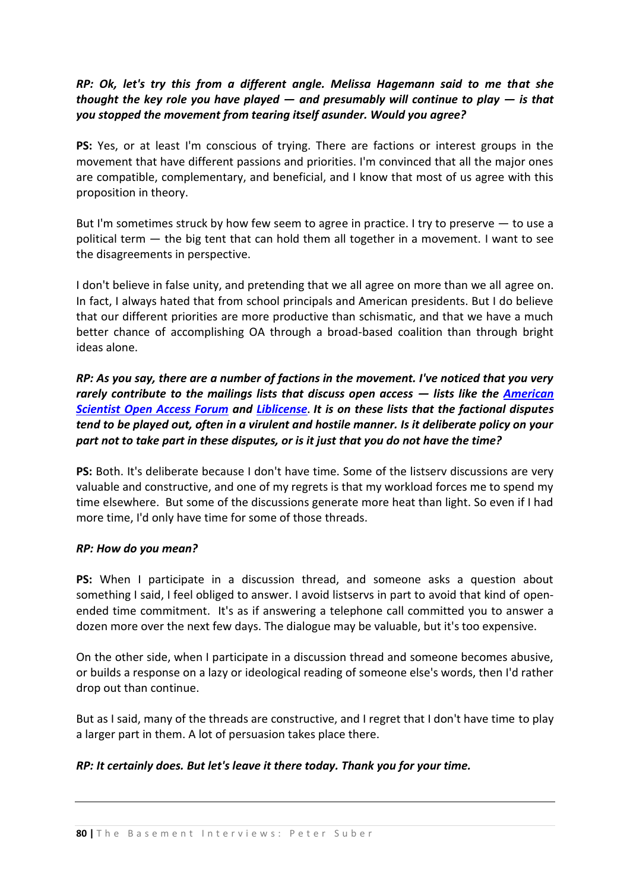***RP: Ok, let's try this from a different angle. Melissa Hagemann said to me that she thought the key role you have played — and presumably will continue to play — is that you stopped the movement from tearing itself asunder. Would you agree?***

**PS:** Yes, or at least I'm conscious of trying. There are factions or interest groups in the movement that have different passions and priorities. I'm convinced that all the major ones are compatible, complementary, and beneficial, and I know that most of us agree with this proposition in theory.

But I'm sometimes struck by how few seem to agree in practice. I try to preserve — to use a political term — the big tent that can hold them all together in a movement. I want to see the disagreements in perspective.

I don't believe in false unity, and pretending that we all agree on more than we all agree on. In fact, I always hated that from school principals and American presidents. But I do believe that our different priorities are more productive than schismatic, and that we have a much better chance of accomplishing OA through a broad-based coalition than through bright ideas alone.

***RP: As you say, there are a number of factions in the movement. I've noticed that you very rarely contribute to the mailings lists that discuss open access — lists like the American Scientist Open Access Forum and Liblicense. It is on these lists that the factional disputes tend to be played out, often in a virulent and hostile manner. Is it deliberate policy on your part not to take part in these disputes, or is it just that you do not have the time?***

**PS:** Both. It's deliberate because I don't have time. Some of the listserv discussions are very valuable and constructive, and one of my regrets is that my workload forces me to spend my time elsewhere. But some of the discussions generate more heat than light. So even if I had more time, I'd only have time for some of those threads.

***RP: How do you mean?***

**PS:** When I participate in a discussion thread, and someone asks a question about something I said, I feel obliged to answer. I avoid listservs in part to avoid that kind of open-ended time commitment. It's as if answering a telephone call committed you to answer a dozen more over the next few days. The dialogue may be valuable, but it's too expensive.

On the other side, when I participate in a discussion thread and someone becomes abusive, or builds a response on a lazy or ideological reading of someone else's words, then I'd rather drop out than continue.

But as I said, many of the threads are constructive, and I regret that I don't have time to play a larger part in them. A lot of persuasion takes place there.

***RP: It certainly does. But let's leave it there today. Thank you for your time.***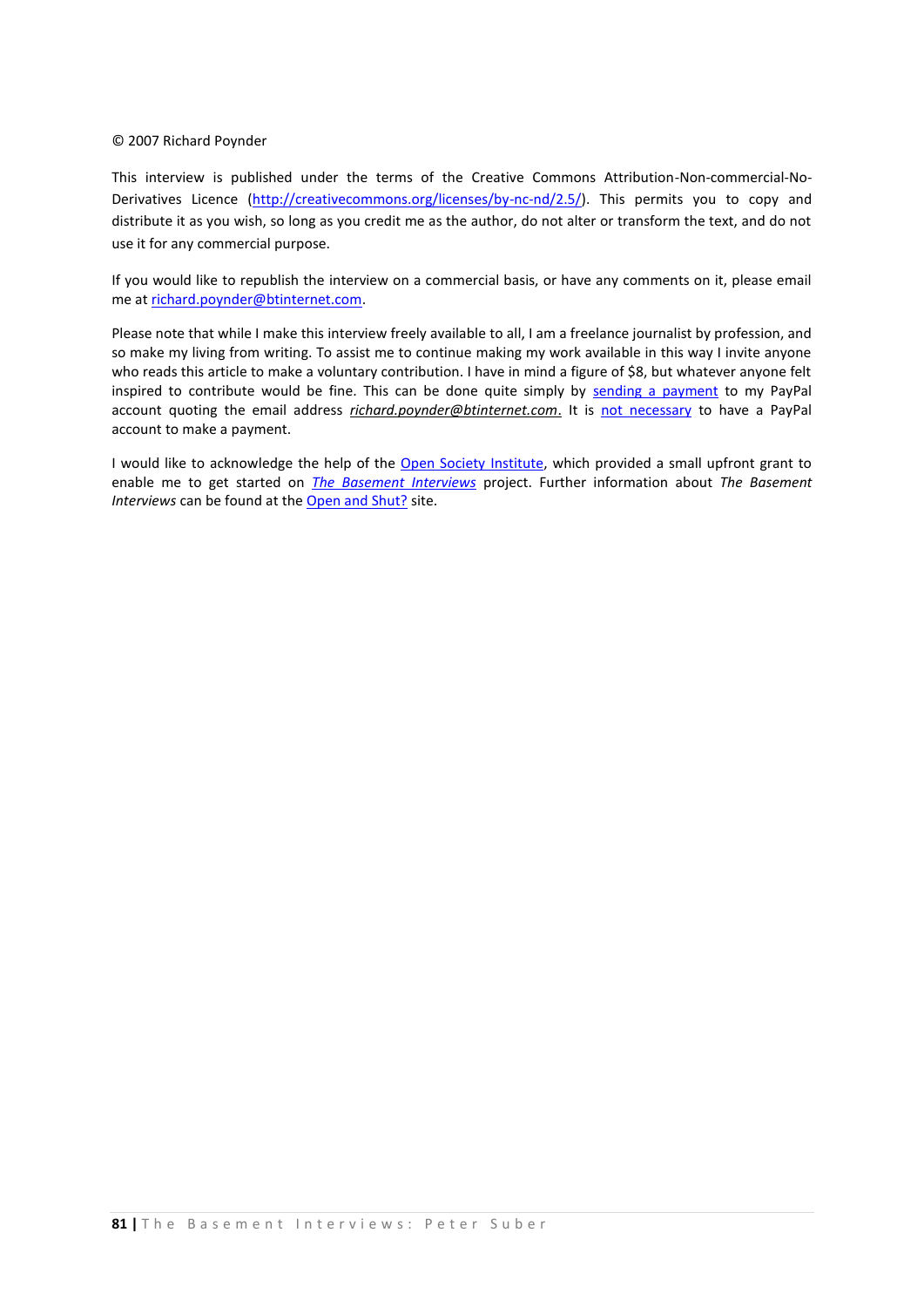© 2007 Richard Poynder

This interview is published under the terms of the Creative Commons Attribution-Non-commercial-No-Derivatives Licence (http://creativecommons.org/licenses/by-nc-nd/2.5/). This permits you to copy and distribute it as you wish, so long as you credit me as the author, do not alter or transform the text, and do not use it for any commercial purpose.

If you would like to republish the interview on a commercial basis, or have any comments on it, please email me at richard.poynder@btinternet.com.

Please note that while I make this interview freely available to all, I am a freelance journalist by profession, and so make my living from writing. To assist me to continue making my work available in this way I invite anyone who reads this article to make a voluntary contribution. I have in mind a figure of $8, but whatever anyone felt inspired to contribute would be fine. This can be done quite simply by sending a payment to my PayPal account quoting the email address *richard.poynder@btinternet.com*. It is not necessary to have a PayPal account to make a payment.

I would like to acknowledge the help of the Open Society Institute, which provided a small upfront grant to enable me to get started on *The Basement Interviews* project. Further information about *The Basement Interviews* can be found at the Open and Shut? site.